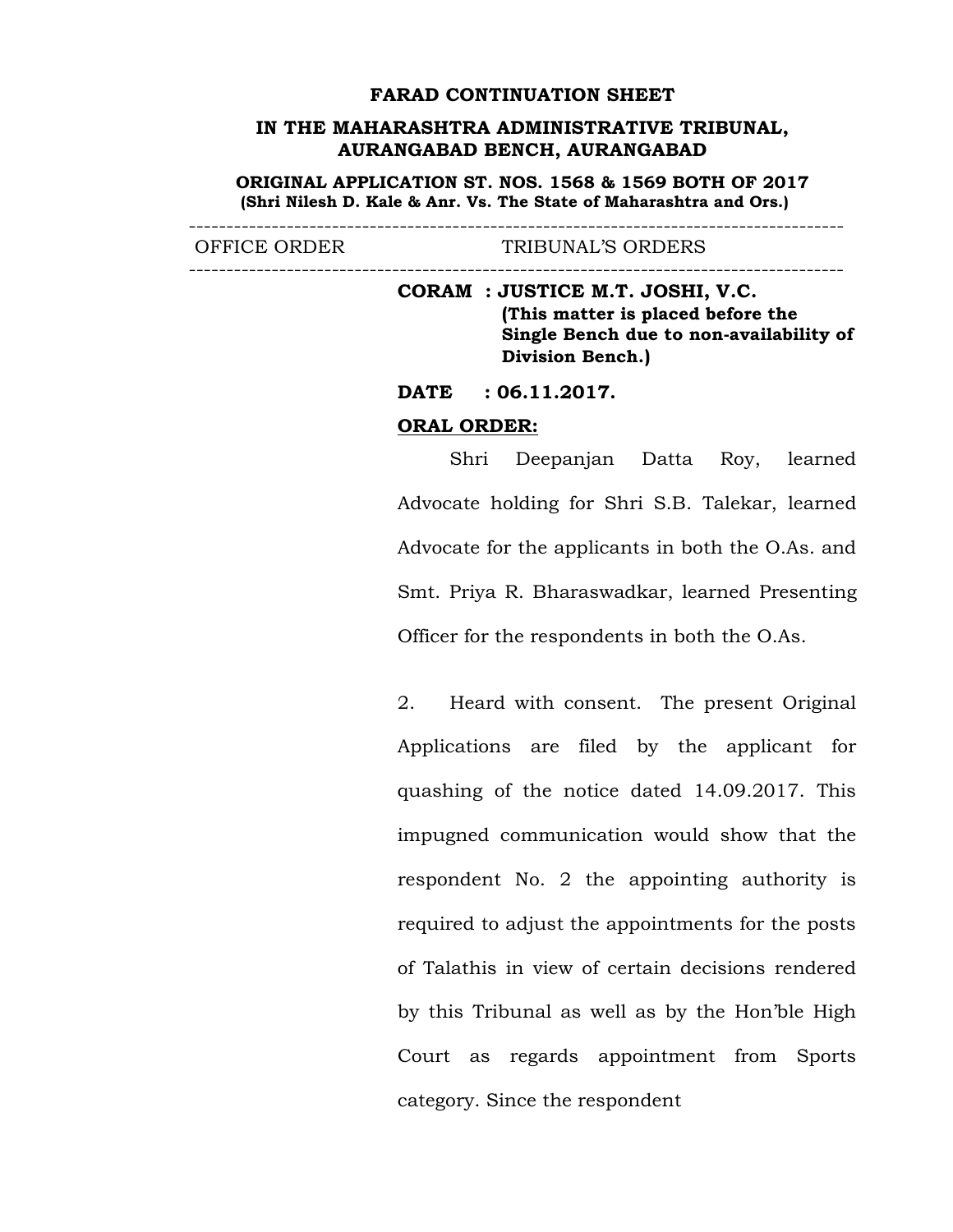**FARAD CONTINUATION SHEET**

**IN THE MAHARASHTRA ADMINISTRATIVE TRIBUNAL, AURANGABAD BENCH, AURANGABAD**

**ORIGINAL APPLICATION ST. NOS. 1568 & 1569 BOTH OF 2017**
**(Shri Nilesh D. Kale & Anr. Vs. The State of Maharashtra and Ors.)**

| OFFICE ORDER | TRIBUNAL'S ORDERS |
| --- | --- |

**CORAM : JUSTICE M.T. JOSHI, V.C.**
**(This matter is placed before the Single Bench due to non-availability of Division Bench.)**

**DATE : 06.11.2017.**

**ORAL ORDER:**

Shri Deepanjan Datta Roy, learned Advocate holding for Shri S.B. Talekar, learned Advocate for the applicants in both the O.As. and Smt. Priya R. Bharaswadkar, learned Presenting Officer for the respondents in both the O.As.

2. Heard with consent. The present Original Applications are filed by the applicant for quashing of the notice dated 14.09.2017. This impugned communication would show that the respondent No. 2 the appointing authority is required to adjust the appointments for the posts of Talathis in view of certain decisions rendered by this Tribunal as well as by the Hon'ble High Court as regards appointment from Sports category. Since the respondent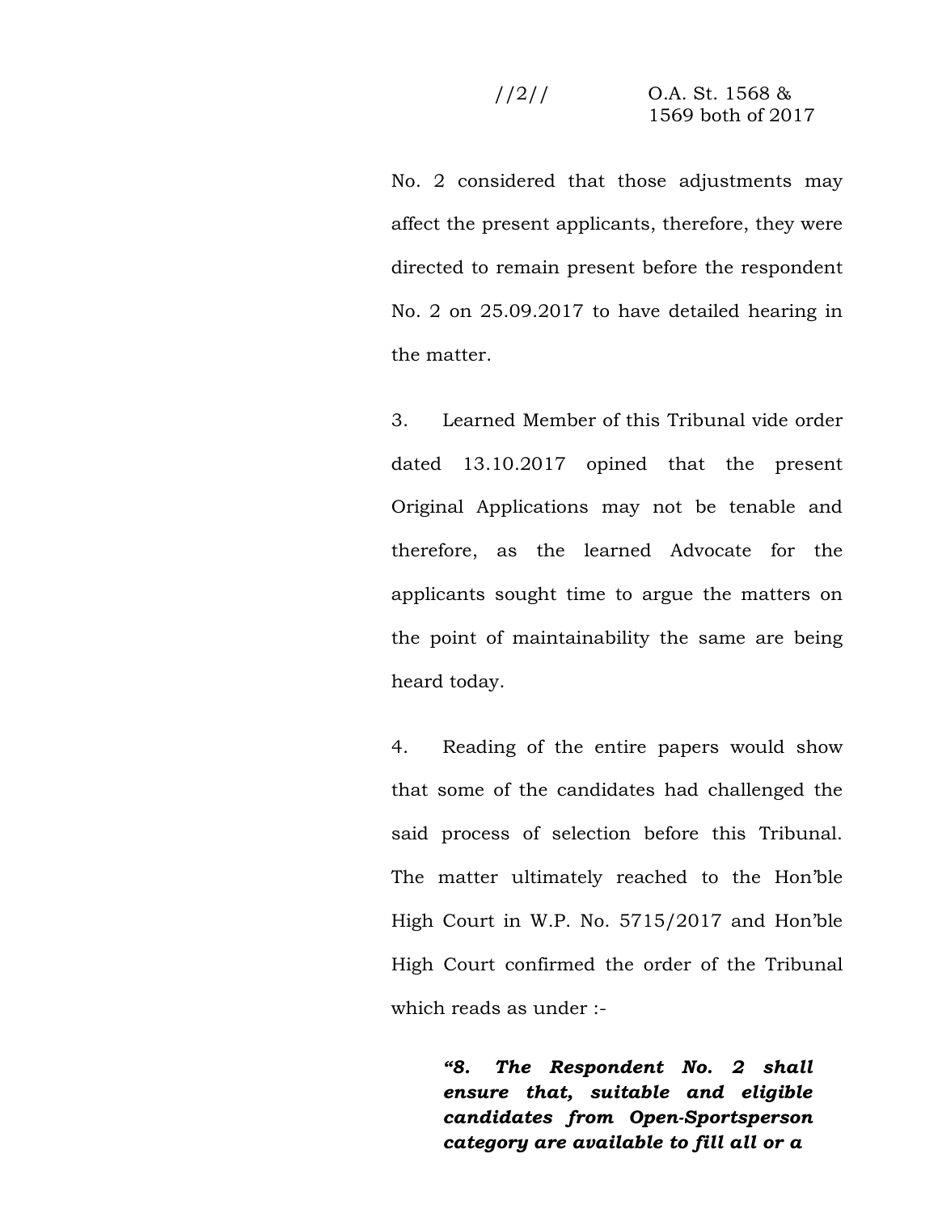No. 2 considered that those adjustments may affect the present applicants, therefore, they were directed to remain present before the respondent No. 2 on 25.09.2017 to have detailed hearing in the matter.

3. Learned Member of this Tribunal vide order dated 13.10.2017 opined that the present Original Applications may not be tenable and therefore, as the learned Advocate for the applicants sought time to argue the matters on the point of maintainability the same are being heard today.

4. Reading of the entire papers would show that some of the candidates had challenged the said process of selection before this Tribunal. The matter ultimately reached to the Hon'ble High Court in W.P. No. 5715/2017 and Hon'ble High Court confirmed the order of the Tribunal which reads as under :-

> ***"8. The Respondent No. 2 shall ensure that, suitable and eligible candidates from Open-Sportsperson category are available to fill all or a***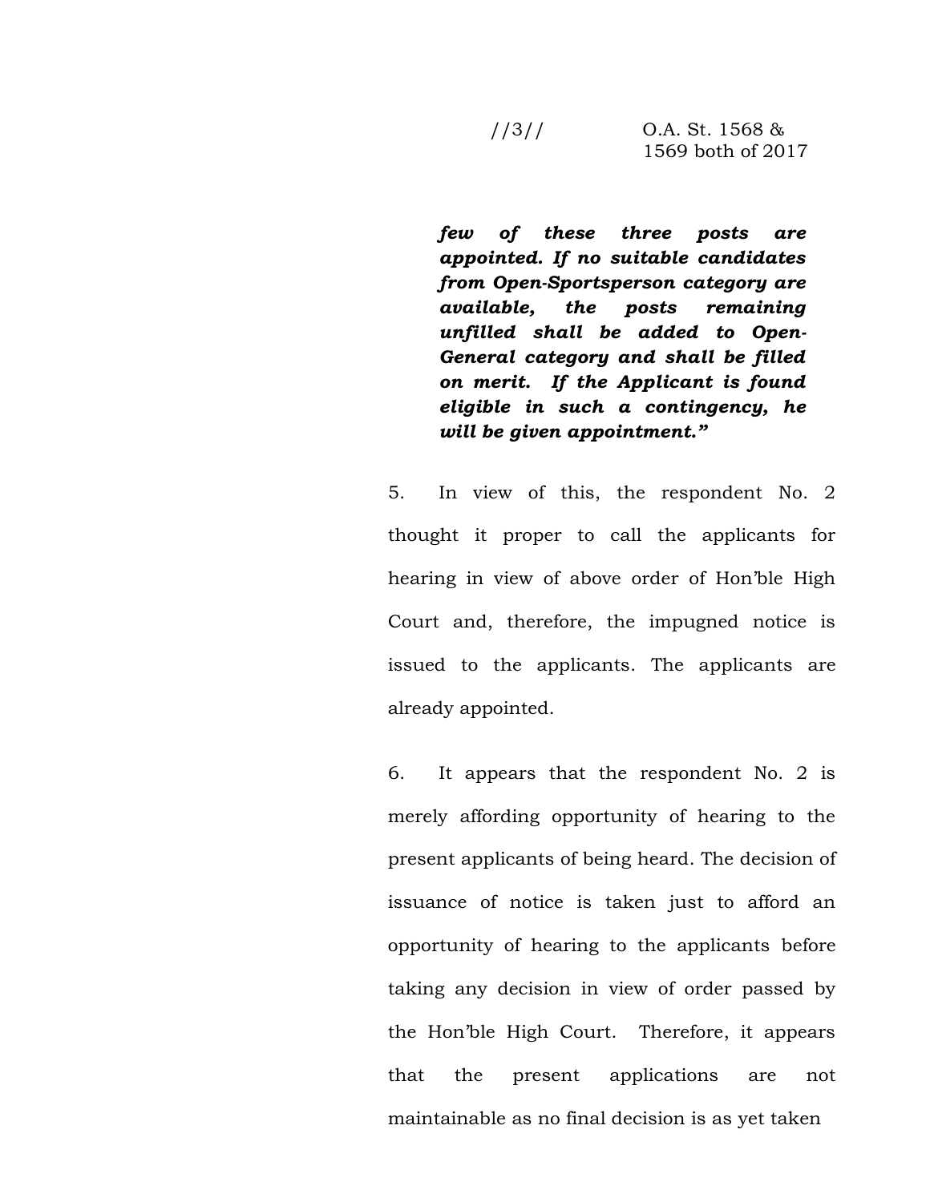***few of these three posts are appointed. If no suitable candidates from Open-Sportsperson category are available, the posts remaining unfilled shall be added to Open-General category and shall be filled on merit. If the Applicant is found eligible in such a contingency, he will be given appointment."***

5. In view of this, the respondent No. 2 thought it proper to call the applicants for hearing in view of above order of Hon'ble High Court and, therefore, the impugned notice is issued to the applicants. The applicants are already appointed.

6. It appears that the respondent No. 2 is merely affording opportunity of hearing to the present applicants of being heard. The decision of issuance of notice is taken just to afford an opportunity of hearing to the applicants before taking any decision in view of order passed by the Hon'ble High Court. Therefore, it appears that the present applications are not maintainable as no final decision is as yet taken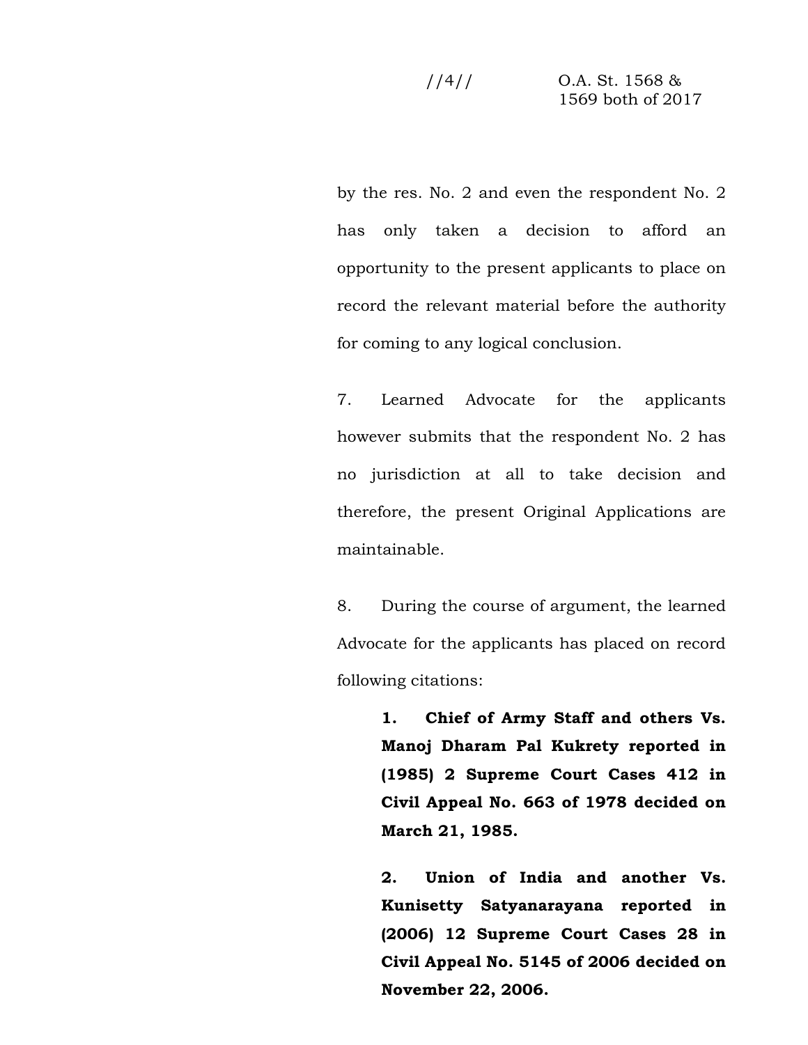by the res. No. 2 and even the respondent No. 2 has only taken a decision to afford an opportunity to the present applicants to place on record the relevant material before the authority for coming to any logical conclusion.

7. Learned Advocate for the applicants however submits that the respondent No. 2 has no jurisdiction at all to take decision and therefore, the present Original Applications are maintainable.

8. During the course of argument, the learned Advocate for the applicants has placed on record following citations:

> **1. Chief of Army Staff and others Vs. Manoj Dharam Pal Kukrety reported in (1985) 2 Supreme Court Cases 412 in Civil Appeal No. 663 of 1978 decided on March 21, 1985.**
>
> **2. Union of India and another Vs. Kunisetty Satyanarayana reported in (2006) 12 Supreme Court Cases 28 in Civil Appeal No. 5145 of 2006 decided on November 22, 2006.**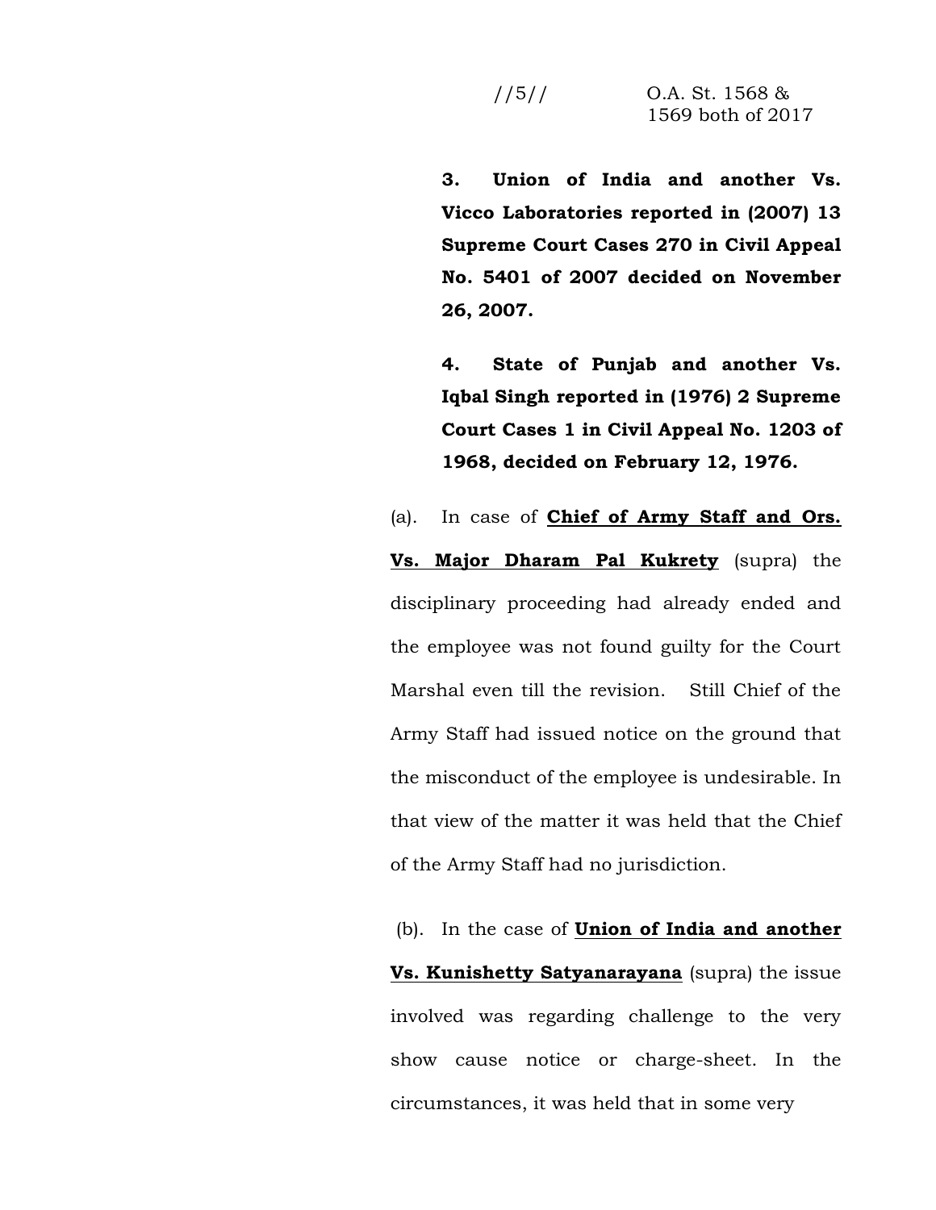**3. Union of India and another Vs. Vicco Laboratories reported in (2007) 13 Supreme Court Cases 270 in Civil Appeal No. 5401 of 2007 decided on November 26, 2007.**

**4. State of Punjab and another Vs. Iqbal Singh reported in (1976) 2 Supreme Court Cases 1 in Civil Appeal No. 1203 of 1968, decided on February 12, 1976.**

(a). In case of **Chief of Army Staff and Ors. Vs. Major Dharam Pal Kukrety** (supra) the disciplinary proceeding had already ended and the employee was not found guilty for the Court Marshal even till the revision. Still Chief of the Army Staff had issued notice on the ground that the misconduct of the employee is undesirable. In that view of the matter it was held that the Chief of the Army Staff had no jurisdiction.

(b). In the case of **Union of India and another Vs. Kunishetty Satyanarayana** (supra) the issue involved was regarding challenge to the very show cause notice or charge-sheet. In the circumstances, it was held that in some very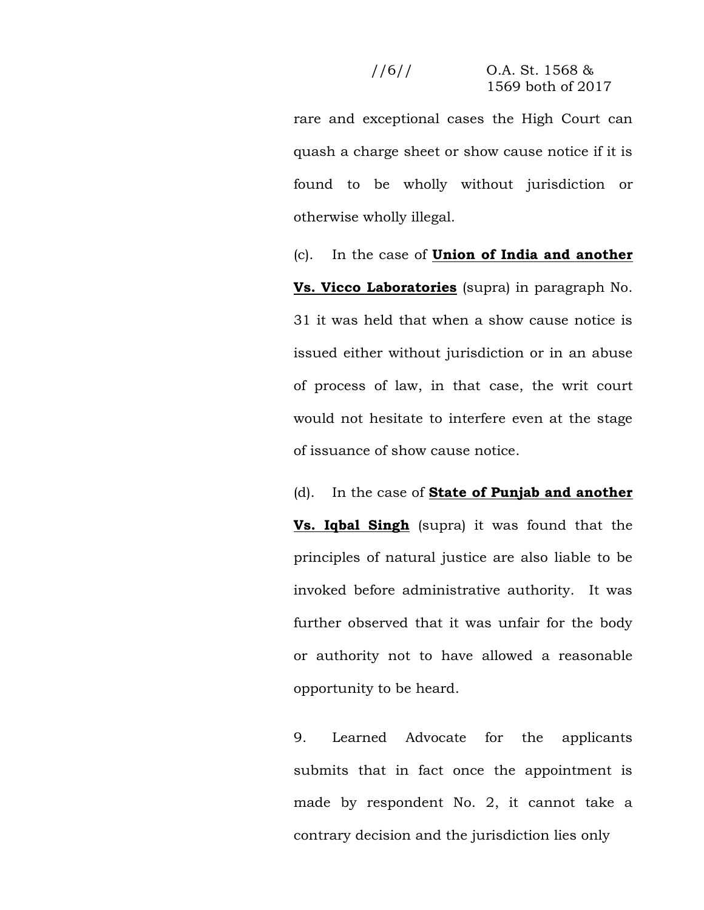rare and exceptional cases the High Court can quash a charge sheet or show cause notice if it is found to be wholly without jurisdiction or otherwise wholly illegal.

(c). In the case of **Union of India and another Vs. Vicco Laboratories** (supra) in paragraph No. 31 it was held that when a show cause notice is issued either without jurisdiction or in an abuse of process of law, in that case, the writ court would not hesitate to interfere even at the stage of issuance of show cause notice.

(d). In the case of **State of Punjab and another Vs. Iqbal Singh** (supra) it was found that the principles of natural justice are also liable to be invoked before administrative authority. It was further observed that it was unfair for the body or authority not to have allowed a reasonable opportunity to be heard.

9. Learned Advocate for the applicants submits that in fact once the appointment is made by respondent No. 2, it cannot take a contrary decision and the jurisdiction lies only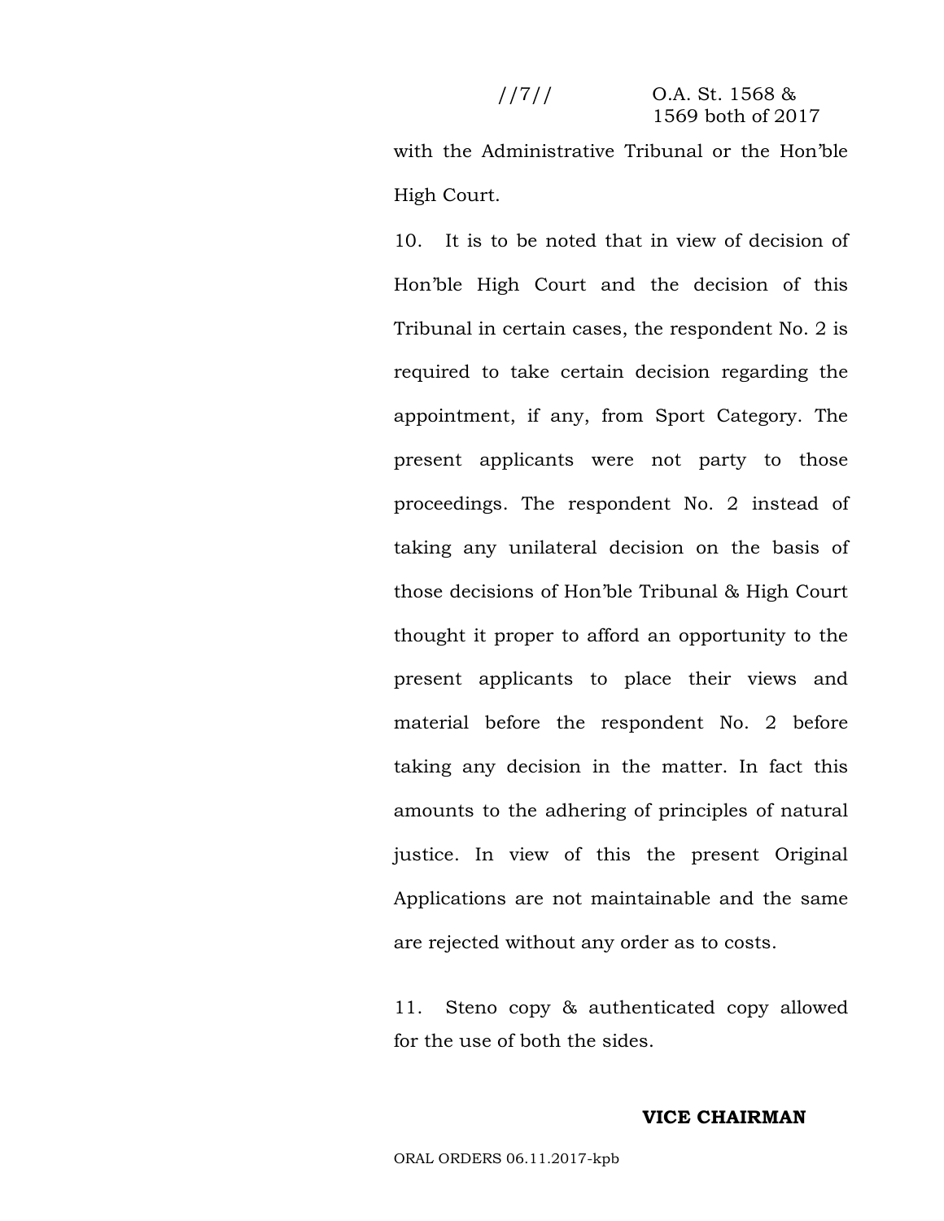with the Administrative Tribunal or the Hon'ble High Court.

10. It is to be noted that in view of decision of Hon'ble High Court and the decision of this Tribunal in certain cases, the respondent No. 2 is required to take certain decision regarding the appointment, if any, from Sport Category. The present applicants were not party to those proceedings. The respondent No. 2 instead of taking any unilateral decision on the basis of those decisions of Hon'ble Tribunal & High Court thought it proper to afford an opportunity to the present applicants to place their views and material before the respondent No. 2 before taking any decision in the matter. In fact this amounts to the adhering of principles of natural justice. In view of this the present Original Applications are not maintainable and the same are rejected without any order as to costs.

11. Steno copy & authenticated copy allowed for the use of both the sides.

**VICE CHAIRMAN**

ORAL ORDERS 06.11.2017-kpb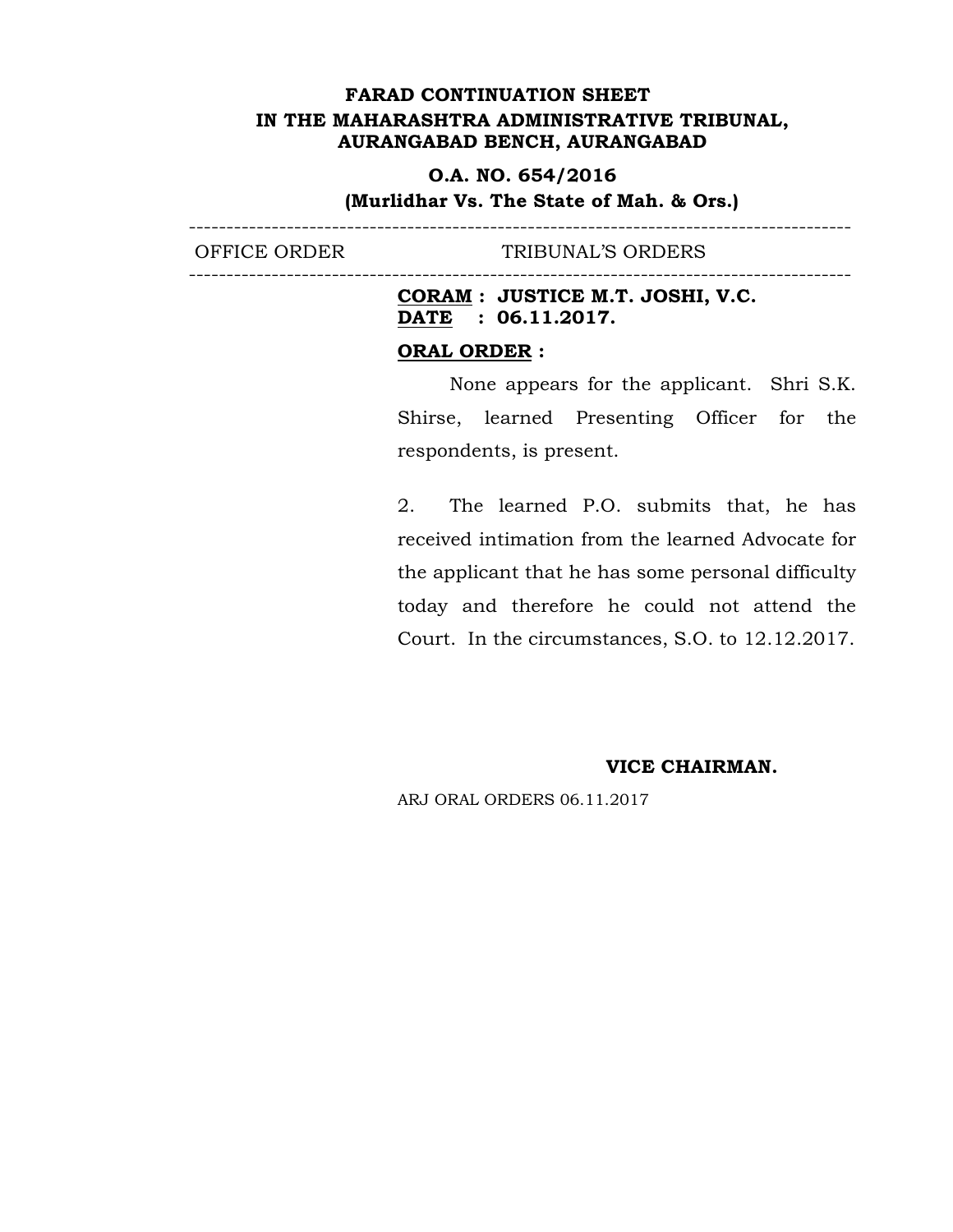**FARAD CONTINUATION SHEET**
**IN THE MAHARASHTRA ADMINISTRATIVE TRIBUNAL,**
**AURANGABAD BENCH, AURANGABAD**

**O.A. NO. 654/2016**
**(Murlidhar Vs. The State of Mah. & Ors.)**

---

| OFFICE ORDER | TRIBUNAL'S ORDERS |
|---|---|

---

**CORAM : JUSTICE M.T. JOSHI, V.C.**
**DATE : 06.11.2017.**

**ORAL ORDER :**

None appears for the applicant. Shri S.K. Shirse, learned Presenting Officer for the respondents, is present.

2. The learned P.O. submits that, he has received intimation from the learned Advocate for the applicant that he has some personal difficulty today and therefore he could not attend the Court. In the circumstances, S.O. to 12.12.2017.

**VICE CHAIRMAN.**

ARJ ORAL ORDERS 06.11.2017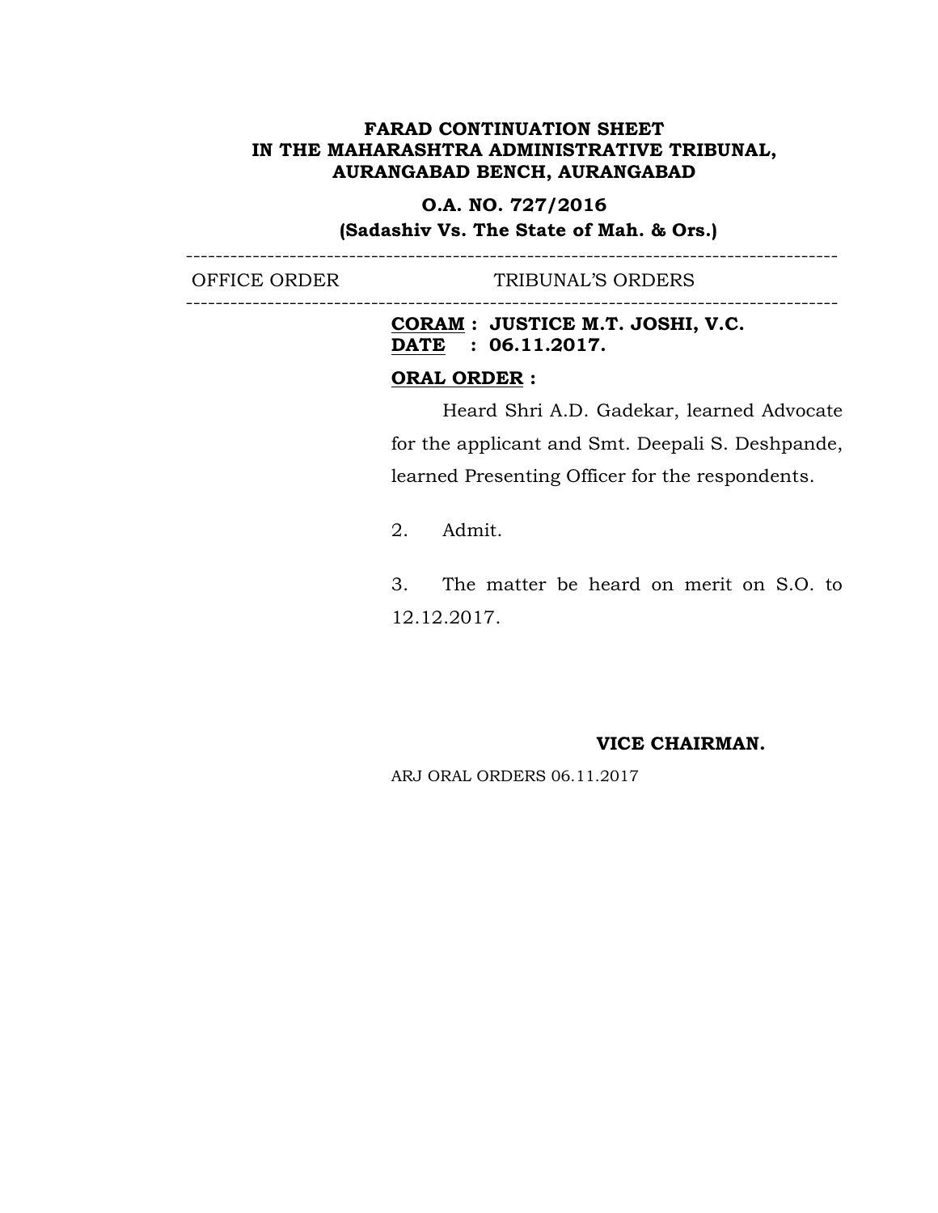**FARAD CONTINUATION SHEET**
**IN THE MAHARASHTRA ADMINISTRATIVE TRIBUNAL,**
**AURANGABAD BENCH, AURANGABAD**

**O.A. NO. 727/2016**
**(Sadashiv Vs. The State of Mah. & Ors.)**

---

OFFICE ORDER TRIBUNAL'S ORDERS

---

**CORAM : JUSTICE M.T. JOSHI, V.C.**
**DATE : 06.11.2017.**

**ORAL ORDER :**

Heard Shri A.D. Gadekar, learned Advocate for the applicant and Smt. Deepali S. Deshpande, learned Presenting Officer for the respondents.

2. Admit.

3. The matter be heard on merit on S.O. to 12.12.2017.

**VICE CHAIRMAN.**

ARJ ORAL ORDERS 06.11.2017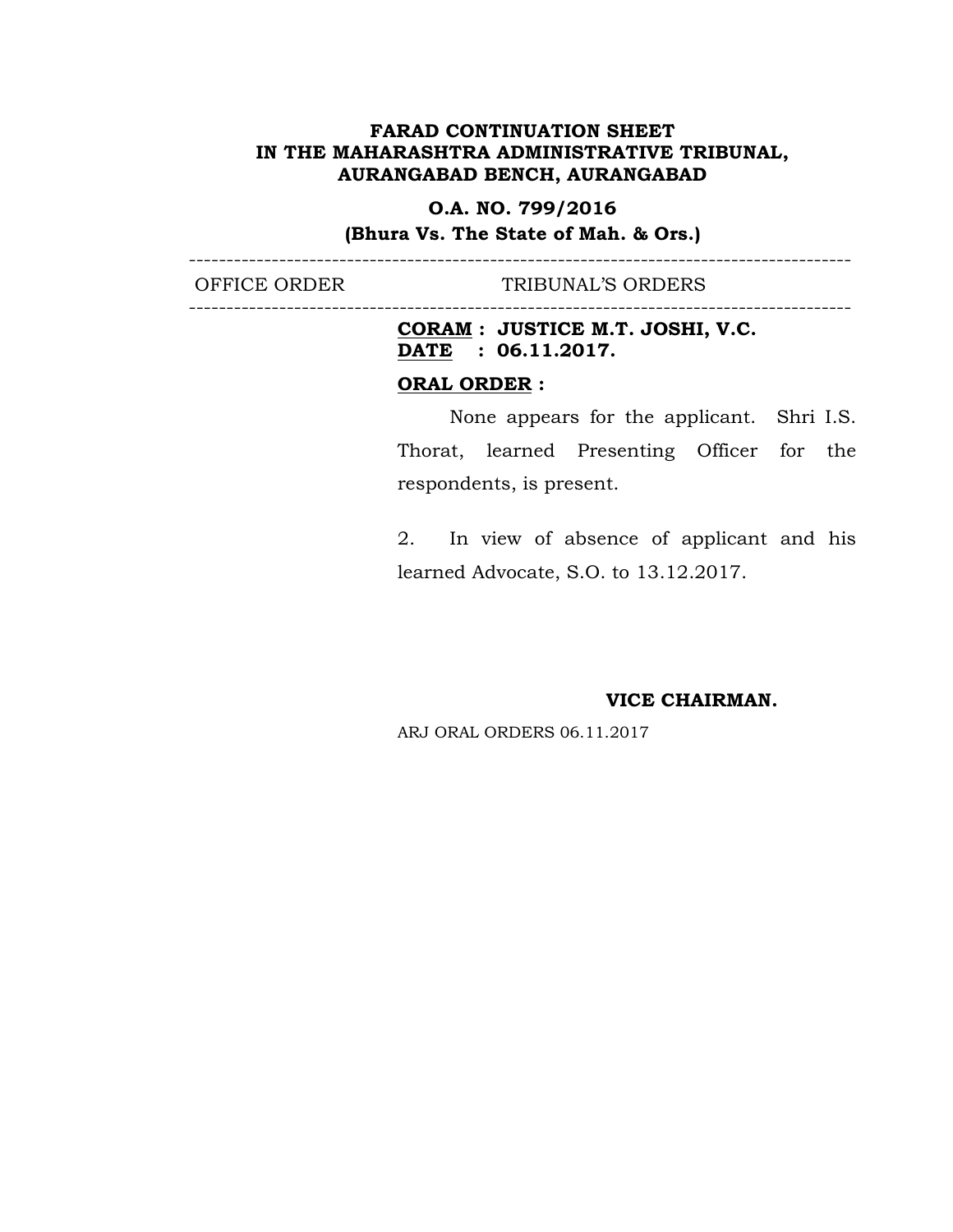**FARAD CONTINUATION SHEET**
**IN THE MAHARASHTRA ADMINISTRATIVE TRIBUNAL,**
**AURANGABAD BENCH, AURANGABAD**

**O.A. NO. 799/2016**
**(Bhura Vs. The State of Mah. & Ors.)**

---

| OFFICE ORDER | TRIBUNAL'S ORDERS |
|---|---|
| | **CORAM : JUSTICE M.T. JOSHI, V.C.**<br>**DATE : 06.11.2017.**<br><br>**ORAL ORDER :**<br><br>None appears for the applicant. Shri I.S. Thorat, learned Presenting Officer for the respondents, is present.<br><br>2. In view of absence of applicant and his learned Advocate, S.O. to 13.12.2017.<br><br>**VICE CHAIRMAN.**<br><br>ARJ ORAL ORDERS 06.11.2017 |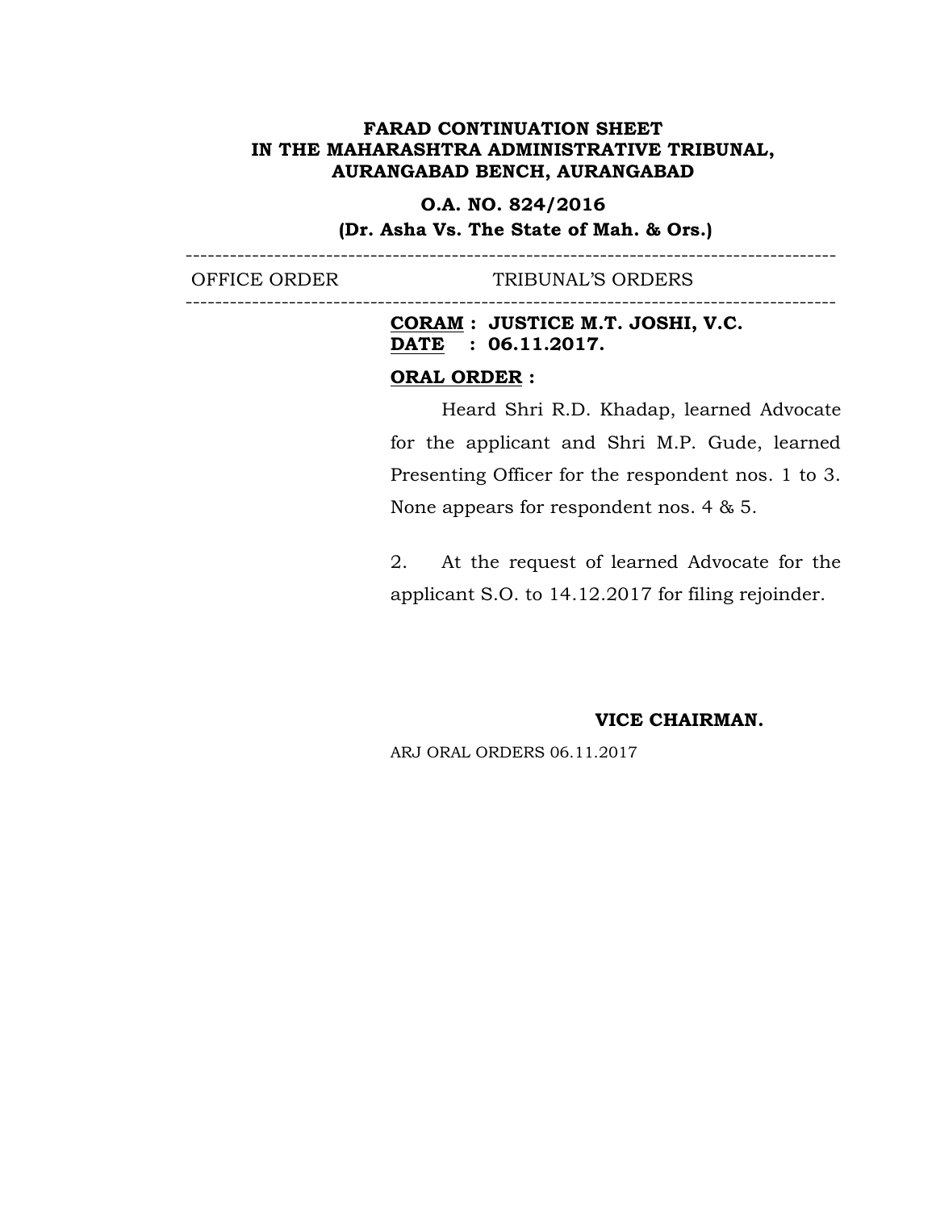**FARAD CONTINUATION SHEET**
**IN THE MAHARASHTRA ADMINISTRATIVE TRIBUNAL,**
**AURANGABAD BENCH, AURANGABAD**

**O.A. NO. 824/2016**
**(Dr. Asha Vs. The State of Mah. & Ors.)**

---

| OFFICE ORDER | TRIBUNAL'S ORDERS |
| --- | --- |

---

**CORAM : JUSTICE M.T. JOSHI, V.C.**
**DATE : 06.11.2017.**

**ORAL ORDER :**

Heard Shri R.D. Khadap, learned Advocate for the applicant and Shri M.P. Gude, learned Presenting Officer for the respondent nos. 1 to 3. None appears for respondent nos. 4 & 5.

2. At the request of learned Advocate for the applicant S.O. to 14.12.2017 for filing rejoinder.

**VICE CHAIRMAN.**

ARJ ORAL ORDERS 06.11.2017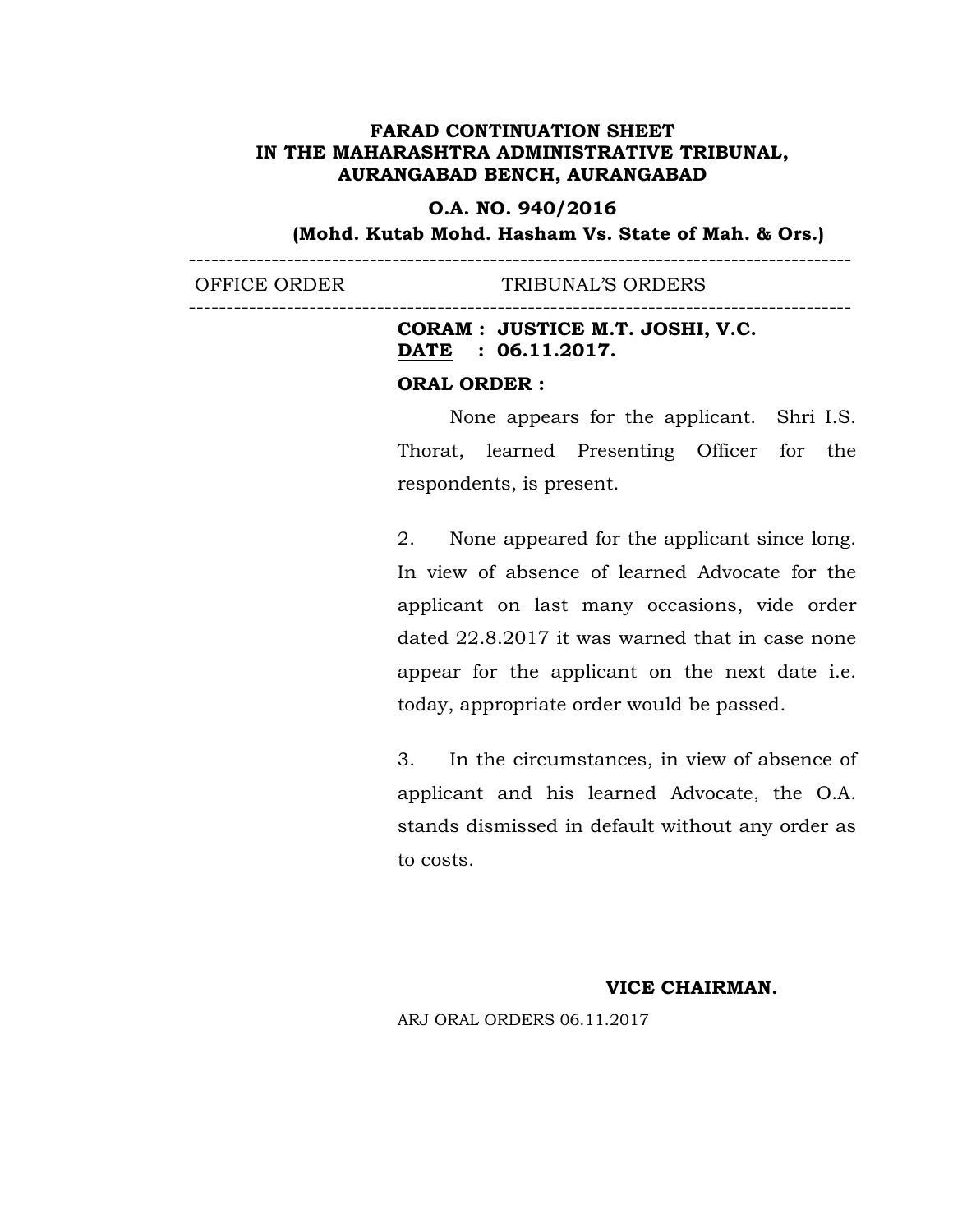**FARAD CONTINUATION SHEET**
**IN THE MAHARASHTRA ADMINISTRATIVE TRIBUNAL,**
**AURANGABAD BENCH, AURANGABAD**

**O.A. NO. 940/2016**
**(Mohd. Kutab Mohd. Hasham Vs. State of Mah. & Ors.)**

---

| OFFICE ORDER | TRIBUNAL'S ORDERS |
| --- | --- |

---

**CORAM : JUSTICE M.T. JOSHI, V.C.**
**DATE : 06.11.2017.**

**ORAL ORDER :**

None appears for the applicant. Shri I.S. Thorat, learned Presenting Officer for the respondents, is present.

2. None appeared for the applicant since long. In view of absence of learned Advocate for the applicant on last many occasions, vide order dated 22.8.2017 it was warned that in case none appear for the applicant on the next date i.e. today, appropriate order would be passed.

3. In the circumstances, in view of absence of applicant and his learned Advocate, the O.A. stands dismissed in default without any order as to costs.

**VICE CHAIRMAN.**

ARJ ORAL ORDERS 06.11.2017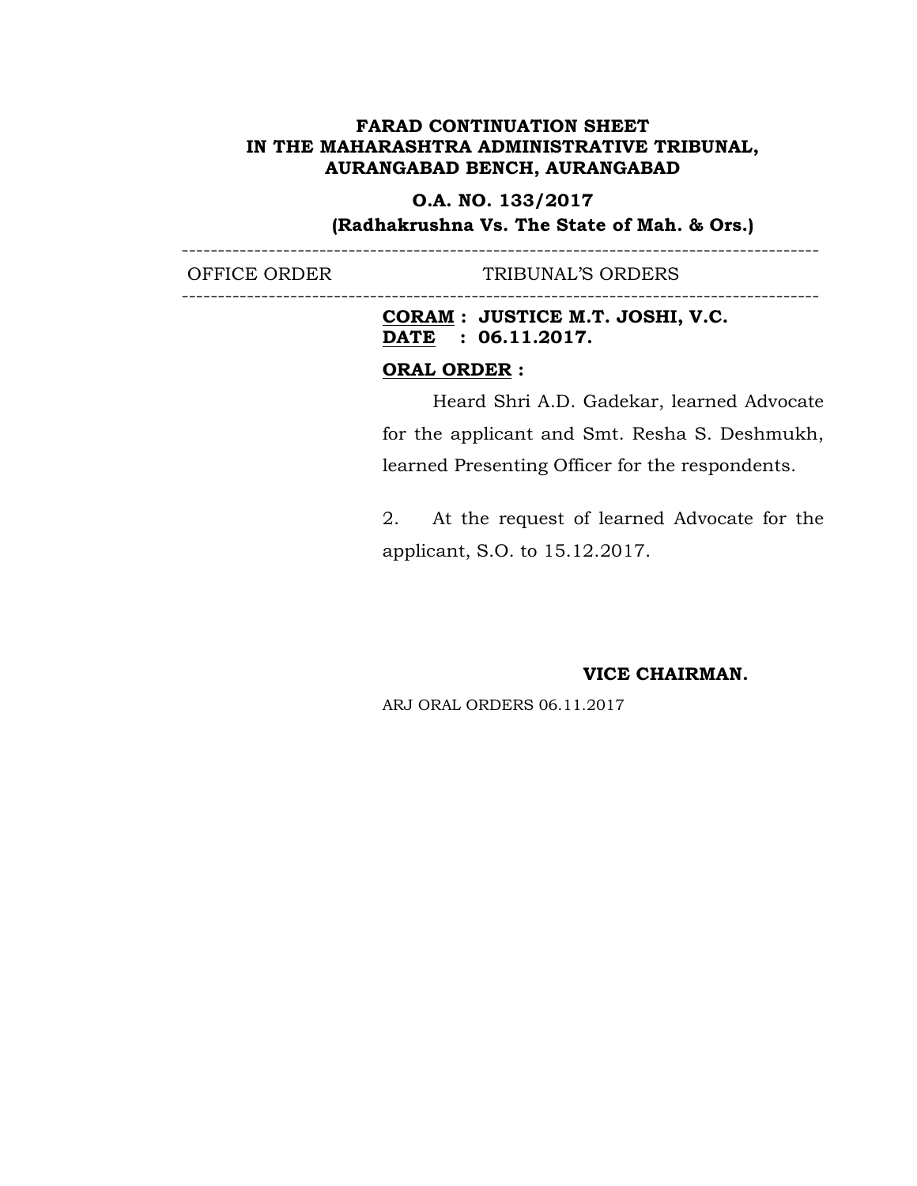**FARAD CONTINUATION SHEET**
**IN THE MAHARASHTRA ADMINISTRATIVE TRIBUNAL,**
**AURANGABAD BENCH, AURANGABAD**

**O.A. NO. 133/2017**
**(Radhakrushna Vs. The State of Mah. & Ors.)**

---

| OFFICE ORDER | TRIBUNAL'S ORDERS |
|---|---|

---

**CORAM : JUSTICE M.T. JOSHI, V.C.**
**DATE : 06.11.2017.**

**ORAL ORDER :**

Heard Shri A.D. Gadekar, learned Advocate for the applicant and Smt. Resha S. Deshmukh, learned Presenting Officer for the respondents.

2. At the request of learned Advocate for the applicant, S.O. to 15.12.2017.

**VICE CHAIRMAN.**

ARJ ORAL ORDERS 06.11.2017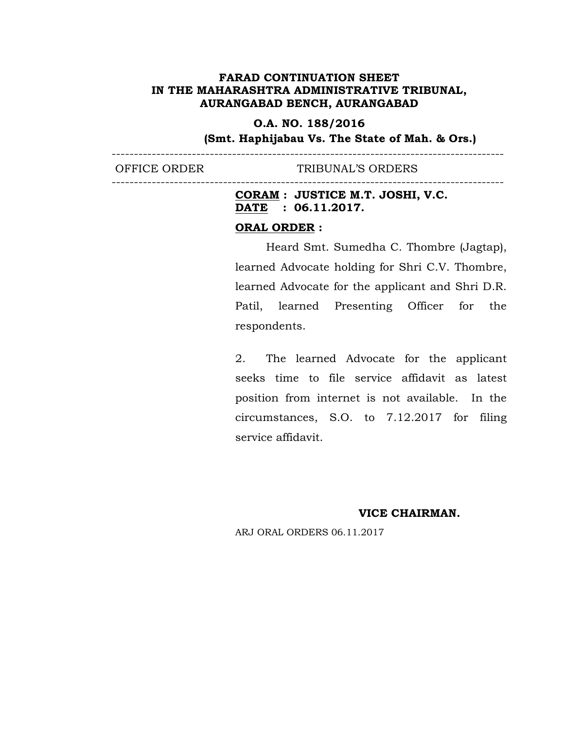**FARAD CONTINUATION SHEET**
**IN THE MAHARASHTRA ADMINISTRATIVE TRIBUNAL,**
**AURANGABAD BENCH, AURANGABAD**

**O.A. NO. 188/2016**
**(Smt. Haphijabau Vs. The State of Mah. & Ors.)**

---

| OFFICE ORDER | TRIBUNAL'S ORDERS |
|---|---|

---

**CORAM : JUSTICE M.T. JOSHI, V.C.**
**DATE : 06.11.2017.**

**ORAL ORDER :**

Heard Smt. Sumedha C. Thombre (Jagtap), learned Advocate holding for Shri C.V. Thombre, learned Advocate for the applicant and Shri D.R. Patil, learned Presenting Officer for the respondents.

2. The learned Advocate for the applicant seeks time to file service affidavit as latest position from internet is not available. In the circumstances, S.O. to 7.12.2017 for filing service affidavit.

**VICE CHAIRMAN.**

ARJ ORAL ORDERS 06.11.2017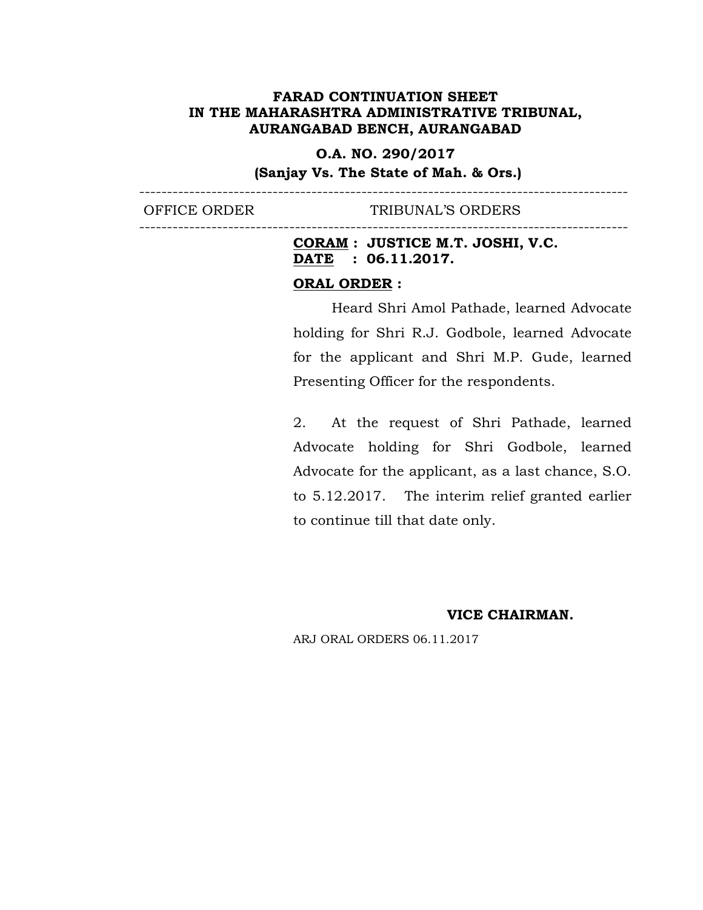**FARAD CONTINUATION SHEET**
**IN THE MAHARASHTRA ADMINISTRATIVE TRIBUNAL,**
**AURANGABAD BENCH, AURANGABAD**

**O.A. NO. 290/2017**
**(Sanjay Vs. The State of Mah. & Ors.)**

---

OFFICE ORDER &nbsp;&nbsp;&nbsp;&nbsp;&nbsp;&nbsp;&nbsp;&nbsp; TRIBUNAL'S ORDERS

---

**CORAM : JUSTICE M.T. JOSHI, V.C.**
**DATE : 06.11.2017.**

**ORAL ORDER :**

Heard Shri Amol Pathade, learned Advocate holding for Shri R.J. Godbole, learned Advocate for the applicant and Shri M.P. Gude, learned Presenting Officer for the respondents.

2. At the request of Shri Pathade, learned Advocate holding for Shri Godbole, learned Advocate for the applicant, as a last chance, S.O. to 5.12.2017. The interim relief granted earlier to continue till that date only.

**VICE CHAIRMAN.**

ARJ ORAL ORDERS 06.11.2017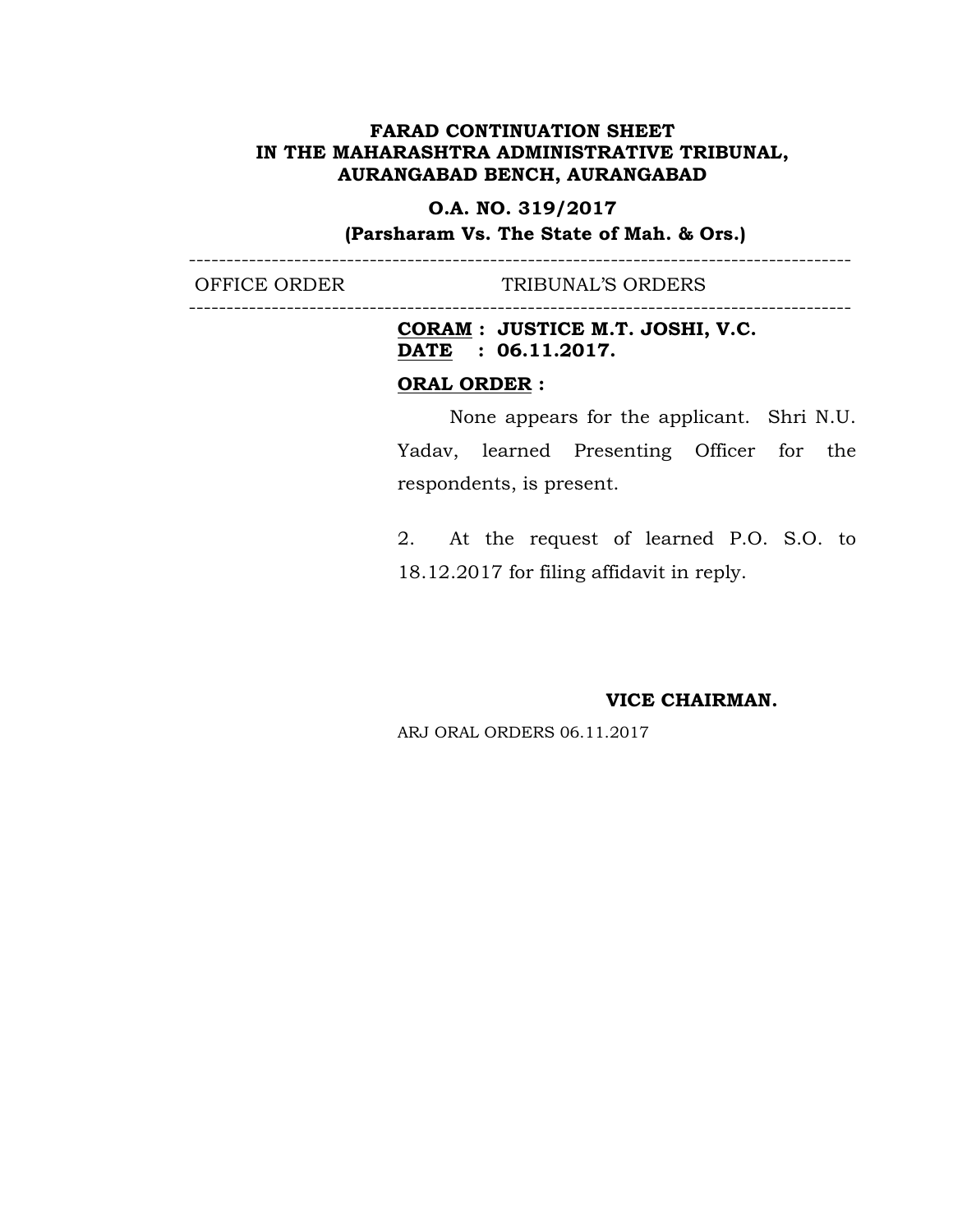**FARAD CONTINUATION SHEET**
**IN THE MAHARASHTRA ADMINISTRATIVE TRIBUNAL,**
**AURANGABAD BENCH, AURANGABAD**

**O.A. NO. 319/2017**
**(Parsharam Vs. The State of Mah. & Ors.)**

---

OFFICE ORDER TRIBUNAL'S ORDERS

---

**CORAM : JUSTICE M.T. JOSHI, V.C.**
**DATE : 06.11.2017.**

**ORAL ORDER :**

None appears for the applicant. Shri N.U. Yadav, learned Presenting Officer for the respondents, is present.

2. At the request of learned P.O. S.O. to 18.12.2017 for filing affidavit in reply.

**VICE CHAIRMAN.**

ARJ ORAL ORDERS 06.11.2017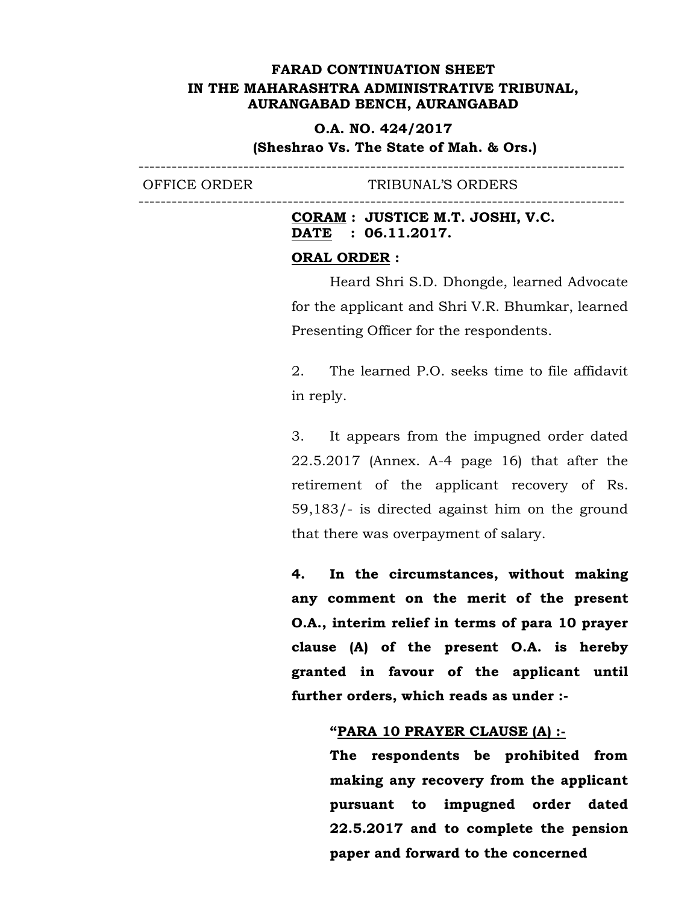**FARAD CONTINUATION SHEET**
**IN THE MAHARASHTRA ADMINISTRATIVE TRIBUNAL,**
**AURANGABAD BENCH, AURANGABAD**

**O.A. NO. 424/2017**
**(Sheshrao Vs. The State of Mah. & Ors.)**

---

| OFFICE ORDER | TRIBUNAL'S ORDERS |
|---|---|

---

**CORAM : JUSTICE M.T. JOSHI, V.C.**
**DATE : 06.11.2017.**

**ORAL ORDER :**

Heard Shri S.D. Dhongde, learned Advocate for the applicant and Shri V.R. Bhumkar, learned Presenting Officer for the respondents.

2. The learned P.O. seeks time to file affidavit in reply.

3. It appears from the impugned order dated 22.5.2017 (Annex. A-4 page 16) that after the retirement of the applicant recovery of Rs. 59,183/- is directed against him on the ground that there was overpayment of salary.

**4. In the circumstances, without making any comment on the merit of the present O.A., interim relief in terms of para 10 prayer clause (A) of the present O.A. is hereby granted in favour of the applicant until further orders, which reads as under :-**

> **"PARA 10 PRAYER CLAUSE (A) :-**
> **The respondents be prohibited from making any recovery from the applicant pursuant to impugned order dated 22.5.2017 and to complete the pension paper and forward to the concerned**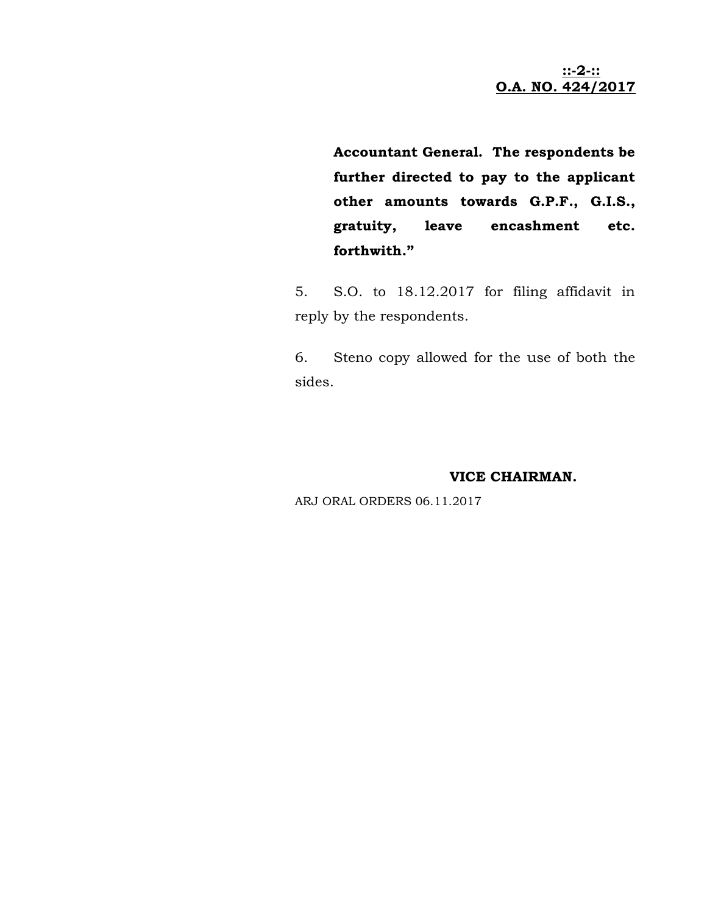**Accountant General. The respondents be further directed to pay to the applicant other amounts towards G.P.F., G.I.S., gratuity, leave encashment etc. forthwith."**

5. S.O. to 18.12.2017 for filing affidavit in reply by the respondents.

6. Steno copy allowed for the use of both the sides.

**VICE CHAIRMAN.**

ARJ ORAL ORDERS 06.11.2017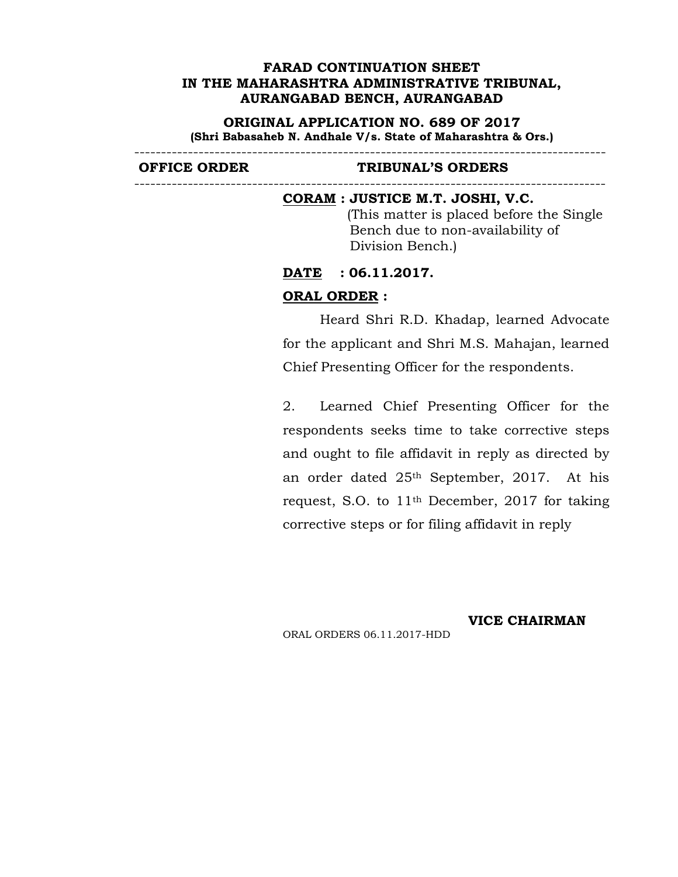**FARAD CONTINUATION SHEET**
**IN THE MAHARASHTRA ADMINISTRATIVE TRIBUNAL,**
**AURANGABAD BENCH, AURANGABAD**

**ORIGINAL APPLICATION NO. 689 OF 2017**
**(Shri Babasaheb N. Andhale V/s. State of Maharashtra & Ors.)**

---

| OFFICE ORDER | TRIBUNAL'S ORDERS |
|---|---|

---

**CORAM : JUSTICE M.T. JOSHI, V.C.**
(This matter is placed before the Single Bench due to non-availability of Division Bench.)

**DATE : 06.11.2017.**

**ORAL ORDER :**

Heard Shri R.D. Khadap, learned Advocate for the applicant and Shri M.S. Mahajan, learned Chief Presenting Officer for the respondents.

2. Learned Chief Presenting Officer for the respondents seeks time to take corrective steps and ought to file affidavit in reply as directed by an order dated 25th September, 2017. At his request, S.O. to 11th December, 2017 for taking corrective steps or for filing affidavit in reply

**VICE CHAIRMAN**

ORAL ORDERS 06.11.2017-HDD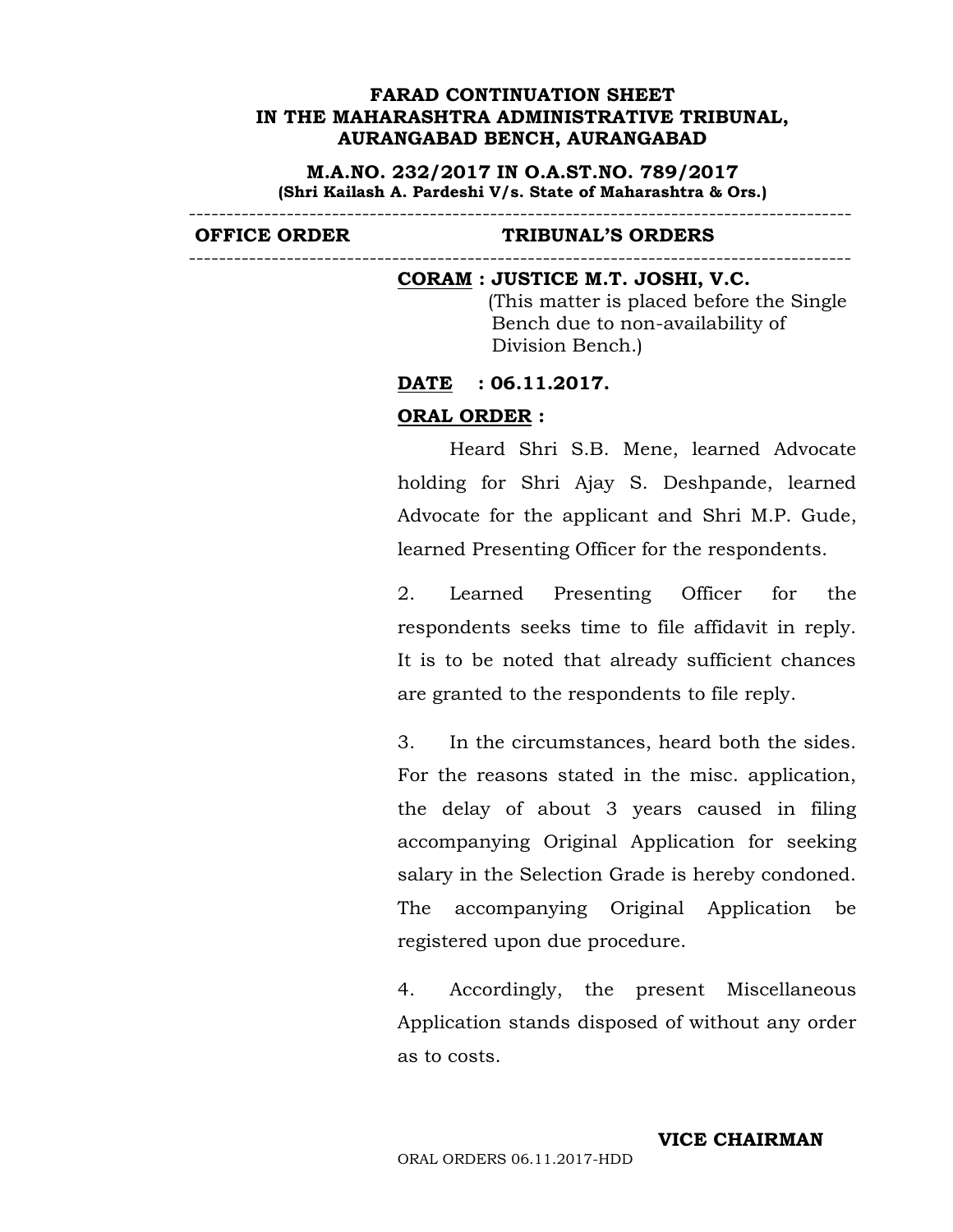**FARAD CONTINUATION SHEET**
**IN THE MAHARASHTRA ADMINISTRATIVE TRIBUNAL,**
**AURANGABAD BENCH, AURANGABAD**

**M.A.NO. 232/2017 IN O.A.ST.NO. 789/2017**
**(Shri Kailash A. Pardeshi V/s. State of Maharashtra & Ors.)**

---

| OFFICE ORDER | TRIBUNAL'S ORDERS |
|---|---|

---

**CORAM : JUSTICE M.T. JOSHI, V.C.**
(This matter is placed before the Single Bench due to non-availability of Division Bench.)

**DATE : 06.11.2017.**

**ORAL ORDER :**

Heard Shri S.B. Mene, learned Advocate holding for Shri Ajay S. Deshpande, learned Advocate for the applicant and Shri M.P. Gude, learned Presenting Officer for the respondents.

2. Learned Presenting Officer for the respondents seeks time to file affidavit in reply. It is to be noted that already sufficient chances are granted to the respondents to file reply.

3. In the circumstances, heard both the sides. For the reasons stated in the misc. application, the delay of about 3 years caused in filing accompanying Original Application for seeking salary in the Selection Grade is hereby condoned. The accompanying Original Application be registered upon due procedure.

4. Accordingly, the present Miscellaneous Application stands disposed of without any order as to costs.

**VICE CHAIRMAN**

ORAL ORDERS 06.11.2017-HDD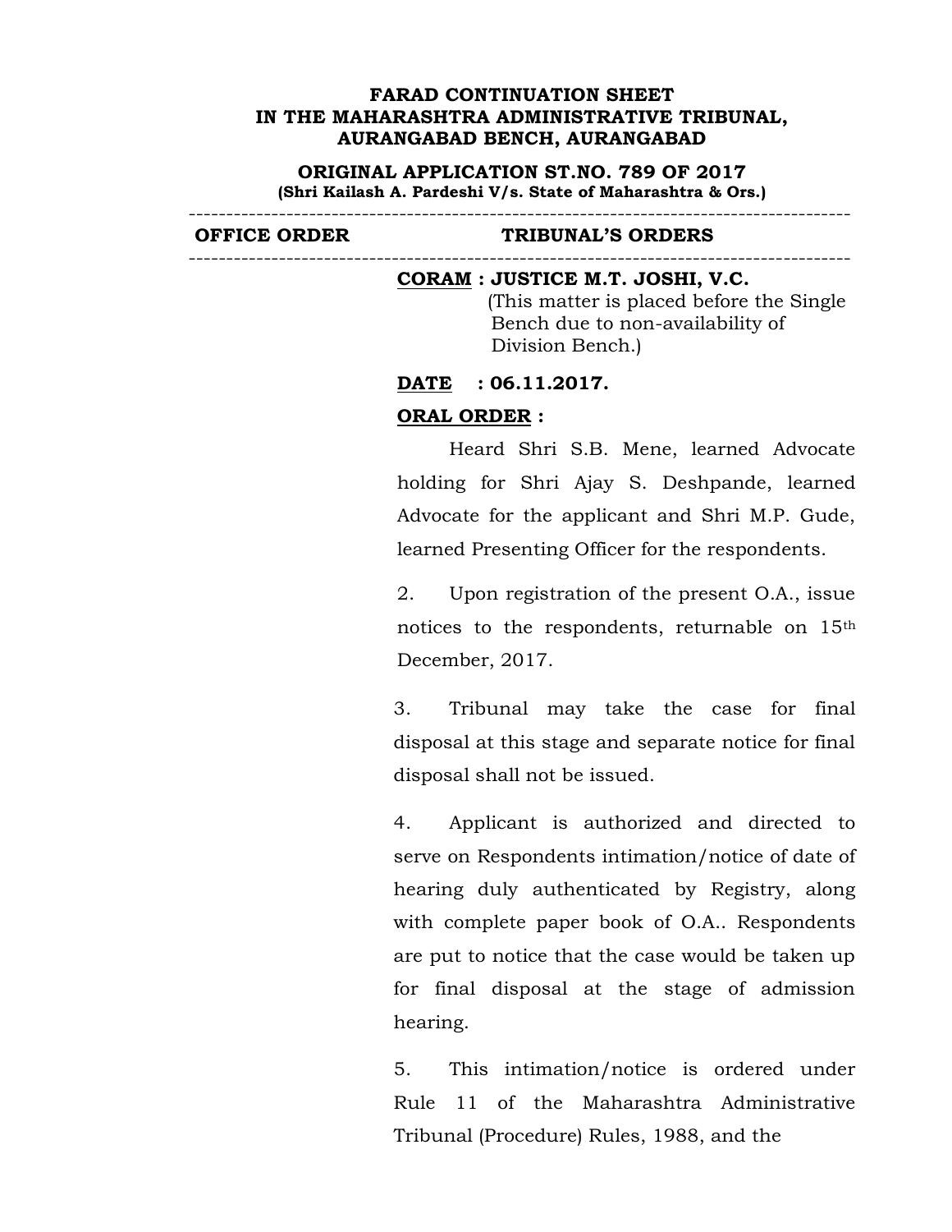**FARAD CONTINUATION SHEET**
**IN THE MAHARASHTRA ADMINISTRATIVE TRIBUNAL,**
**AURANGABAD BENCH, AURANGABAD**

**ORIGINAL APPLICATION ST.NO. 789 OF 2017**
**(Shri Kailash A. Pardeshi V/s. State of Maharashtra & Ors.)**

---

| OFFICE ORDER | TRIBUNAL'S ORDERS |
|---|---|

---

**CORAM : JUSTICE M.T. JOSHI, V.C.**
(This matter is placed before the Single Bench due to non-availability of Division Bench.)

**DATE : 06.11.2017.**

**ORAL ORDER :**

Heard Shri S.B. Mene, learned Advocate holding for Shri Ajay S. Deshpande, learned Advocate for the applicant and Shri M.P. Gude, learned Presenting Officer for the respondents.

2. Upon registration of the present O.A., issue notices to the respondents, returnable on 15th December, 2017.

3. Tribunal may take the case for final disposal at this stage and separate notice for final disposal shall not be issued.

4. Applicant is authorized and directed to serve on Respondents intimation/notice of date of hearing duly authenticated by Registry, along with complete paper book of O.A.. Respondents are put to notice that the case would be taken up for final disposal at the stage of admission hearing.

5. This intimation/notice is ordered under Rule 11 of the Maharashtra Administrative Tribunal (Procedure) Rules, 1988, and the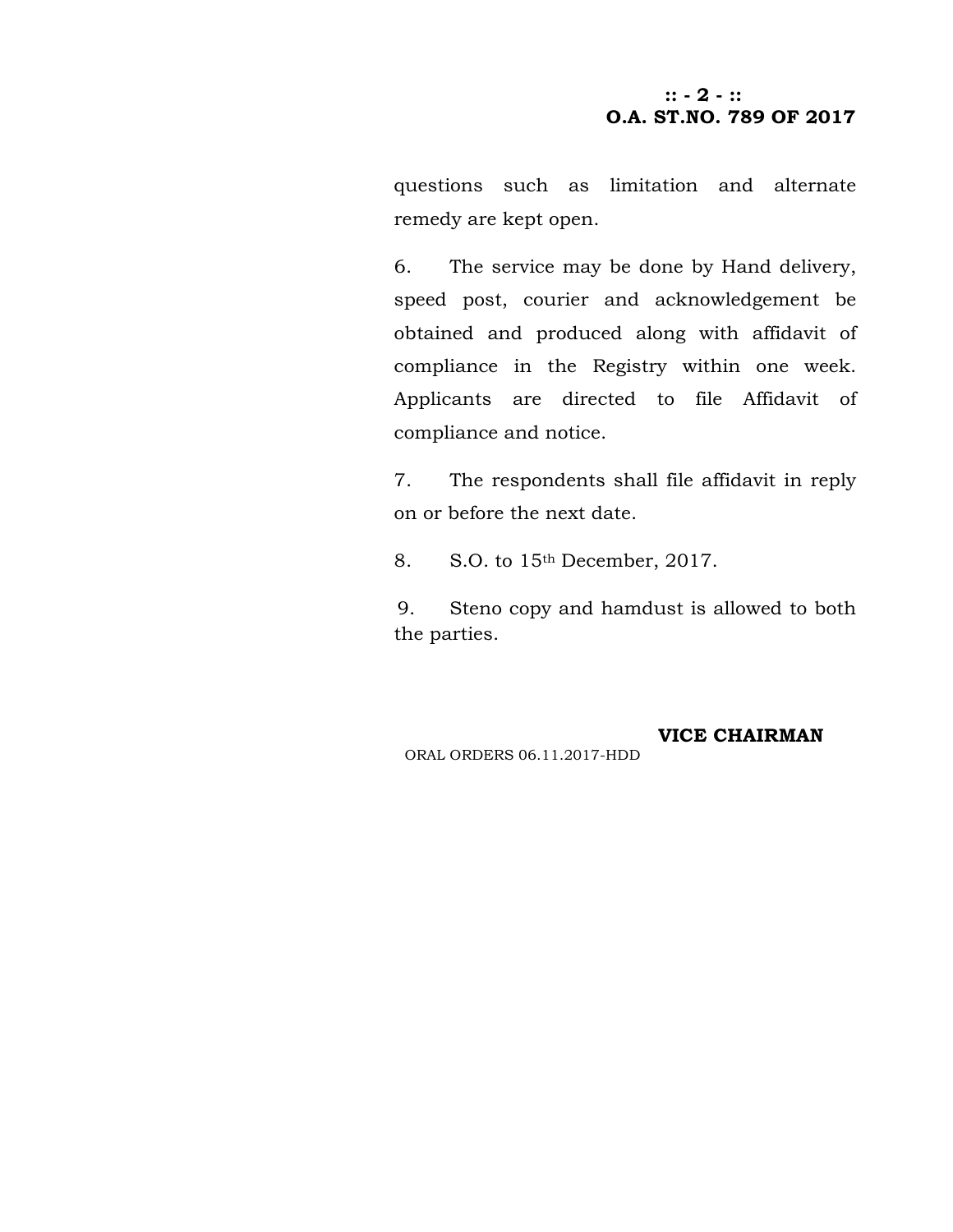questions such as limitation and alternate remedy are kept open.

6. The service may be done by Hand delivery, speed post, courier and acknowledgement be obtained and produced along with affidavit of compliance in the Registry within one week. Applicants are directed to file Affidavit of compliance and notice.

7. The respondents shall file affidavit in reply on or before the next date.

8. S.O. to 15th December, 2017.

9. Steno copy and hamdust is allowed to both the parties.

**VICE CHAIRMAN**

ORAL ORDERS 06.11.2017-HDD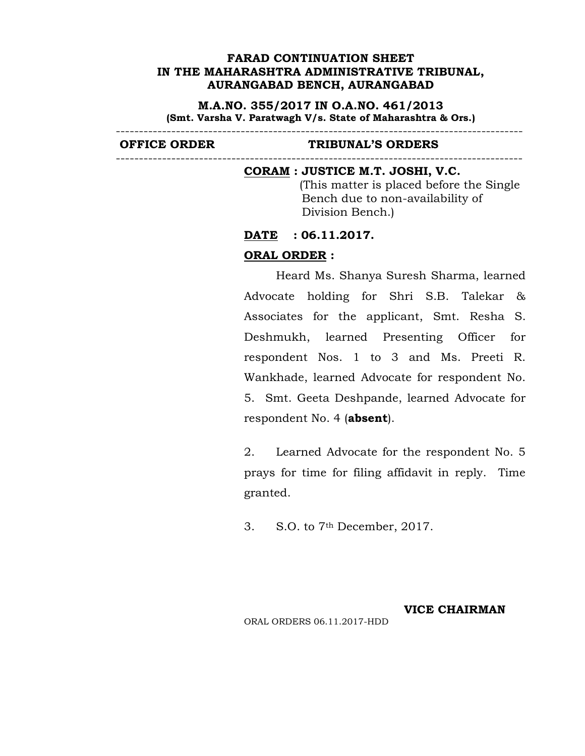**FARAD CONTINUATION SHEET**
**IN THE MAHARASHTRA ADMINISTRATIVE TRIBUNAL,**
**AURANGABAD BENCH, AURANGABAD**

**M.A.NO. 355/2017 IN O.A.NO. 461/2013**
**(Smt. Varsha V. Paratwagh V/s. State of Maharashtra & Ors.)**

---

| OFFICE ORDER | TRIBUNAL'S ORDERS |
|---|---|

---

**CORAM : JUSTICE M.T. JOSHI, V.C.**
(This matter is placed before the Single Bench due to non-availability of Division Bench.)

**DATE : 06.11.2017.**

**ORAL ORDER :**

Heard Ms. Shanya Suresh Sharma, learned Advocate holding for Shri S.B. Talekar & Associates for the applicant, Smt. Resha S. Deshmukh, learned Presenting Officer for respondent Nos. 1 to 3 and Ms. Preeti R. Wankhade, learned Advocate for respondent No. 5. Smt. Geeta Deshpande, learned Advocate for respondent No. 4 (**absent**).

2. Learned Advocate for the respondent No. 5 prays for time for filing affidavit in reply. Time granted.

3. S.O. to 7th December, 2017.

**VICE CHAIRMAN**

ORAL ORDERS 06.11.2017-HDD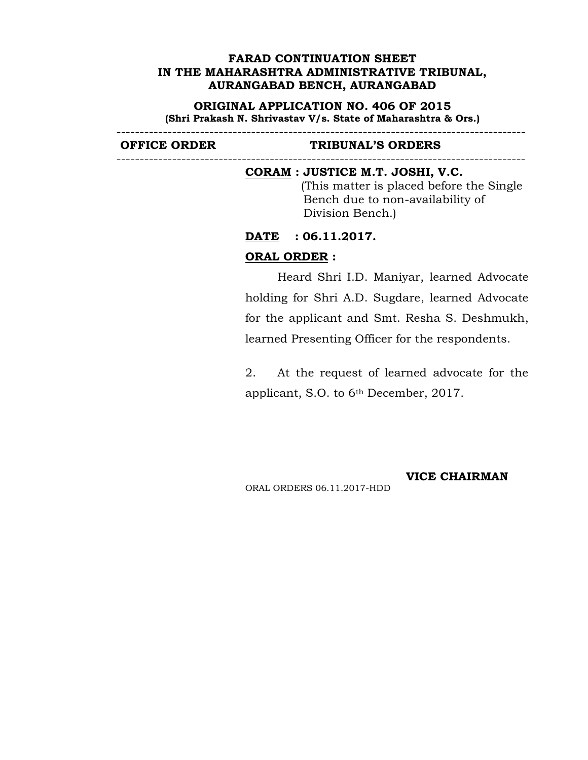**FARAD CONTINUATION SHEET**
**IN THE MAHARASHTRA ADMINISTRATIVE TRIBUNAL,**
**AURANGABAD BENCH, AURANGABAD**

**ORIGINAL APPLICATION NO. 406 OF 2015**
**(Shri Prakash N. Shrivastav V/s. State of Maharashtra & Ors.)**

---

| OFFICE ORDER | TRIBUNAL'S ORDERS |
| --- | --- |

---

**CORAM : JUSTICE M.T. JOSHI, V.C.**
(This matter is placed before the Single Bench due to non-availability of Division Bench.)

**DATE : 06.11.2017.**

**ORAL ORDER :**

Heard Shri I.D. Maniyar, learned Advocate holding for Shri A.D. Sugdare, learned Advocate for the applicant and Smt. Resha S. Deshmukh, learned Presenting Officer for the respondents.

2. At the request of learned advocate for the applicant, S.O. to 6th December, 2017.

**VICE CHAIRMAN**

ORAL ORDERS 06.11.2017-HDD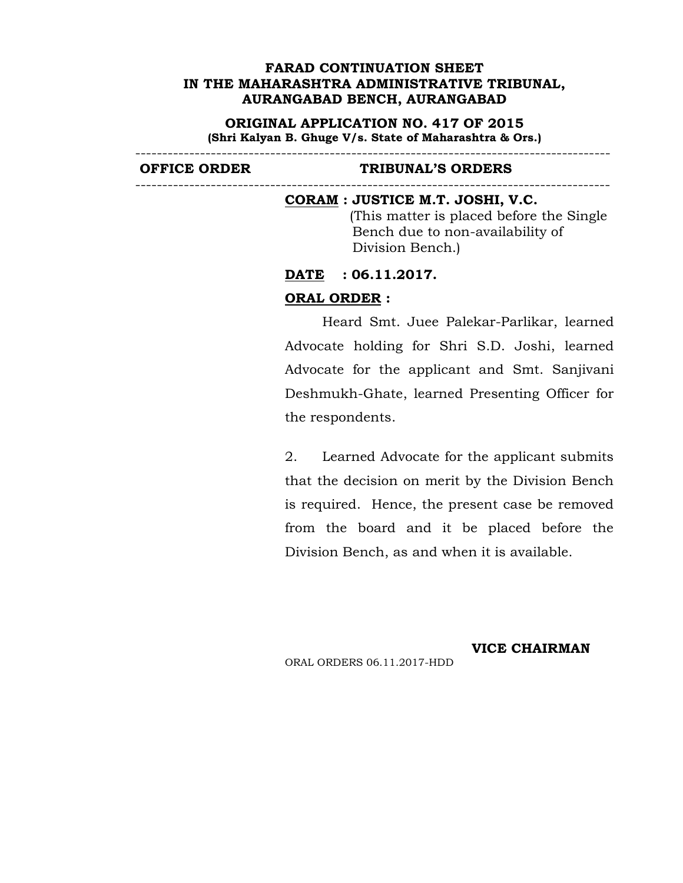**FARAD CONTINUATION SHEET**
**IN THE MAHARASHTRA ADMINISTRATIVE TRIBUNAL,**
**AURANGABAD BENCH, AURANGABAD**

**ORIGINAL APPLICATION NO. 417 OF 2015**
**(Shri Kalyan B. Ghuge V/s. State of Maharashtra & Ors.)**

---

| OFFICE ORDER | TRIBUNAL'S ORDERS |
|---|---|

---

**CORAM : JUSTICE M.T. JOSHI, V.C.**
(This matter is placed before the Single Bench due to non-availability of Division Bench.)

**DATE : 06.11.2017.**

**ORAL ORDER :**

Heard Smt. Juee Palekar-Parlikar, learned Advocate holding for Shri S.D. Joshi, learned Advocate for the applicant and Smt. Sanjivani Deshmukh-Ghate, learned Presenting Officer for the respondents.

2. Learned Advocate for the applicant submits that the decision on merit by the Division Bench is required. Hence, the present case be removed from the board and it be placed before the Division Bench, as and when it is available.

**VICE CHAIRMAN**

ORAL ORDERS 06.11.2017-HDD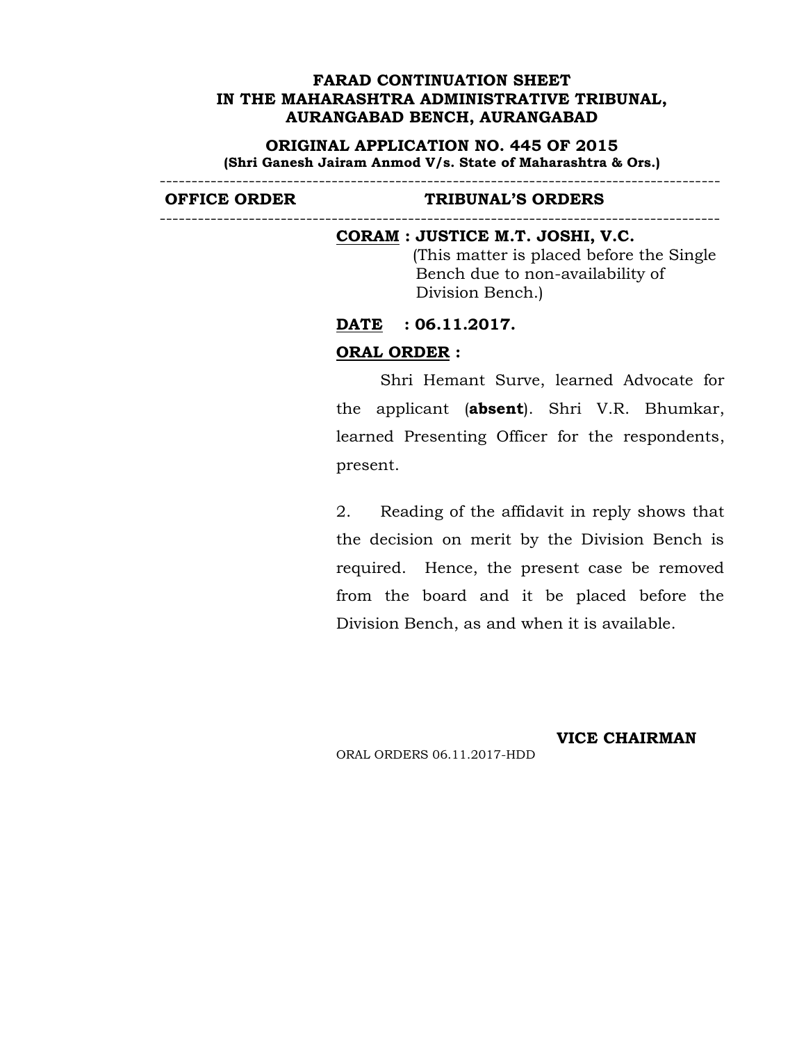**FARAD CONTINUATION SHEET**
**IN THE MAHARASHTRA ADMINISTRATIVE TRIBUNAL,**
**AURANGABAD BENCH, AURANGABAD**

**ORIGINAL APPLICATION NO. 445 OF 2015**
**(Shri Ganesh Jairam Anmod V/s. State of Maharashtra & Ors.)**

---

| OFFICE ORDER | TRIBUNAL'S ORDERS |
|---|---|

---

**CORAM : JUSTICE M.T. JOSHI, V.C.**
(This matter is placed before the Single Bench due to non-availability of Division Bench.)

**DATE : 06.11.2017.**

**ORAL ORDER :**

Shri Hemant Surve, learned Advocate for the applicant (**absent**). Shri V.R. Bhumkar, learned Presenting Officer for the respondents, present.

2. Reading of the affidavit in reply shows that the decision on merit by the Division Bench is required. Hence, the present case be removed from the board and it be placed before the Division Bench, as and when it is available.

**VICE CHAIRMAN**

ORAL ORDERS 06.11.2017-HDD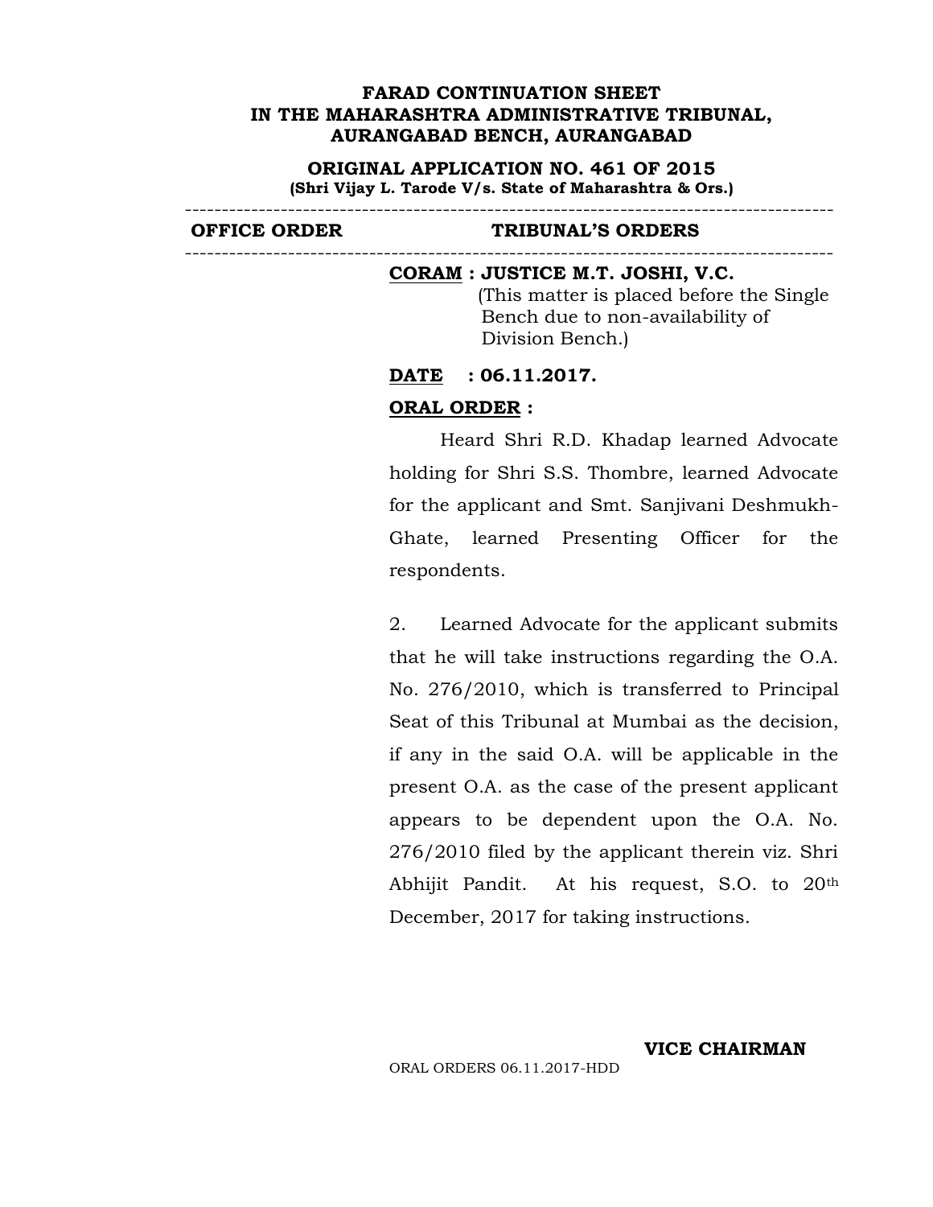**FARAD CONTINUATION SHEET**
**IN THE MAHARASHTRA ADMINISTRATIVE TRIBUNAL,**
**AURANGABAD BENCH, AURANGABAD**

**ORIGINAL APPLICATION NO. 461 OF 2015**
**(Shri Vijay L. Tarode V/s. State of Maharashtra & Ors.)**

---

| OFFICE ORDER | TRIBUNAL'S ORDERS |
|---|---|
| | **CORAM : JUSTICE M.T. JOSHI, V.C.** (This matter is placed before the Single Bench due to non-availability of Division Bench.) |

**DATE : 06.11.2017.**

**ORAL ORDER :**

Heard Shri R.D. Khadap learned Advocate holding for Shri S.S. Thombre, learned Advocate for the applicant and Smt. Sanjivani Deshmukh-Ghate, learned Presenting Officer for the respondents.

2. Learned Advocate for the applicant submits that he will take instructions regarding the O.A. No. 276/2010, which is transferred to Principal Seat of this Tribunal at Mumbai as the decision, if any in the said O.A. will be applicable in the present O.A. as the case of the present applicant appears to be dependent upon the O.A. No. 276/2010 filed by the applicant therein viz. Shri Abhijit Pandit. At his request, S.O. to 20th December, 2017 for taking instructions.

**VICE CHAIRMAN**

ORAL ORDERS 06.11.2017-HDD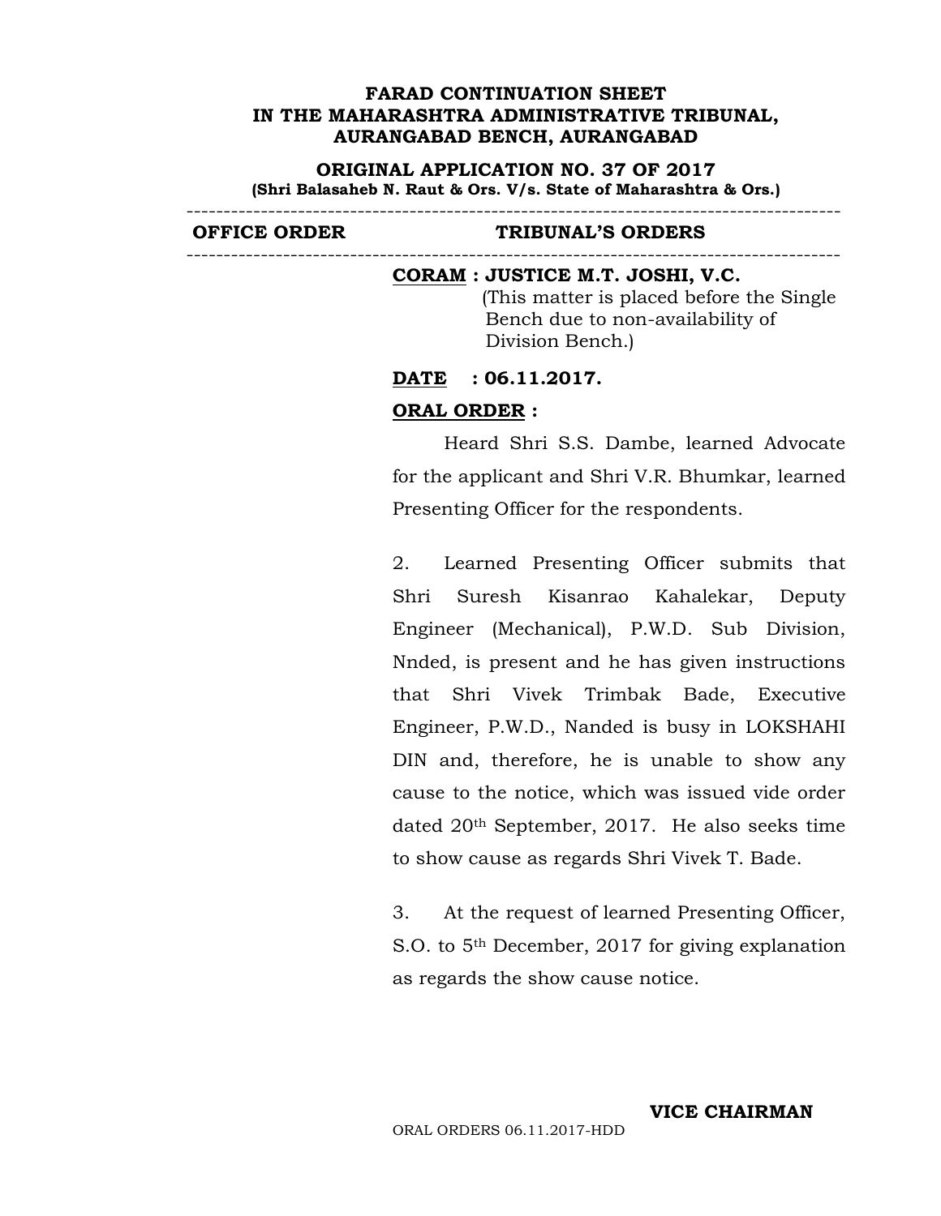**FARAD CONTINUATION SHEET**
**IN THE MAHARASHTRA ADMINISTRATIVE TRIBUNAL,**
**AURANGABAD BENCH, AURANGABAD**

**ORIGINAL APPLICATION NO. 37 OF 2017**
**(Shri Balasaheb N. Raut & Ors. V/s. State of Maharashtra & Ors.)**

---

**OFFICE ORDER** | **TRIBUNAL'S ORDERS**

---

**CORAM : JUSTICE M.T. JOSHI, V.C.**
(This matter is placed before the Single Bench due to non-availability of Division Bench.)

**DATE : 06.11.2017.**

**ORAL ORDER :**

Heard Shri S.S. Dambe, learned Advocate for the applicant and Shri V.R. Bhumkar, learned Presenting Officer for the respondents.

2. Learned Presenting Officer submits that Shri Suresh Kisanrao Kahalekar, Deputy Engineer (Mechanical), P.W.D. Sub Division, Nnded, is present and he has given instructions that Shri Vivek Trimbak Bade, Executive Engineer, P.W.D., Nanded is busy in LOKSHAHI DIN and, therefore, he is unable to show any cause to the notice, which was issued vide order dated 20th September, 2017. He also seeks time to show cause as regards Shri Vivek T. Bade.

3. At the request of learned Presenting Officer, S.O. to 5th December, 2017 for giving explanation as regards the show cause notice.

**VICE CHAIRMAN**

ORAL ORDERS 06.11.2017-HDD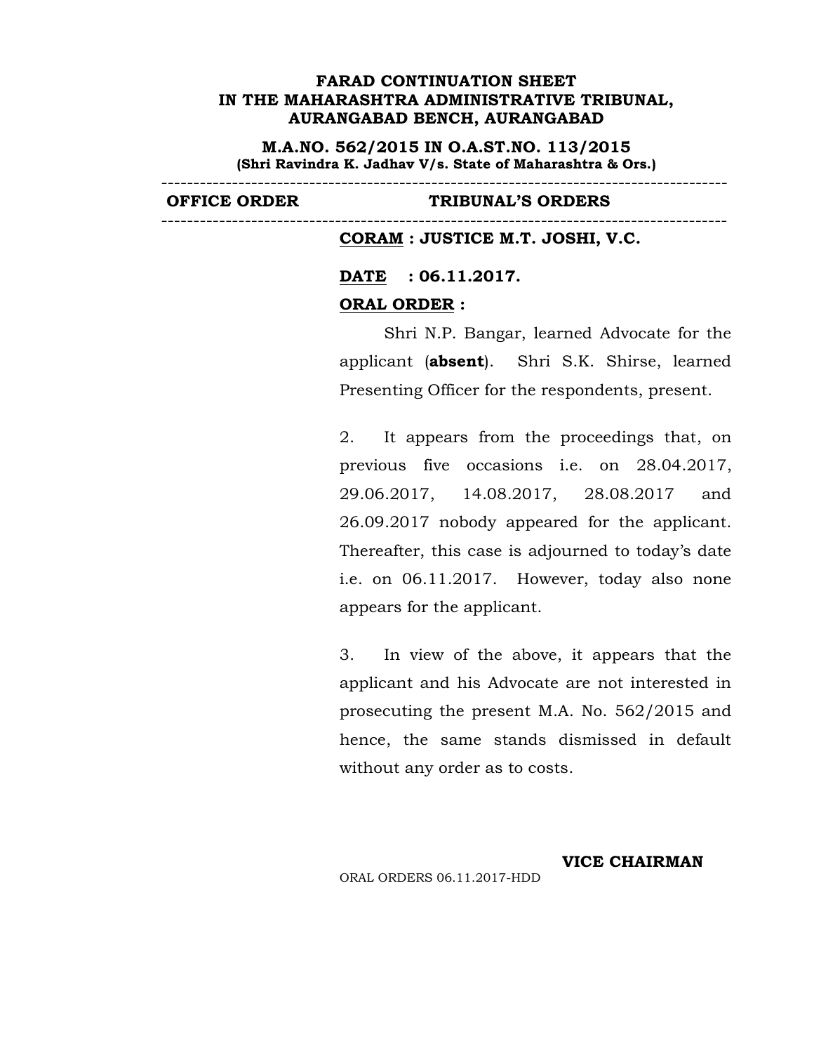**FARAD CONTINUATION SHEET**
**IN THE MAHARASHTRA ADMINISTRATIVE TRIBUNAL,**
**AURANGABAD BENCH, AURANGABAD**

**M.A.NO. 562/2015 IN O.A.ST.NO. 113/2015**
**(Shri Ravindra K. Jadhav V/s. State of Maharashtra & Ors.)**

---

| OFFICE ORDER | TRIBUNAL'S ORDERS |
|---|---|

---

**CORAM : JUSTICE M.T. JOSHI, V.C.**

**DATE : 06.11.2017.**

**ORAL ORDER :**

Shri N.P. Bangar, learned Advocate for the applicant (**absent**). Shri S.K. Shirse, learned Presenting Officer for the respondents, present.

2. It appears from the proceedings that, on previous five occasions i.e. on 28.04.2017, 29.06.2017, 14.08.2017, 28.08.2017 and 26.09.2017 nobody appeared for the applicant. Thereafter, this case is adjourned to today's date i.e. on 06.11.2017. However, today also none appears for the applicant.

3. In view of the above, it appears that the applicant and his Advocate are not interested in prosecuting the present M.A. No. 562/2015 and hence, the same stands dismissed in default without any order as to costs.

**VICE CHAIRMAN**

ORAL ORDERS 06.11.2017-HDD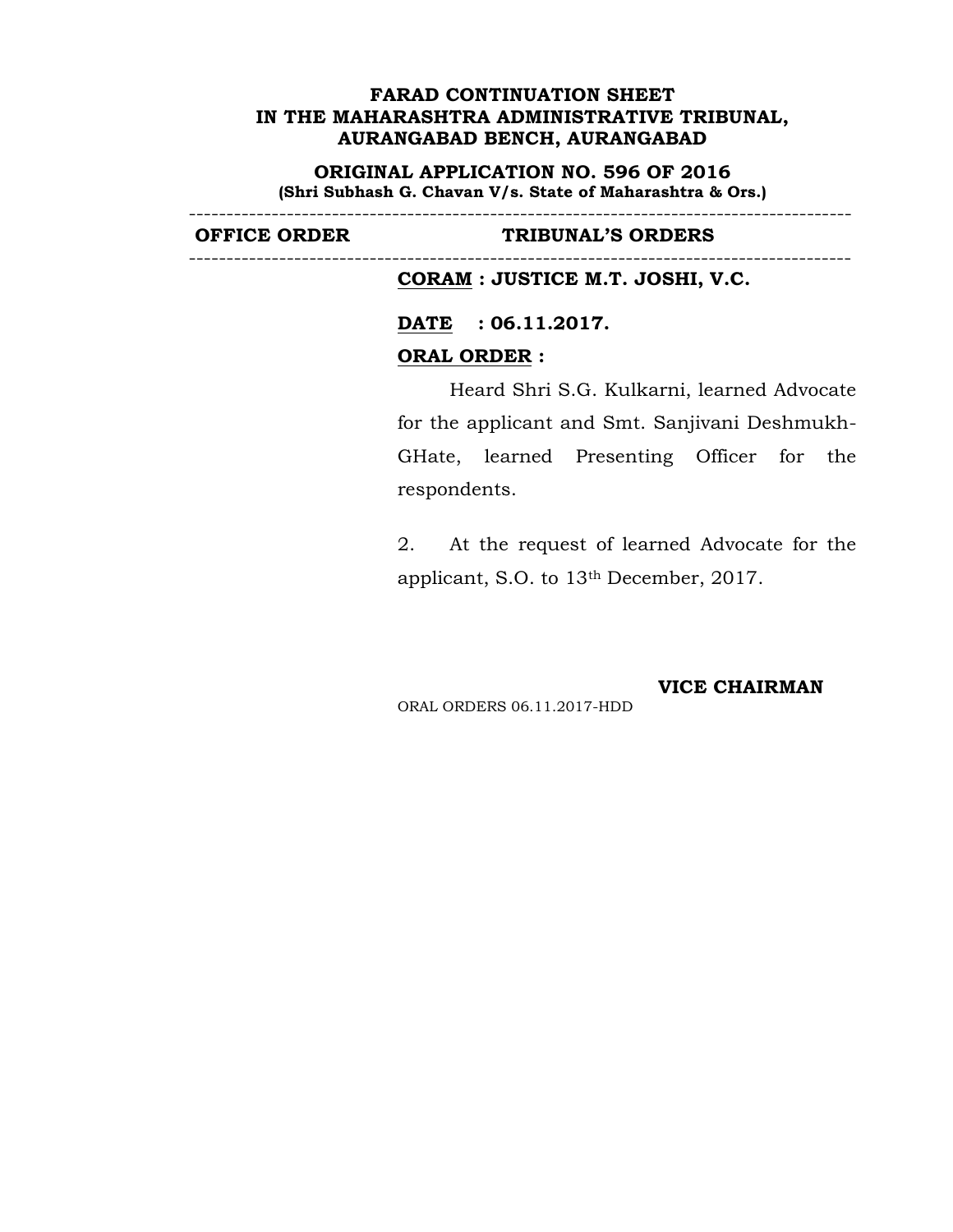**FARAD CONTINUATION SHEET**
**IN THE MAHARASHTRA ADMINISTRATIVE TRIBUNAL,**
**AURANGABAD BENCH, AURANGABAD**

**ORIGINAL APPLICATION NO. 596 OF 2016**
**(Shri Subhash G. Chavan V/s. State of Maharashtra & Ors.)**

---

| OFFICE ORDER | TRIBUNAL'S ORDERS |
|---|---|

---

**CORAM : JUSTICE M.T. JOSHI, V.C.**

**DATE : 06.11.2017.**

**ORAL ORDER :**

Heard Shri S.G. Kulkarni, learned Advocate for the applicant and Smt. Sanjivani Deshmukh-GHate, learned Presenting Officer for the respondents.

2. At the request of learned Advocate for the applicant, S.O. to 13th December, 2017.

**VICE CHAIRMAN**

ORAL ORDERS 06.11.2017-HDD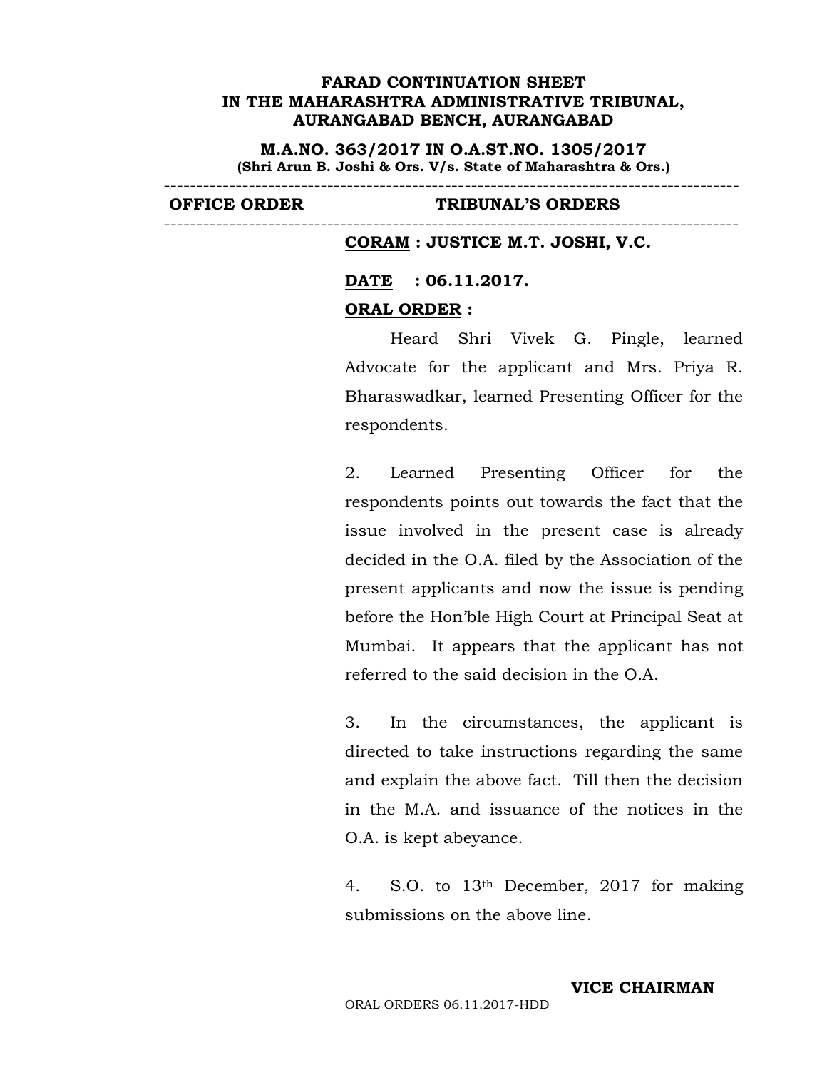**FARAD CONTINUATION SHEET**
**IN THE MAHARASHTRA ADMINISTRATIVE TRIBUNAL, AURANGABAD BENCH, AURANGABAD**

**M.A.NO. 363/2017 IN O.A.ST.NO. 1305/2017**
**(Shri Arun B. Joshi & Ors. V/s. State of Maharashtra & Ors.)**

---

| OFFICE ORDER | TRIBUNAL'S ORDERS |
|---|---|

---

**CORAM : JUSTICE M.T. JOSHI, V.C.**

**DATE : 06.11.2017.**

**ORAL ORDER :**

Heard Shri Vivek G. Pingle, learned Advocate for the applicant and Mrs. Priya R. Bharaswadkar, learned Presenting Officer for the respondents.

2. Learned Presenting Officer for the respondents points out towards the fact that the issue involved in the present case is already decided in the O.A. filed by the Association of the present applicants and now the issue is pending before the Hon'ble High Court at Principal Seat at Mumbai. It appears that the applicant has not referred to the said decision in the O.A.

3. In the circumstances, the applicant is directed to take instructions regarding the same and explain the above fact. Till then the decision in the M.A. and issuance of the notices in the O.A. is kept abeyance.

4. S.O. to 13th December, 2017 for making submissions on the above line.

**VICE CHAIRMAN**

ORAL ORDERS 06.11.2017-HDD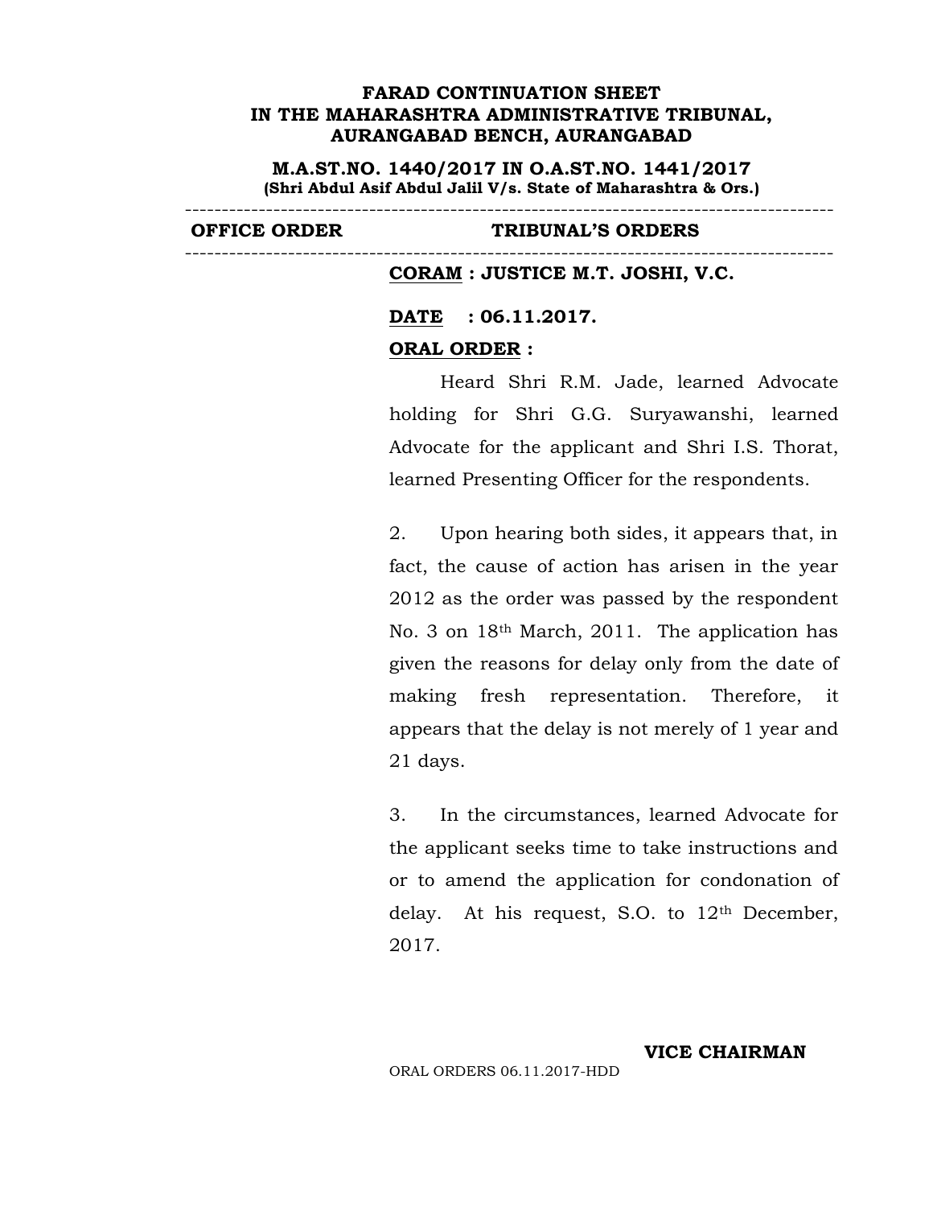**FARAD CONTINUATION SHEET**
**IN THE MAHARASHTRA ADMINISTRATIVE TRIBUNAL,**
**AURANGABAD BENCH, AURANGABAD**

**M.A.ST.NO. 1440/2017 IN O.A.ST.NO. 1441/2017**
**(Shri Abdul Asif Abdul Jalil V/s. State of Maharashtra & Ors.)**

---

| OFFICE ORDER | TRIBUNAL'S ORDERS |
|---|---|

---

**CORAM : JUSTICE M.T. JOSHI, V.C.**

**DATE : 06.11.2017.**

**ORAL ORDER :**

Heard Shri R.M. Jade, learned Advocate holding for Shri G.G. Suryawanshi, learned Advocate for the applicant and Shri I.S. Thorat, learned Presenting Officer for the respondents.

2. Upon hearing both sides, it appears that, in fact, the cause of action has arisen in the year 2012 as the order was passed by the respondent No. 3 on 18th March, 2011. The application has given the reasons for delay only from the date of making fresh representation. Therefore, it appears that the delay is not merely of 1 year and 21 days.

3. In the circumstances, learned Advocate for the applicant seeks time to take instructions and or to amend the application for condonation of delay. At his request, S.O. to 12th December, 2017.

**VICE CHAIRMAN**

ORAL ORDERS 06.11.2017-HDD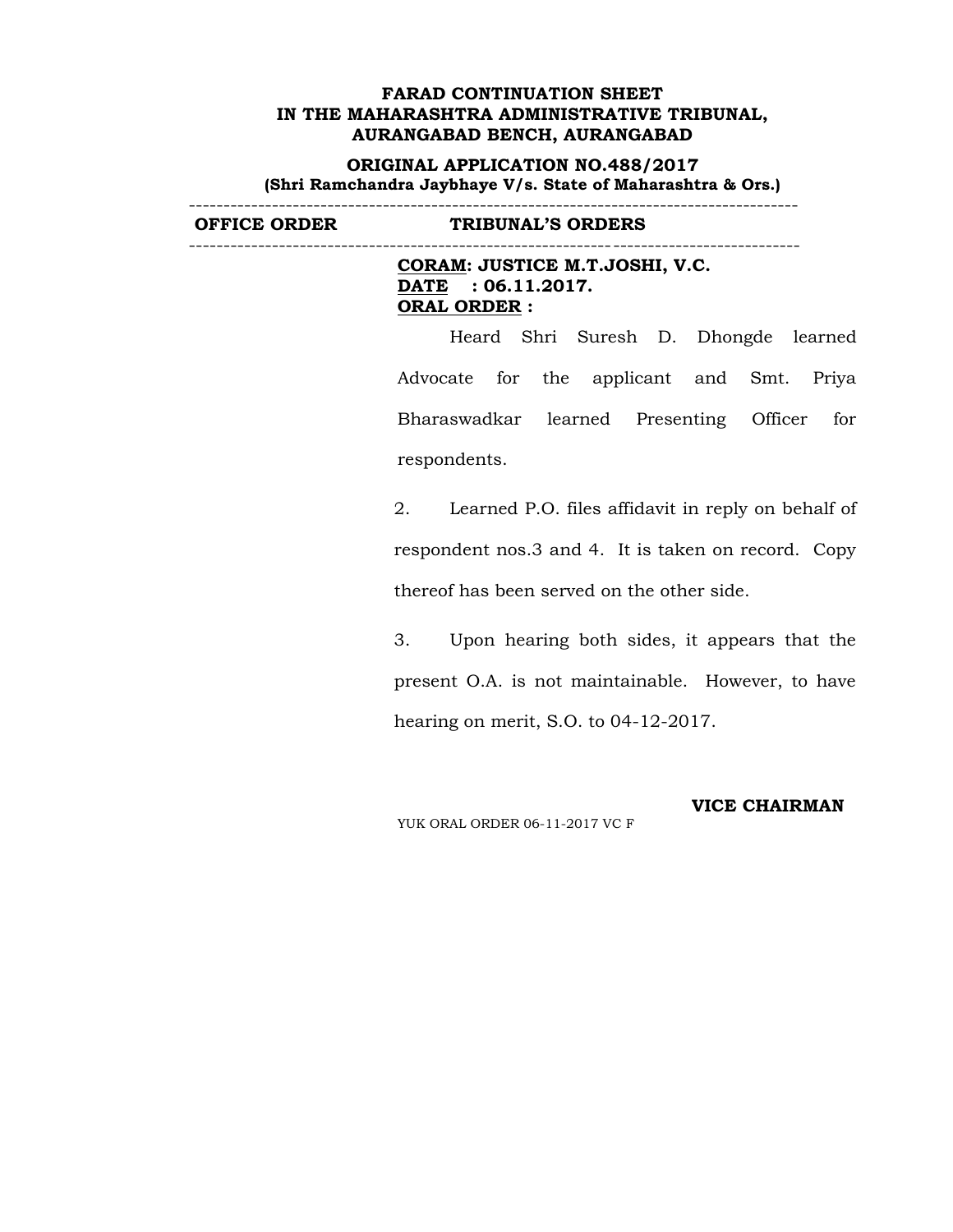**FARAD CONTINUATION SHEET**
**IN THE MAHARASHTRA ADMINISTRATIVE TRIBUNAL,**
**AURANGABAD BENCH, AURANGABAD**

**ORIGINAL APPLICATION NO.488/2017**
**(Shri Ramchandra Jaybhaye V/s. State of Maharashtra & Ors.)**

---

| OFFICE ORDER | TRIBUNAL'S ORDERS |
|---|---|

---

**CORAM: JUSTICE M.T.JOSHI, V.C.**
**DATE : 06.11.2017.**
**ORAL ORDER :**

Heard Shri Suresh D. Dhongde learned Advocate for the applicant and Smt. Priya Bharaswadkar learned Presenting Officer for respondents.

2. Learned P.O. files affidavit in reply on behalf of respondent nos.3 and 4. It is taken on record. Copy thereof has been served on the other side.

3. Upon hearing both sides, it appears that the present O.A. is not maintainable. However, to have hearing on merit, S.O. to 04-12-2017.

**VICE CHAIRMAN**

YUK ORAL ORDER 06-11-2017 VC F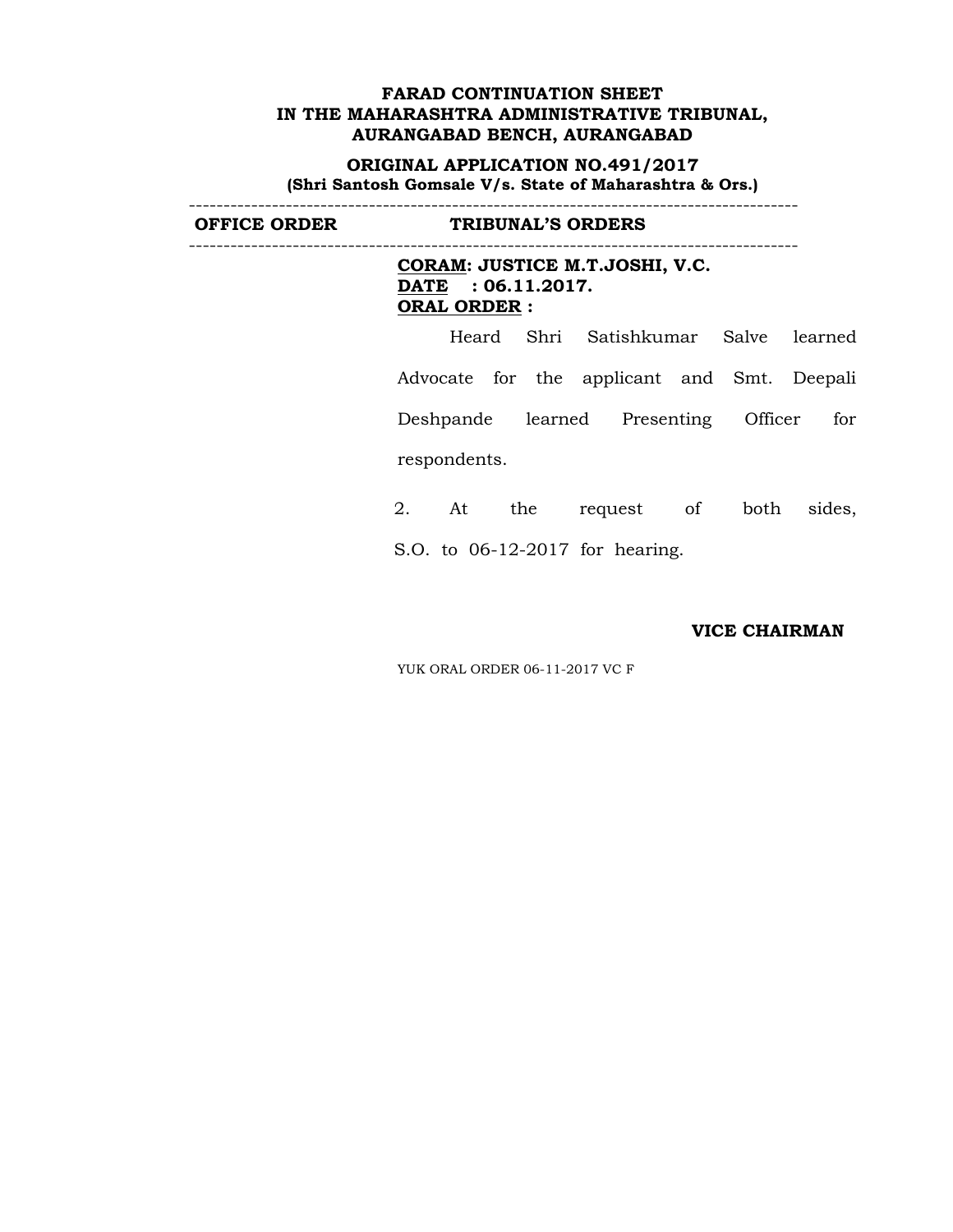**FARAD CONTINUATION SHEET**
**IN THE MAHARASHTRA ADMINISTRATIVE TRIBUNAL,**
**AURANGABAD BENCH, AURANGABAD**

**ORIGINAL APPLICATION NO.491/2017**
**(Shri Santosh Gomsale V/s. State of Maharashtra & Ors.)**

---

| OFFICE ORDER | TRIBUNAL'S ORDERS |
|---|---|

---

**CORAM: JUSTICE M.T.JOSHI, V.C.**
**DATE : 06.11.2017.**
**ORAL ORDER :**

Heard Shri Satishkumar Salve learned Advocate for the applicant and Smt. Deepali Deshpande learned Presenting Officer for respondents.

2. At the request of both sides, S.O. to 06-12-2017 for hearing.

**VICE CHAIRMAN**

YUK ORAL ORDER 06-11-2017 VC F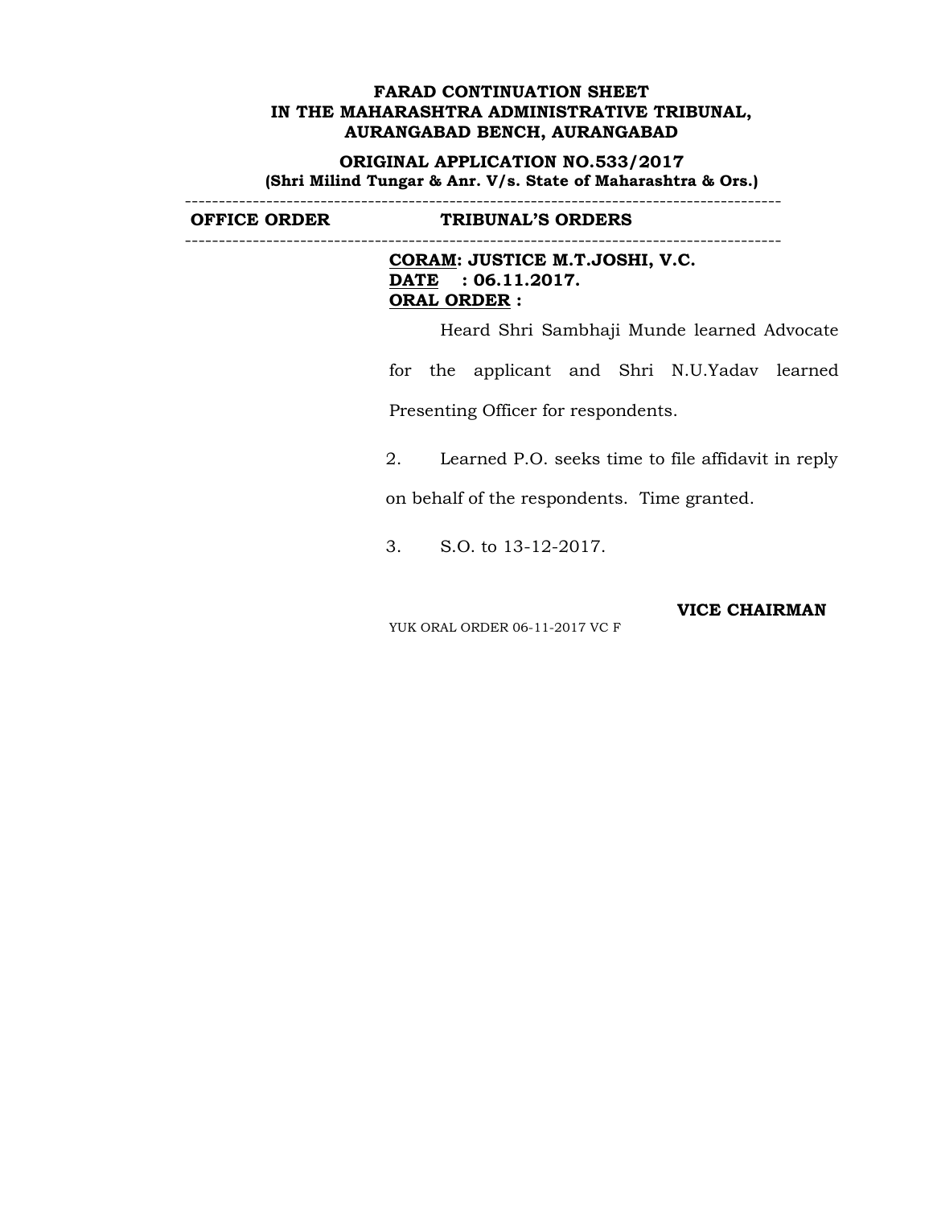**FARAD CONTINUATION SHEET**
**IN THE MAHARASHTRA ADMINISTRATIVE TRIBUNAL,**
**AURANGABAD BENCH, AURANGABAD**

**ORIGINAL APPLICATION NO.533/2017**
**(Shri Milind Tungar & Anr. V/s. State of Maharashtra & Ors.)**

---

| OFFICE ORDER | TRIBUNAL'S ORDERS |
|---|---|
| | **CORAM: JUSTICE M.T.JOSHI, V.C.**<br>**DATE : 06.11.2017.**<br>**ORAL ORDER :**<br><br>Heard Shri Sambhaji Munde learned Advocate for the applicant and Shri N.U.Yadav learned Presenting Officer for respondents.<br><br>2. Learned P.O. seeks time to file affidavit in reply on behalf of the respondents. Time granted.<br><br>3. S.O. to 13-12-2017.<br><br>**VICE CHAIRMAN**<br><br>YUK ORAL ORDER 06-11-2017 VC F |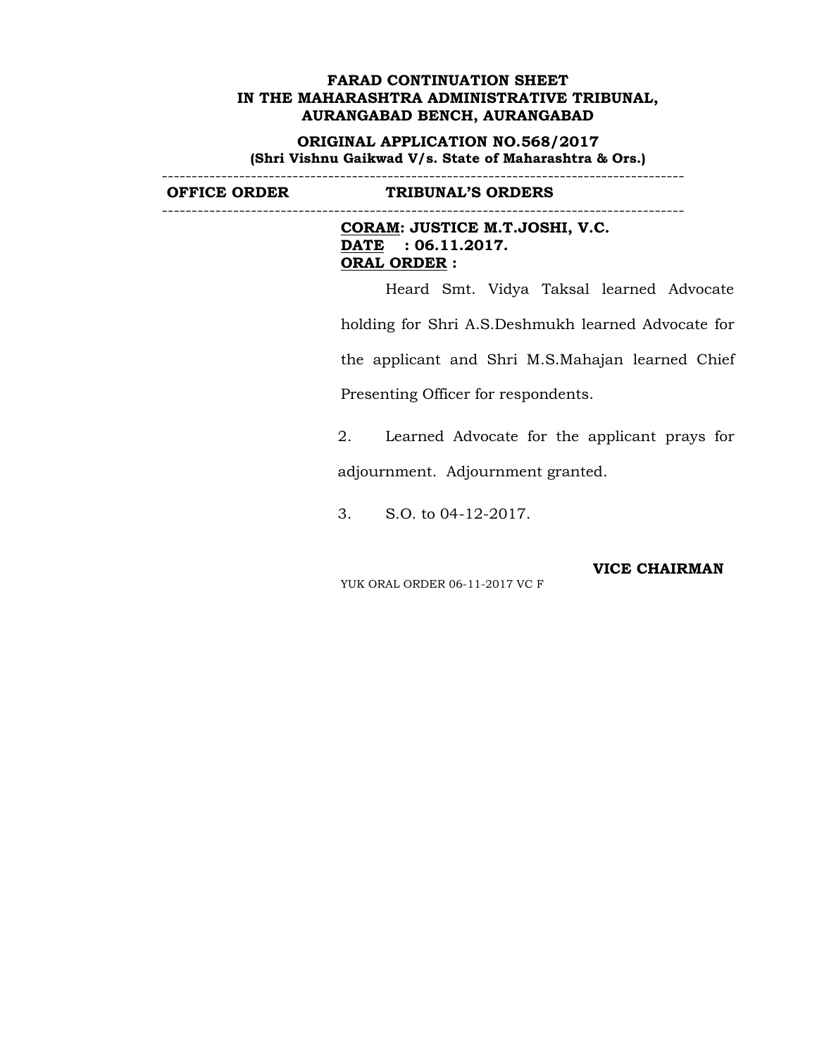**FARAD CONTINUATION SHEET**
**IN THE MAHARASHTRA ADMINISTRATIVE TRIBUNAL,**
**AURANGABAD BENCH, AURANGABAD**

**ORIGINAL APPLICATION NO.568/2017**
**(Shri Vishnu Gaikwad V/s. State of Maharashtra & Ors.)**

---

| OFFICE ORDER | TRIBUNAL'S ORDERS |
|---|---|

---

**CORAM: JUSTICE M.T.JOSHI, V.C.**
**DATE : 06.11.2017.**
**ORAL ORDER :**

Heard Smt. Vidya Taksal learned Advocate holding for Shri A.S.Deshmukh learned Advocate for the applicant and Shri M.S.Mahajan learned Chief Presenting Officer for respondents.

2. Learned Advocate for the applicant prays for adjournment. Adjournment granted.

3. S.O. to 04-12-2017.

**VICE CHAIRMAN**

YUK ORAL ORDER 06-11-2017 VC F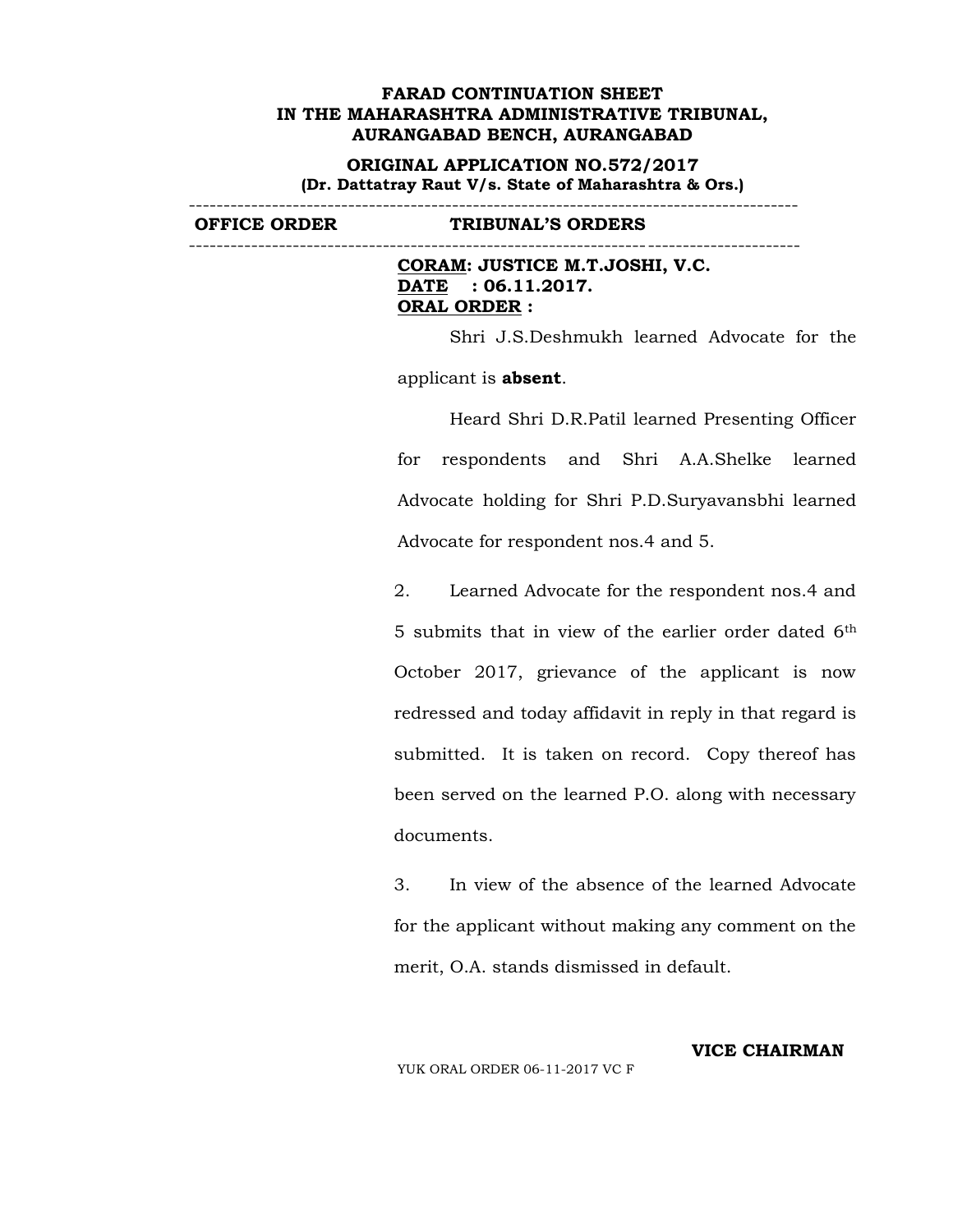**FARAD CONTINUATION SHEET**
**IN THE MAHARASHTRA ADMINISTRATIVE TRIBUNAL,**
**AURANGABAD BENCH, AURANGABAD**

**ORIGINAL APPLICATION NO.572/2017**
**(Dr. Dattatray Raut V/s. State of Maharashtra & Ors.)**

| OFFICE ORDER | TRIBUNAL'S ORDERS |
|---|---|

**CORAM: JUSTICE M.T.JOSHI, V.C.**
**DATE : 06.11.2017.**
**ORAL ORDER :**

Shri J.S.Deshmukh learned Advocate for the applicant is **absent**.

Heard Shri D.R.Patil learned Presenting Officer for respondents and Shri A.A.Shelke learned Advocate holding for Shri P.D.Suryavansbhi learned Advocate for respondent nos.4 and 5.

2. Learned Advocate for the respondent nos.4 and 5 submits that in view of the earlier order dated 6th October 2017, grievance of the applicant is now redressed and today affidavit in reply in that regard is submitted. It is taken on record. Copy thereof has been served on the learned P.O. along with necessary documents.

3. In view of the absence of the learned Advocate for the applicant without making any comment on the merit, O.A. stands dismissed in default.

**VICE CHAIRMAN**

YUK ORAL ORDER 06-11-2017 VC F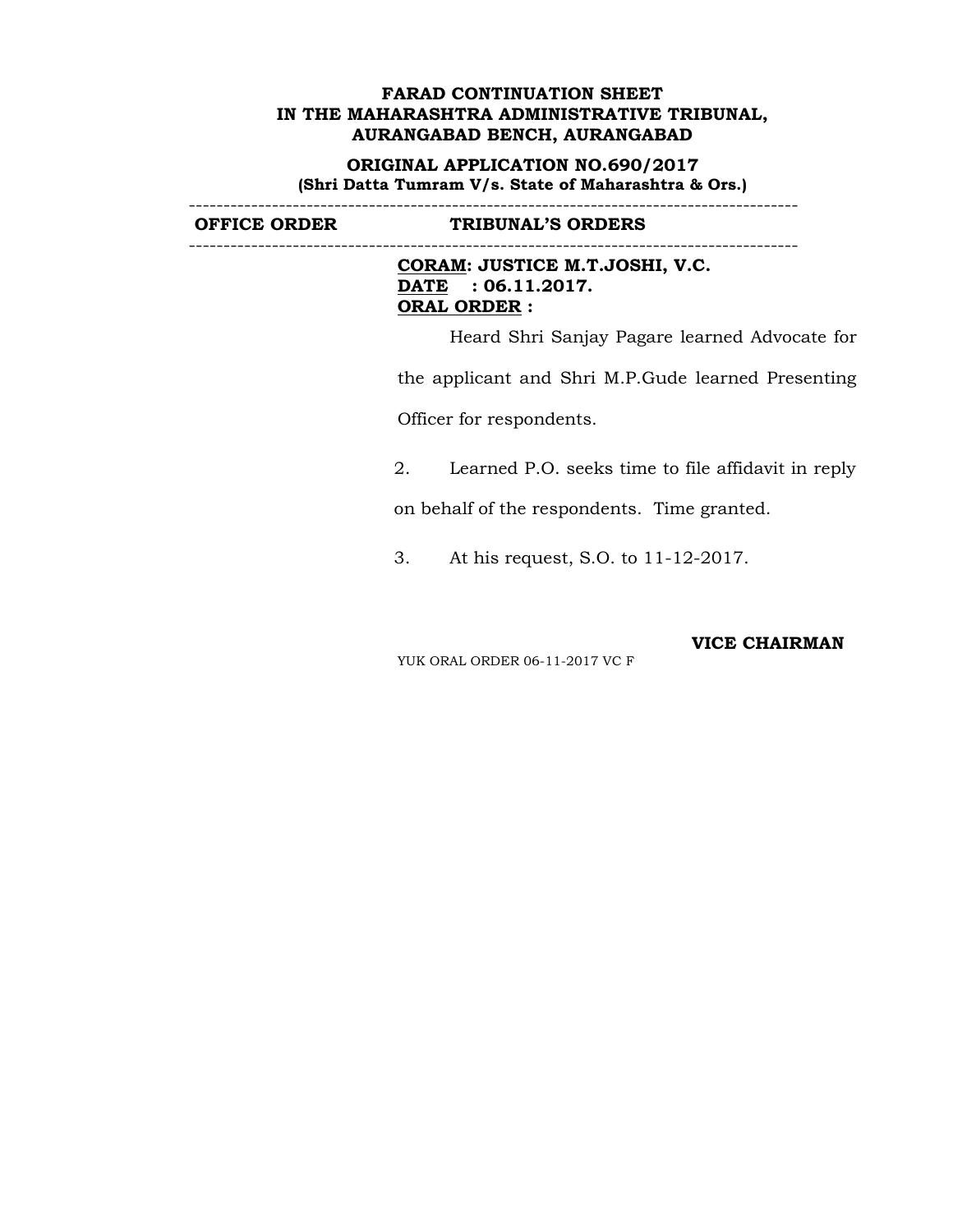**FARAD CONTINUATION SHEET**
**IN THE MAHARASHTRA ADMINISTRATIVE TRIBUNAL,**
**AURANGABAD BENCH, AURANGABAD**

**ORIGINAL APPLICATION NO.690/2017**
**(Shri Datta Tumram V/s. State of Maharashtra & Ors.)**

---

| OFFICE ORDER | TRIBUNAL'S ORDERS |
|---|---|

---

**CORAM: JUSTICE M.T.JOSHI, V.C.**
**DATE : 06.11.2017.**
**ORAL ORDER :**

Heard Shri Sanjay Pagare learned Advocate for the applicant and Shri M.P.Gude learned Presenting Officer for respondents.

2. Learned P.O. seeks time to file affidavit in reply on behalf of the respondents. Time granted.

3. At his request, S.O. to 11-12-2017.

**VICE CHAIRMAN**

YUK ORAL ORDER 06-11-2017 VC F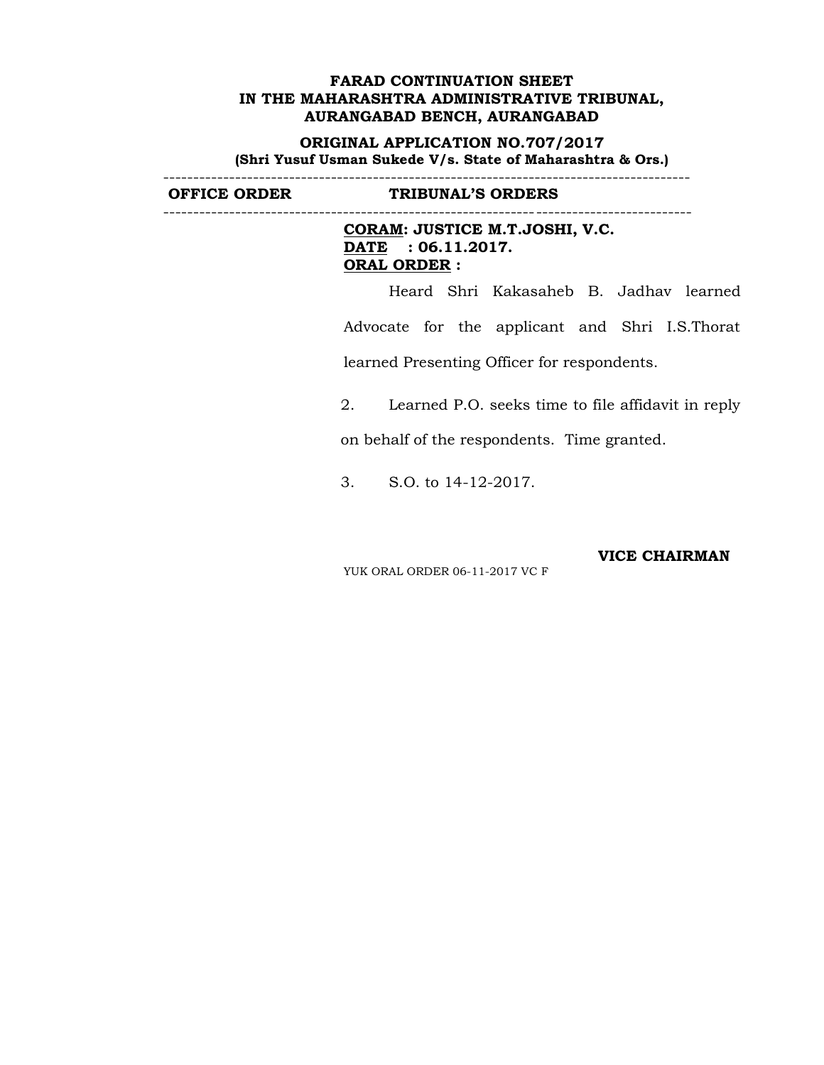**FARAD CONTINUATION SHEET**
**IN THE MAHARASHTRA ADMINISTRATIVE TRIBUNAL,**
**AURANGABAD BENCH, AURANGABAD**

**ORIGINAL APPLICATION NO.707/2017**
**(Shri Yusuf Usman Sukede V/s. State of Maharashtra & Ors.)**

---

| OFFICE ORDER | TRIBUNAL'S ORDERS |
|---|---|
| | **CORAM: JUSTICE M.T.JOSHI, V.C.** |
| | **DATE : 06.11.2017.** |
| | **ORAL ORDER :** |

Heard Shri Kakasaheb B. Jadhav learned Advocate for the applicant and Shri I.S.Thorat learned Presenting Officer for respondents.

2. Learned P.O. seeks time to file affidavit in reply on behalf of the respondents. Time granted.

3. S.O. to 14-12-2017.

**VICE CHAIRMAN**

YUK ORAL ORDER 06-11-2017 VC F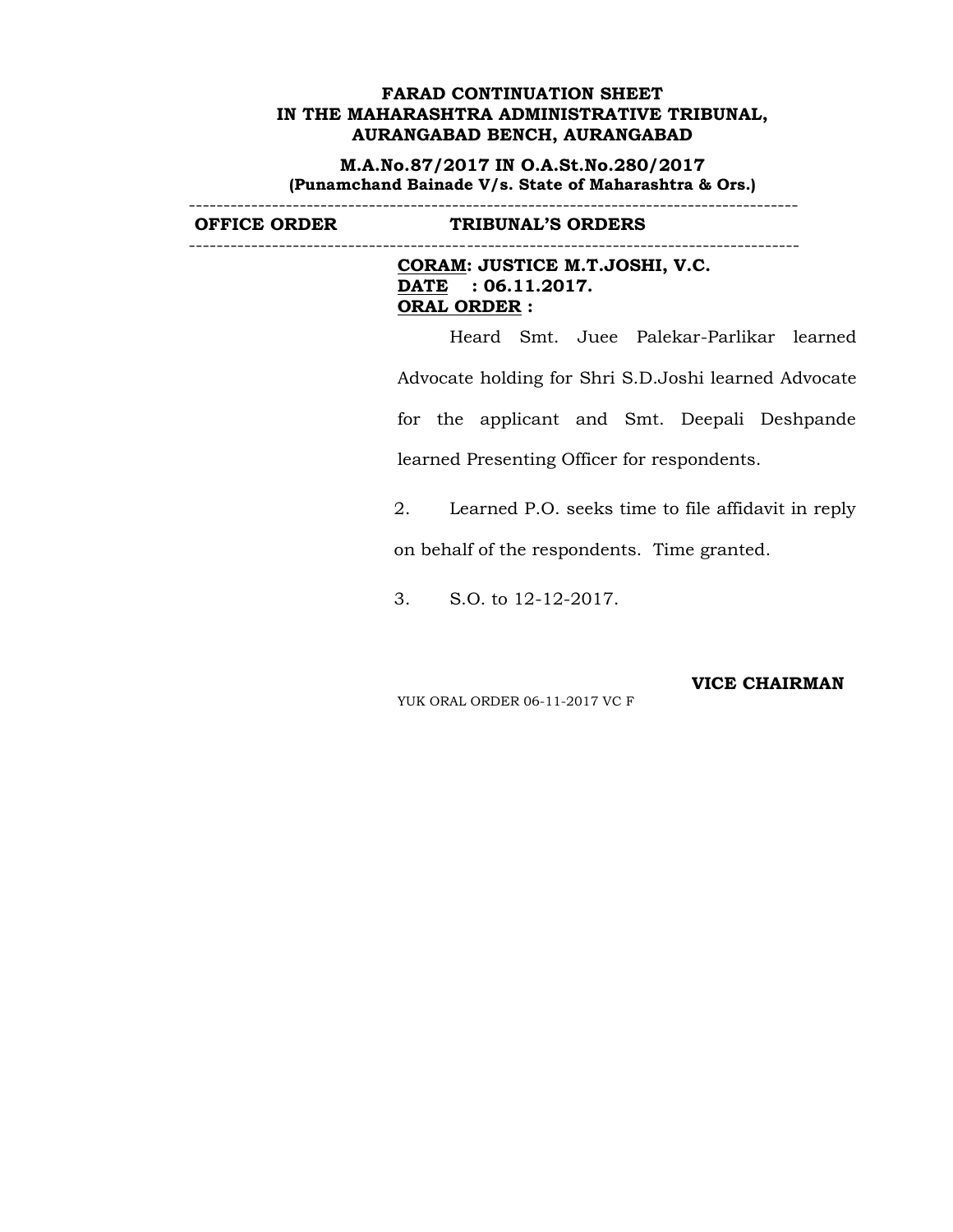**FARAD CONTINUATION SHEET**
**IN THE MAHARASHTRA ADMINISTRATIVE TRIBUNAL,**
**AURANGABAD BENCH, AURANGABAD**

**M.A.No.87/2017 IN O.A.St.No.280/2017**
**(Punamchand Bainade V/s. State of Maharashtra & Ors.)**

---

| OFFICE ORDER | TRIBUNAL'S ORDERS |
|---|---|

---

**CORAM: JUSTICE M.T.JOSHI, V.C.**
**DATE : 06.11.2017.**
**ORAL ORDER :**

Heard Smt. Juee Palekar-Parlikar learned Advocate holding for Shri S.D.Joshi learned Advocate for the applicant and Smt. Deepali Deshpande learned Presenting Officer for respondents.

2. Learned P.O. seeks time to file affidavit in reply on behalf of the respondents. Time granted.

3. S.O. to 12-12-2017.

**VICE CHAIRMAN**

YUK ORAL ORDER 06-11-2017 VC F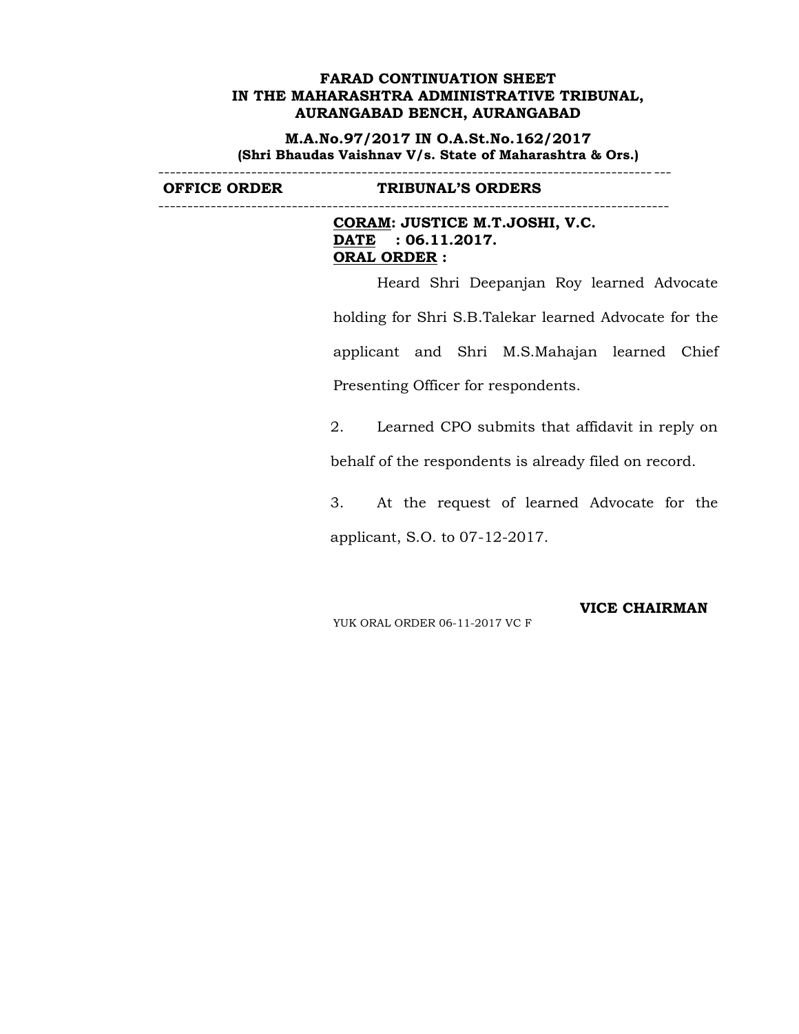**FARAD CONTINUATION SHEET**
**IN THE MAHARASHTRA ADMINISTRATIVE TRIBUNAL,**
**AURANGABAD BENCH, AURANGABAD**

**M.A.No.97/2017 IN O.A.St.No.162/2017**
**(Shri Bhaudas Vaishnav V/s. State of Maharashtra & Ors.)**

---

| **OFFICE ORDER** | **TRIBUNAL'S ORDERS** |
|---|---|
| | **CORAM: JUSTICE M.T.JOSHI, V.C.**<br>**DATE : 06.11.2017.**<br>**ORAL ORDER :**<br><br>Heard Shri Deepanjan Roy learned Advocate holding for Shri S.B.Talekar learned Advocate for the applicant and Shri M.S.Mahajan learned Chief Presenting Officer for respondents.<br><br>2. Learned CPO submits that affidavit in reply on behalf of the respondents is already filed on record.<br><br>3. At the request of learned Advocate for the applicant, S.O. to 07-12-2017.<br><br>**VICE CHAIRMAN**<br><br>YUK ORAL ORDER 06-11-2017 VC F |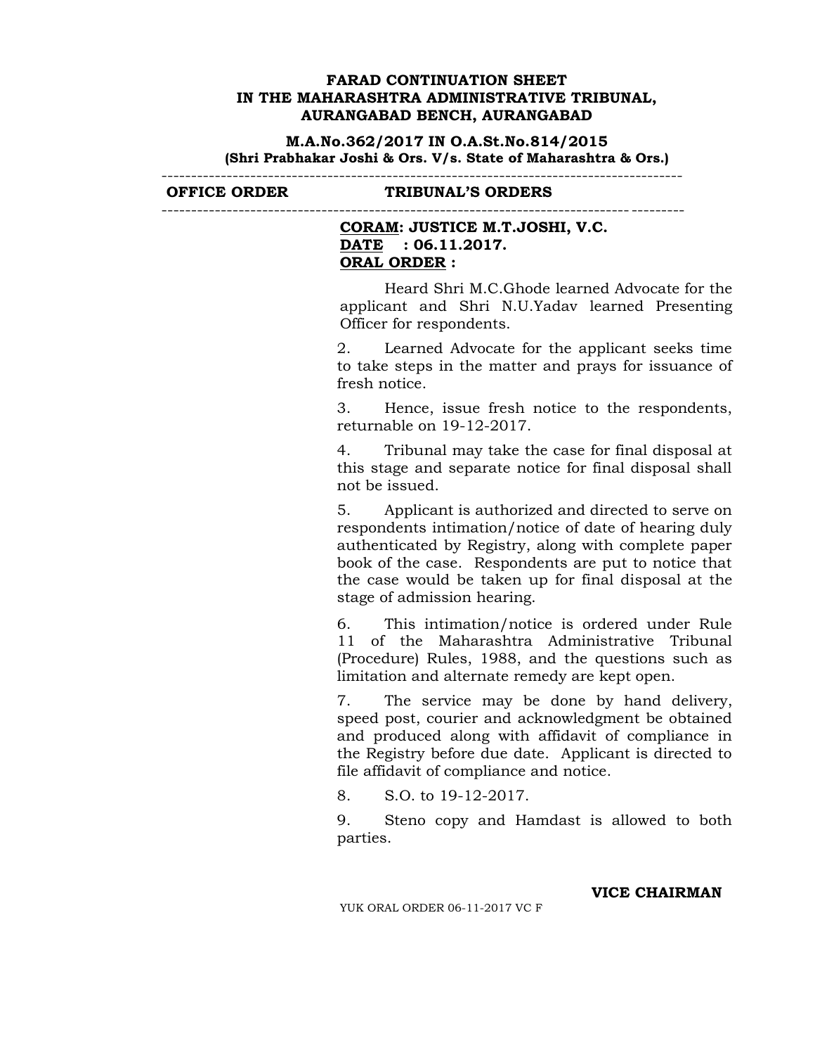**FARAD CONTINUATION SHEET**
**IN THE MAHARASHTRA ADMINISTRATIVE TRIBUNAL,**
**AURANGABAD BENCH, AURANGABAD**

**M.A.No.362/2017 IN O.A.St.No.814/2015**
**(Shri Prabhakar Joshi & Ors. V/s. State of Maharashtra & Ors.)**

---

| OFFICE ORDER | TRIBUNAL'S ORDERS |
|---|---|
| | **CORAM: JUSTICE M.T.JOSHI, V.C.**<br>**DATE : 06.11.2017.**<br>**ORAL ORDER :** |

Heard Shri M.C.Ghode learned Advocate for the applicant and Shri N.U.Yadav learned Presenting Officer for respondents.

2. Learned Advocate for the applicant seeks time to take steps in the matter and prays for issuance of fresh notice.

3. Hence, issue fresh notice to the respondents, returnable on 19-12-2017.

4. Tribunal may take the case for final disposal at this stage and separate notice for final disposal shall not be issued.

5. Applicant is authorized and directed to serve on respondents intimation/notice of date of hearing duly authenticated by Registry, along with complete paper book of the case. Respondents are put to notice that the case would be taken up for final disposal at the stage of admission hearing.

6. This intimation/notice is ordered under Rule 11 of the Maharashtra Administrative Tribunal (Procedure) Rules, 1988, and the questions such as limitation and alternate remedy are kept open.

7. The service may be done by hand delivery, speed post, courier and acknowledgment be obtained and produced along with affidavit of compliance in the Registry before due date. Applicant is directed to file affidavit of compliance and notice.

8. S.O. to 19-12-2017.

9. Steno copy and Hamdast is allowed to both parties.

**VICE CHAIRMAN**

YUK ORAL ORDER 06-11-2017 VC F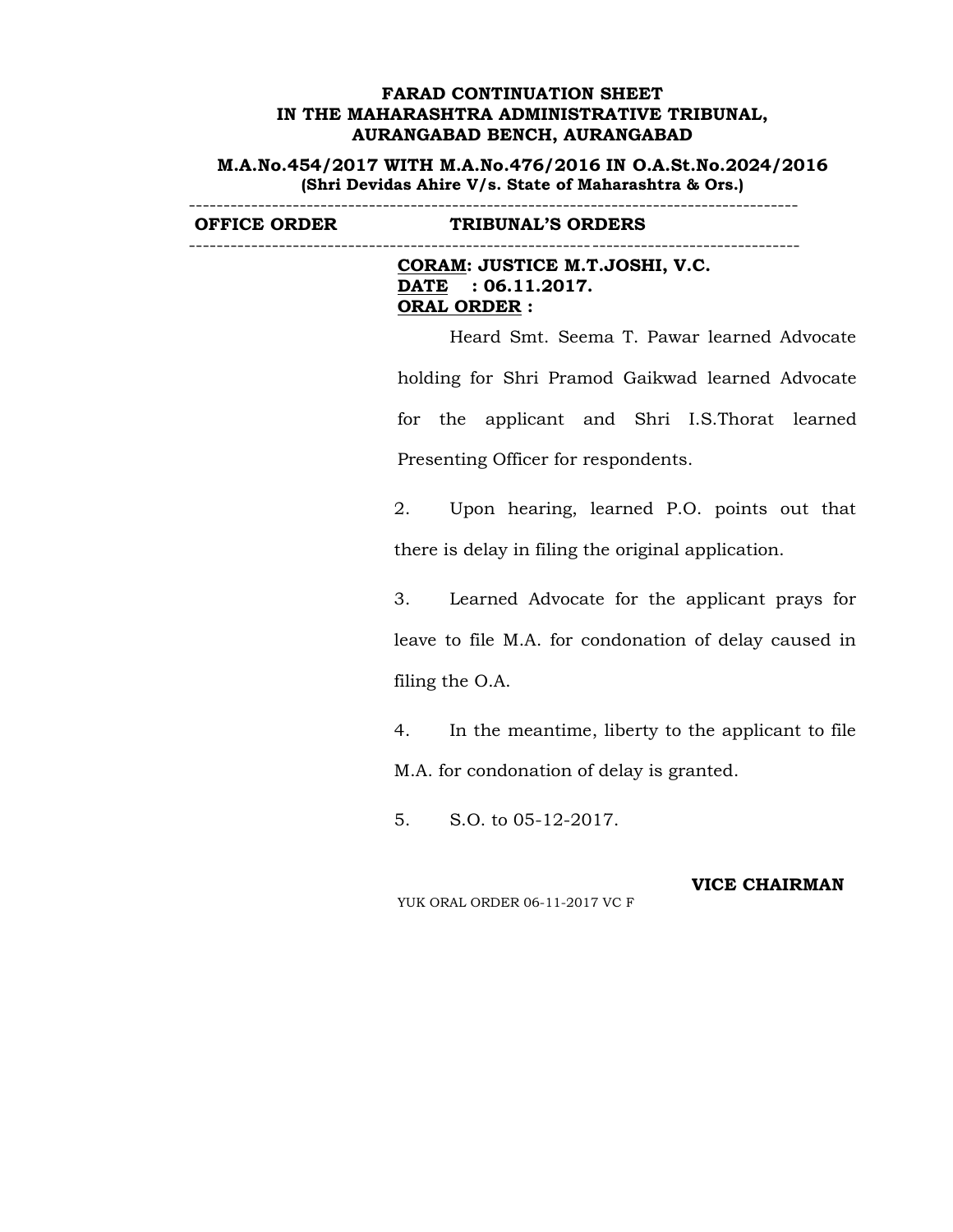**FARAD CONTINUATION SHEET**
**IN THE MAHARASHTRA ADMINISTRATIVE TRIBUNAL,**
**AURANGABAD BENCH, AURANGABAD**

**M.A.No.454/2017 WITH M.A.No.476/2016 IN O.A.St.No.2024/2016**
**(Shri Devidas Ahire V/s. State of Maharashtra & Ors.)**

---

| OFFICE ORDER | TRIBUNAL'S ORDERS |
|---|---|

---

**CORAM: JUSTICE M.T.JOSHI, V.C.**
**DATE : 06.11.2017.**
**ORAL ORDER :**

Heard Smt. Seema T. Pawar learned Advocate holding for Shri Pramod Gaikwad learned Advocate for the applicant and Shri I.S.Thorat learned Presenting Officer for respondents.

2. Upon hearing, learned P.O. points out that there is delay in filing the original application.

3. Learned Advocate for the applicant prays for leave to file M.A. for condonation of delay caused in filing the O.A.

4. In the meantime, liberty to the applicant to file M.A. for condonation of delay is granted.

5. S.O. to 05-12-2017.

**VICE CHAIRMAN**

YUK ORAL ORDER 06-11-2017 VC F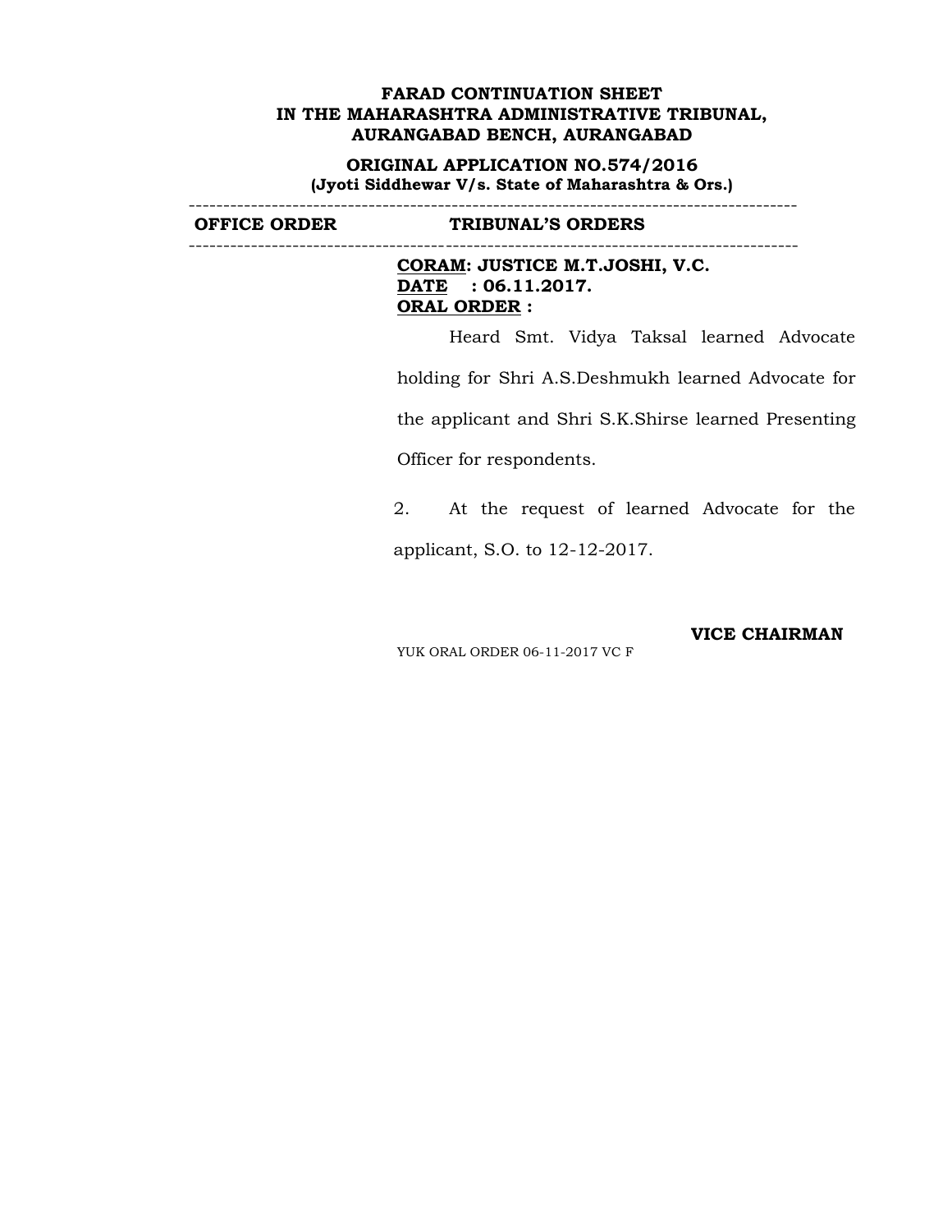**FARAD CONTINUATION SHEET**
**IN THE MAHARASHTRA ADMINISTRATIVE TRIBUNAL,**
**AURANGABAD BENCH, AURANGABAD**

**ORIGINAL APPLICATION NO.574/2016**
**(Jyoti Siddhewar V/s. State of Maharashtra & Ors.)**

---

| OFFICE ORDER | TRIBUNAL'S ORDERS |
|---|---|
| | **CORAM: JUSTICE M.T.JOSHI, V.C.**<br>**DATE : 06.11.2017.**<br>**ORAL ORDER :**<br><br>Heard Smt. Vidya Taksal learned Advocate holding for Shri A.S.Deshmukh learned Advocate for the applicant and Shri S.K.Shirse learned Presenting Officer for respondents.<br><br>2. At the request of learned Advocate for the applicant, S.O. to 12-12-2017.<br><br>**VICE CHAIRMAN**<br><br>YUK ORAL ORDER 06-11-2017 VC F |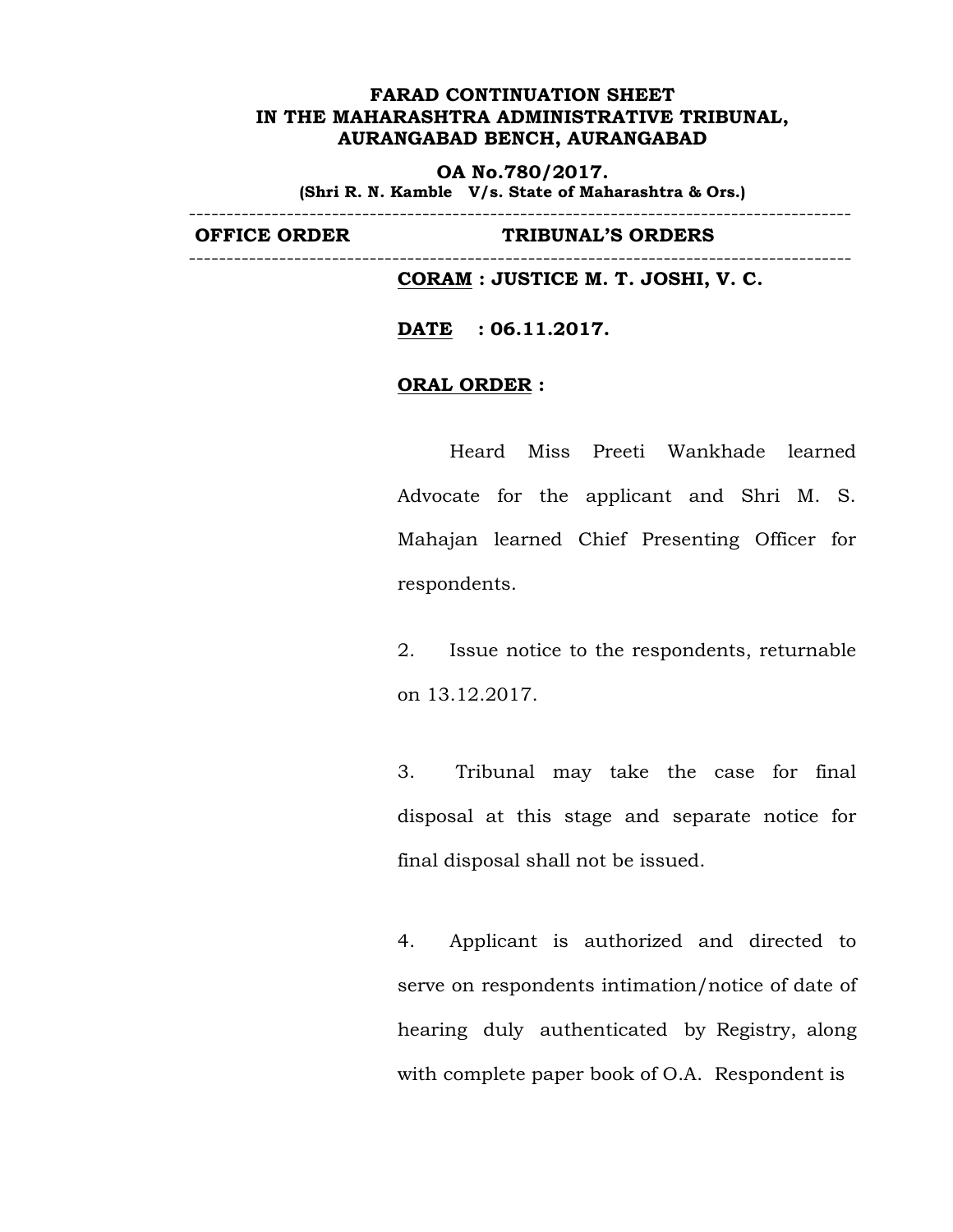**FARAD CONTINUATION SHEET**
**IN THE MAHARASHTRA ADMINISTRATIVE TRIBUNAL,**
**AURANGABAD BENCH, AURANGABAD**

**OA No.780/2017.**
**(Shri R. N. Kamble V/s. State of Maharashtra & Ors.)**

---

| OFFICE ORDER | TRIBUNAL'S ORDERS |
| --- | --- |

---

**CORAM : JUSTICE M. T. JOSHI, V. C.**

**DATE : 06.11.2017.**

**ORAL ORDER :**

Heard Miss Preeti Wankhade learned Advocate for the applicant and Shri M. S. Mahajan learned Chief Presenting Officer for respondents.

2. Issue notice to the respondents, returnable on 13.12.2017.

3. Tribunal may take the case for final disposal at this stage and separate notice for final disposal shall not be issued.

4. Applicant is authorized and directed to serve on respondents intimation/notice of date of hearing duly authenticated by Registry, along with complete paper book of O.A. Respondent is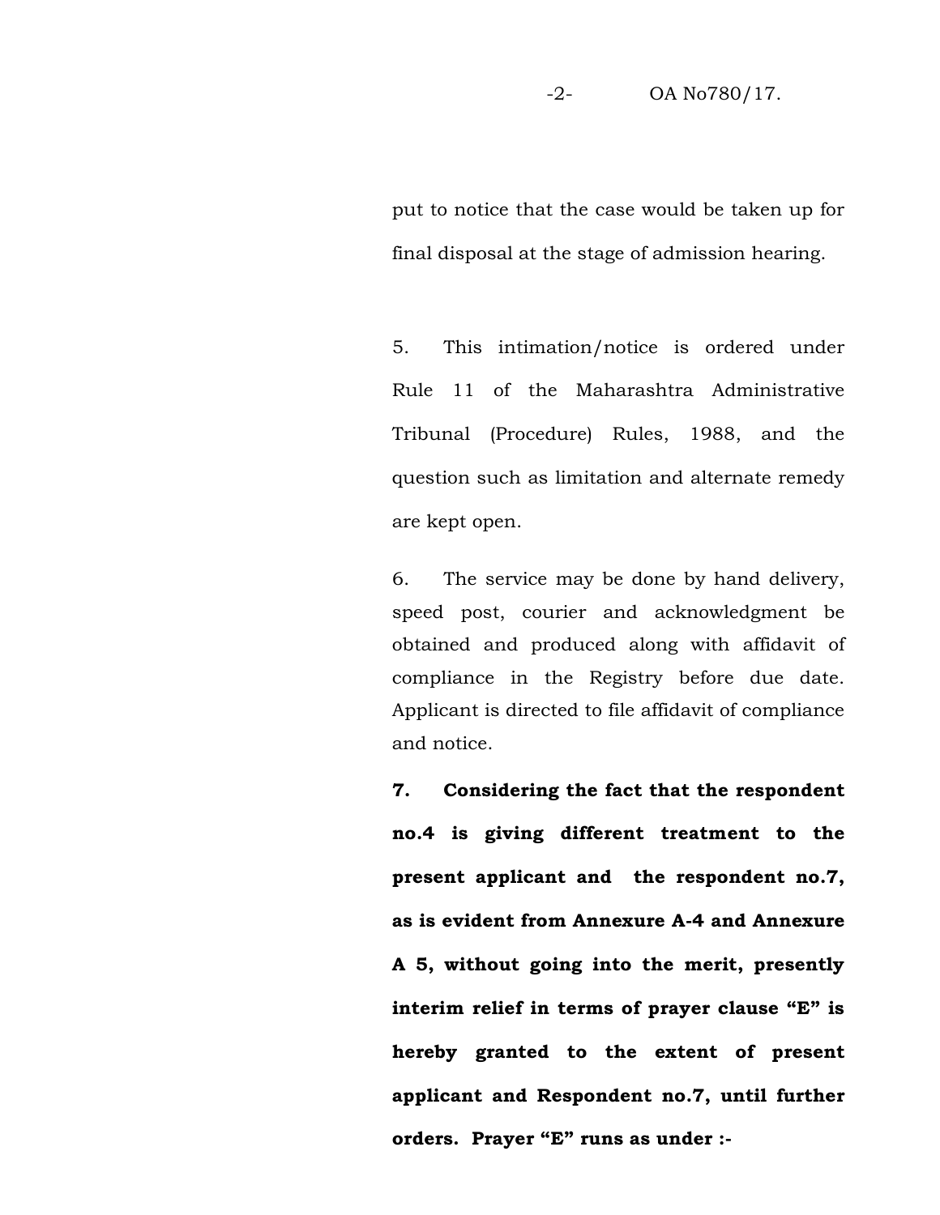put to notice that the case would be taken up for final disposal at the stage of admission hearing.

5. This intimation/notice is ordered under Rule 11 of the Maharashtra Administrative Tribunal (Procedure) Rules, 1988, and the question such as limitation and alternate remedy are kept open.

6. The service may be done by hand delivery, speed post, courier and acknowledgment be obtained and produced along with affidavit of compliance in the Registry before due date. Applicant is directed to file affidavit of compliance and notice.

**7. Considering the fact that the respondent no.4 is giving different treatment to the present applicant and the respondent no.7, as is evident from Annexure A-4 and Annexure A 5, without going into the merit, presently interim relief in terms of prayer clause "E" is hereby granted to the extent of present applicant and Respondent no.7, until further orders. Prayer "E" runs as under :-**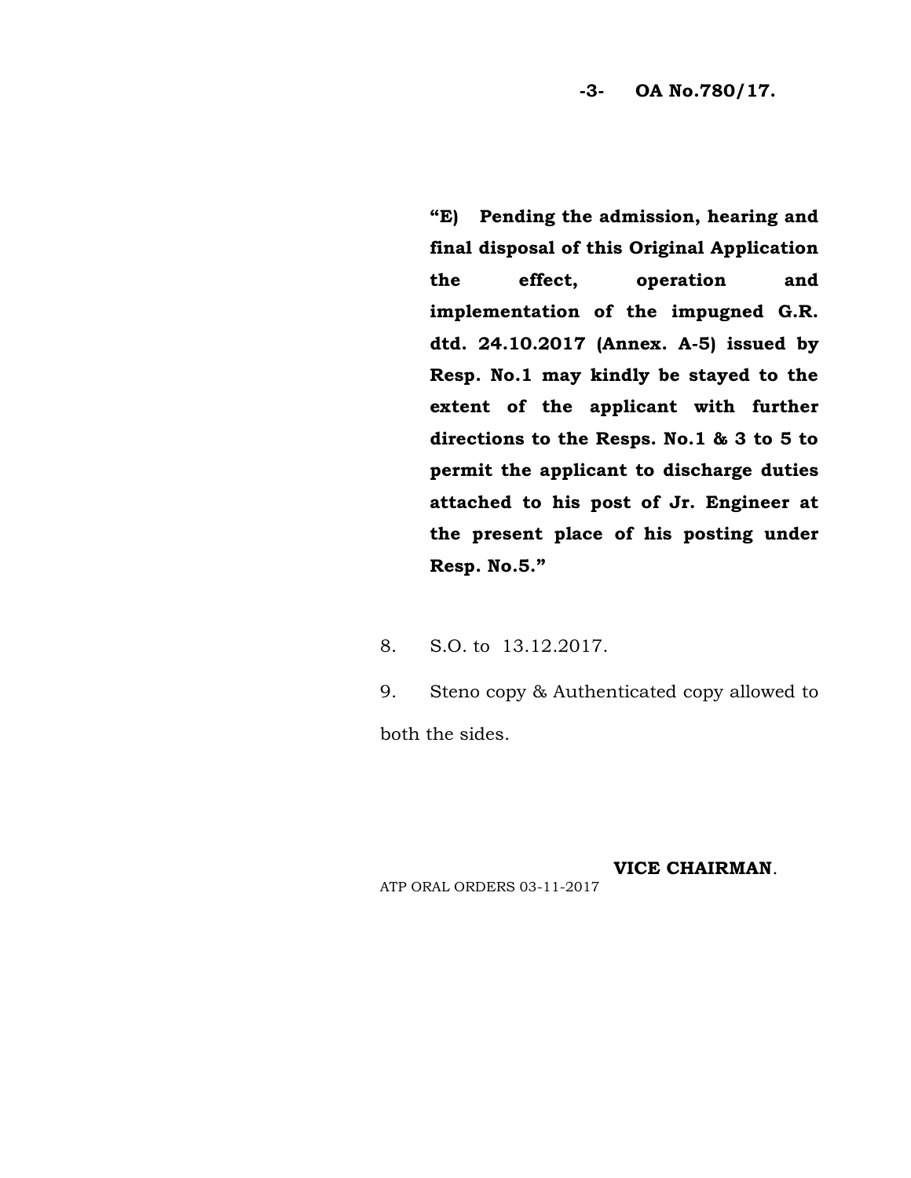**"E) Pending the admission, hearing and final disposal of this Original Application the effect, operation and implementation of the impugned G.R. dtd. 24.10.2017 (Annex. A-5) issued by Resp. No.1 may kindly be stayed to the extent of the applicant with further directions to the Resps. No.1 & 3 to 5 to permit the applicant to discharge duties attached to his post of Jr. Engineer at the present place of his posting under Resp. No.5."**

8. S.O. to 13.12.2017.

9. Steno copy & Authenticated copy allowed to both the sides.

**VICE CHAIRMAN**.

ATP ORAL ORDERS 03-11-2017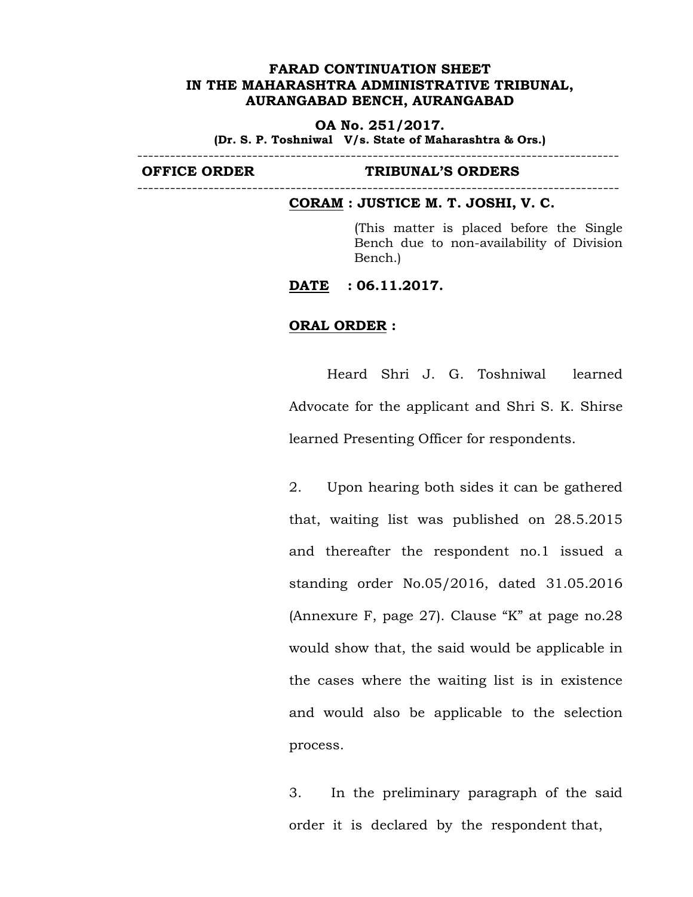**FARAD CONTINUATION SHEET**
**IN THE MAHARASHTRA ADMINISTRATIVE TRIBUNAL,**
**AURANGABAD BENCH, AURANGABAD**

**OA No. 251/2017.**
**(Dr. S. P. Toshniwal V/s. State of Maharashtra & Ors.)**

---

| OFFICE ORDER | TRIBUNAL'S ORDERS |
|---|---|

---

**CORAM : JUSTICE M. T. JOSHI, V. C.**

(This matter is placed before the Single Bench due to non-availability of Division Bench.)

**DATE : 06.11.2017.**

**ORAL ORDER :**

Heard Shri J. G. Toshniwal learned Advocate for the applicant and Shri S. K. Shirse learned Presenting Officer for respondents.

2. Upon hearing both sides it can be gathered that, waiting list was published on 28.5.2015 and thereafter the respondent no.1 issued a standing order No.05/2016, dated 31.05.2016 (Annexure F, page 27). Clause "K" at page no.28 would show that, the said would be applicable in the cases where the waiting list is in existence and would also be applicable to the selection process.

3. In the preliminary paragraph of the said order it is declared by the respondent that,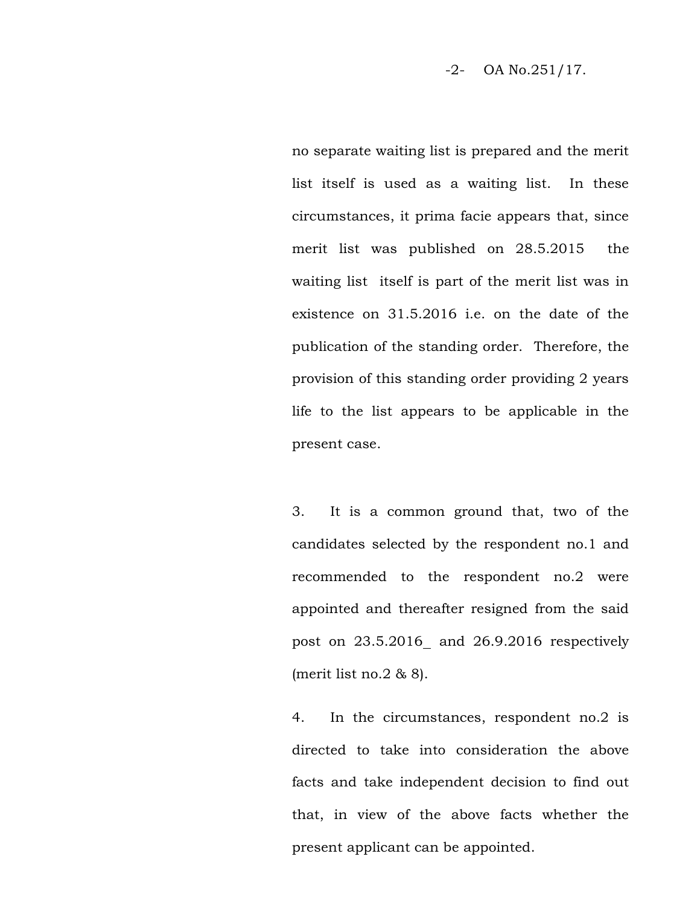no separate waiting list is prepared and the merit list itself is used as a waiting list. In these circumstances, it prima facie appears that, since merit list was published on 28.5.2015 the waiting list itself is part of the merit list was in existence on 31.5.2016 i.e. on the date of the publication of the standing order. Therefore, the provision of this standing order providing 2 years life to the list appears to be applicable in the present case.

3. It is a common ground that, two of the candidates selected by the respondent no.1 and recommended to the respondent no.2 were appointed and thereafter resigned from the said post on 23.5.2016_ and 26.9.2016 respectively (merit list no.2 & 8).

4. In the circumstances, respondent no.2 is directed to take into consideration the above facts and take independent decision to find out that, in view of the above facts whether the present applicant can be appointed.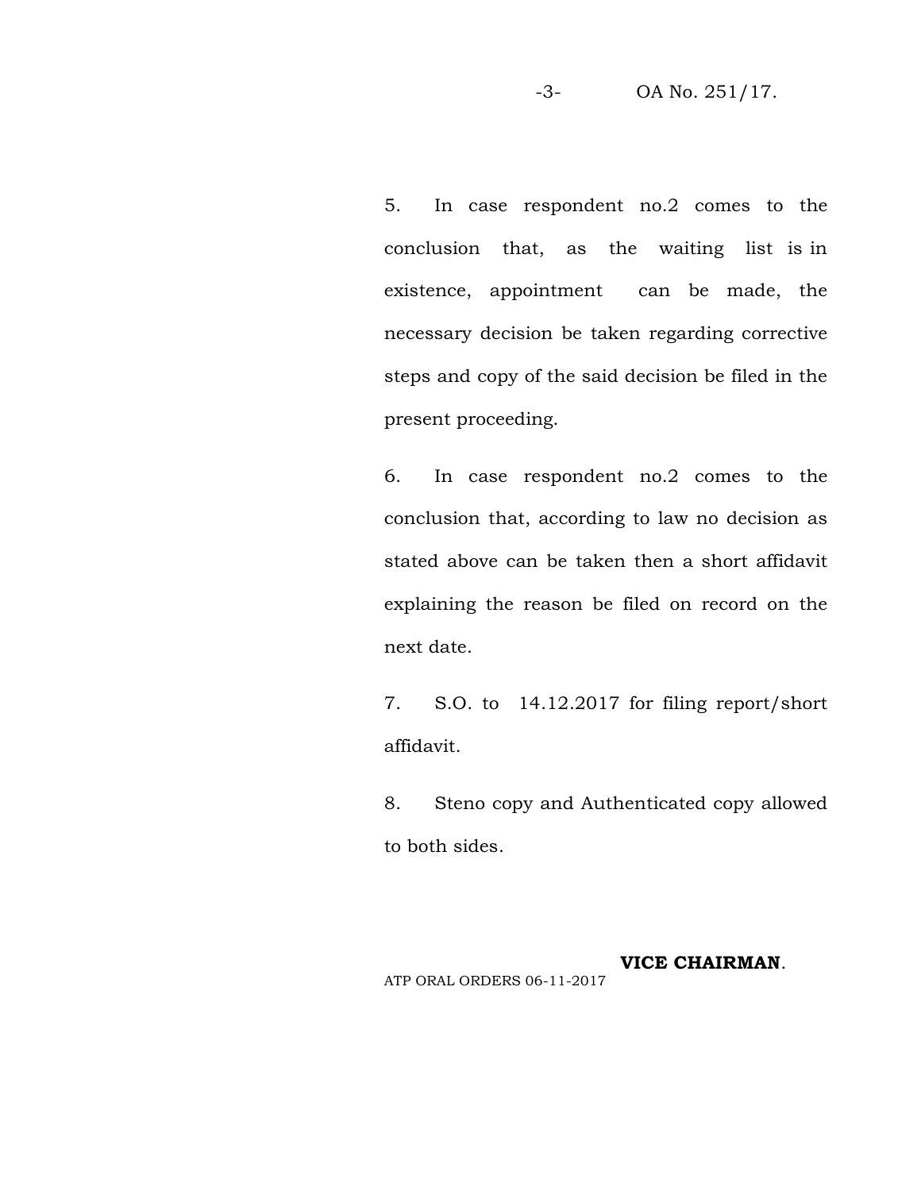5. In case respondent no.2 comes to the conclusion that, as the waiting list is in existence, appointment can be made, the necessary decision be taken regarding corrective steps and copy of the said decision be filed in the present proceeding.

6. In case respondent no.2 comes to the conclusion that, according to law no decision as stated above can be taken then a short affidavit explaining the reason be filed on record on the next date.

7. S.O. to 14.12.2017 for filing report/short affidavit.

8. Steno copy and Authenticated copy allowed to both sides.

**VICE CHAIRMAN**.

ATP ORAL ORDERS 06-11-2017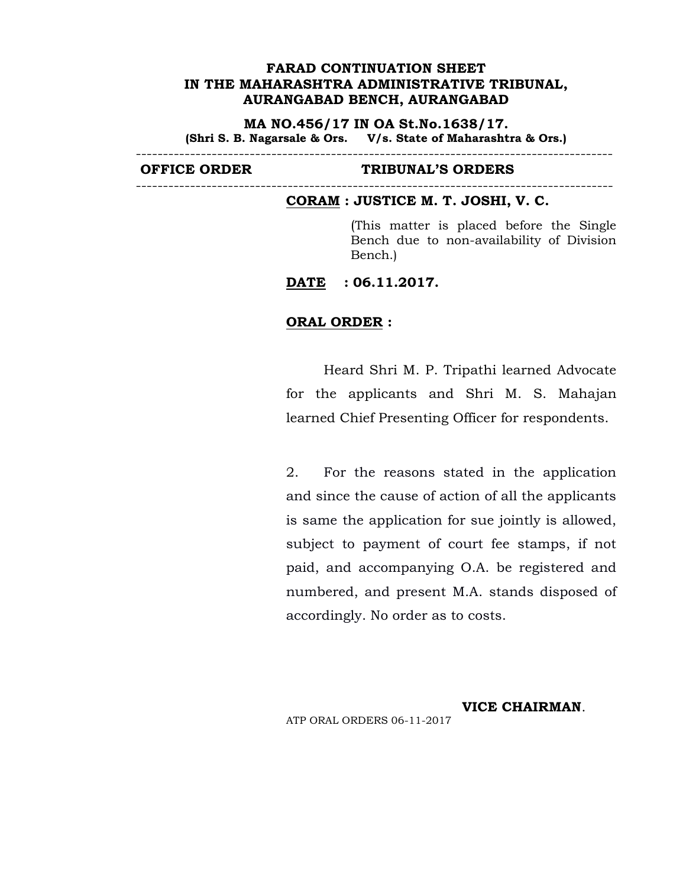**FARAD CONTINUATION SHEET**
**IN THE MAHARASHTRA ADMINISTRATIVE TRIBUNAL,**
**AURANGABAD BENCH, AURANGABAD**

**MA NO.456/17 IN OA St.No.1638/17.**
**(Shri S. B. Nagarsale & Ors. V/s. State of Maharashtra & Ors.)**

---

| OFFICE ORDER | TRIBUNAL'S ORDERS |
|---|---|
| | **CORAM : JUSTICE M. T. JOSHI, V. C.**<br><br>(This matter is placed before the Single Bench due to non-availability of Division Bench.)<br><br>**DATE : 06.11.2017.**<br><br>**ORAL ORDER :**<br><br>Heard Shri M. P. Tripathi learned Advocate for the applicants and Shri M. S. Mahajan learned Chief Presenting Officer for respondents.<br><br>2. For the reasons stated in the application and since the cause of action of all the applicants is same the application for sue jointly is allowed, subject to payment of court fee stamps, if not paid, and accompanying O.A. be registered and numbered, and present M.A. stands disposed of accordingly. No order as to costs.<br><br>**VICE CHAIRMAN**.<br><br>ATP ORAL ORDERS 06-11-2017 |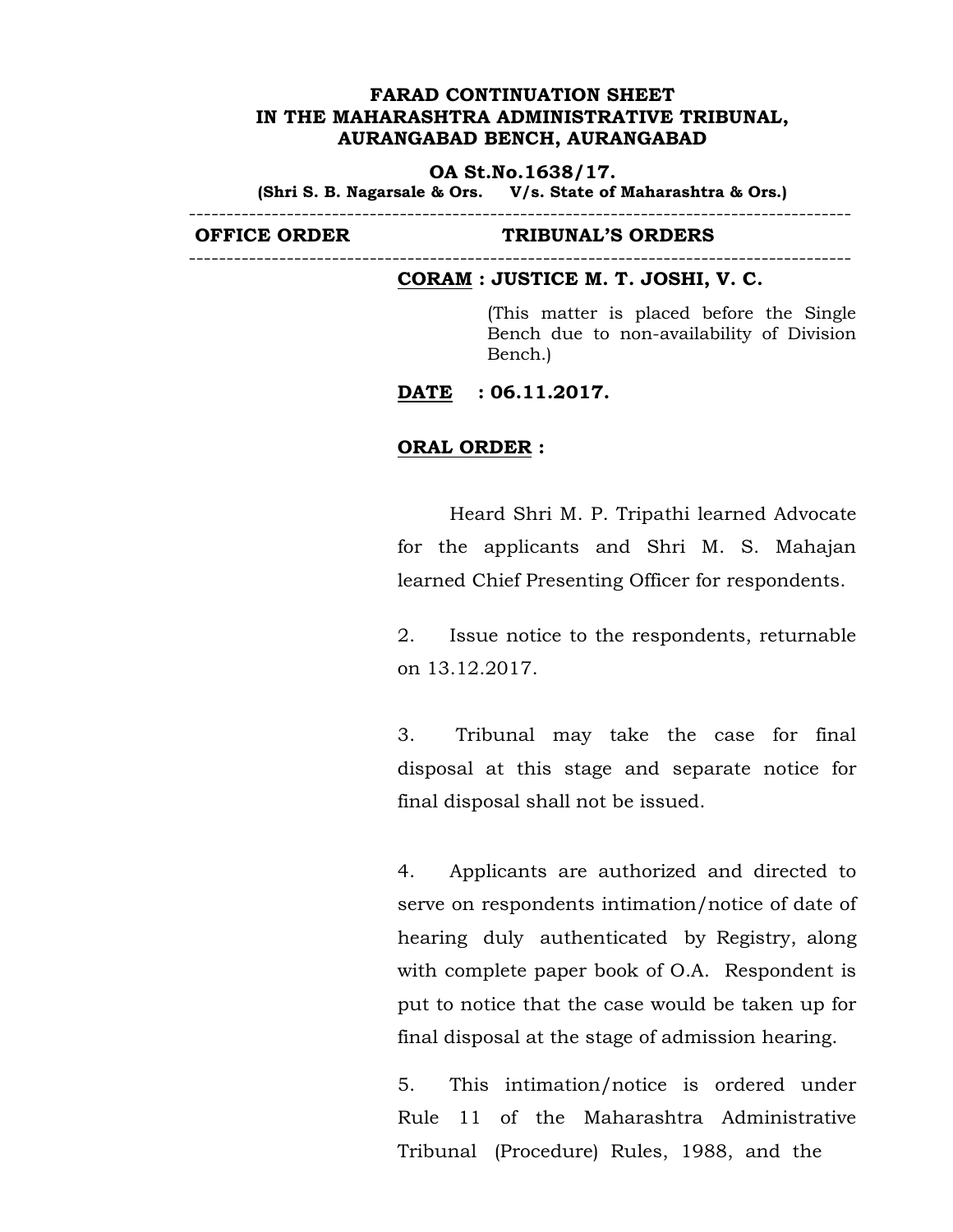**FARAD CONTINUATION SHEET**
**IN THE MAHARASHTRA ADMINISTRATIVE TRIBUNAL,**
**AURANGABAD BENCH, AURANGABAD**

**OA St.No.1638/17.**
**(Shri S. B. Nagarsale & Ors. V/s. State of Maharashtra & Ors.)**

---

| OFFICE ORDER | TRIBUNAL'S ORDERS |
|---|---|

---

**CORAM : JUSTICE M. T. JOSHI, V. C.**

(This matter is placed before the Single Bench due to non-availability of Division Bench.)

**DATE : 06.11.2017.**

**ORAL ORDER :**

Heard Shri M. P. Tripathi learned Advocate for the applicants and Shri M. S. Mahajan learned Chief Presenting Officer for respondents.

2. Issue notice to the respondents, returnable on 13.12.2017.

3. Tribunal may take the case for final disposal at this stage and separate notice for final disposal shall not be issued.

4. Applicants are authorized and directed to serve on respondents intimation/notice of date of hearing duly authenticated by Registry, along with complete paper book of O.A. Respondent is put to notice that the case would be taken up for final disposal at the stage of admission hearing.

5. This intimation/notice is ordered under Rule 11 of the Maharashtra Administrative Tribunal (Procedure) Rules, 1988, and the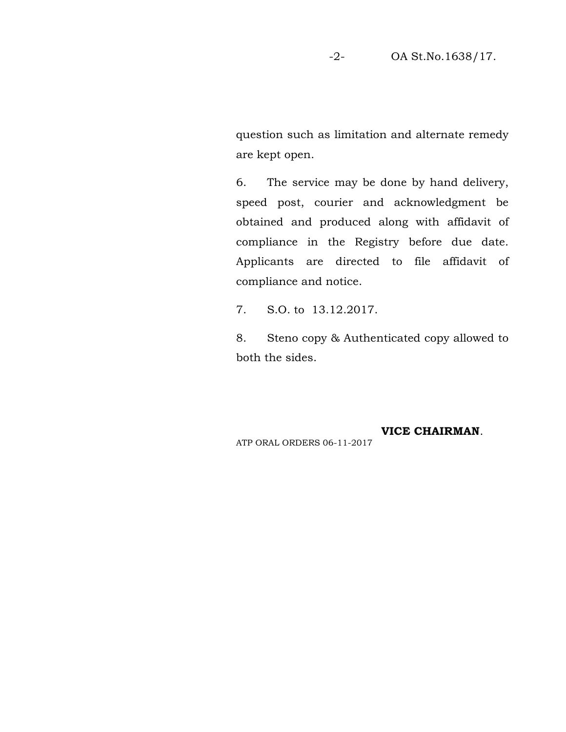question such as limitation and alternate remedy are kept open.

6. The service may be done by hand delivery, speed post, courier and acknowledgment be obtained and produced along with affidavit of compliance in the Registry before due date. Applicants are directed to file affidavit of compliance and notice.

7. S.O. to 13.12.2017.

8. Steno copy & Authenticated copy allowed to both the sides.

**VICE CHAIRMAN**.

ATP ORAL ORDERS 06-11-2017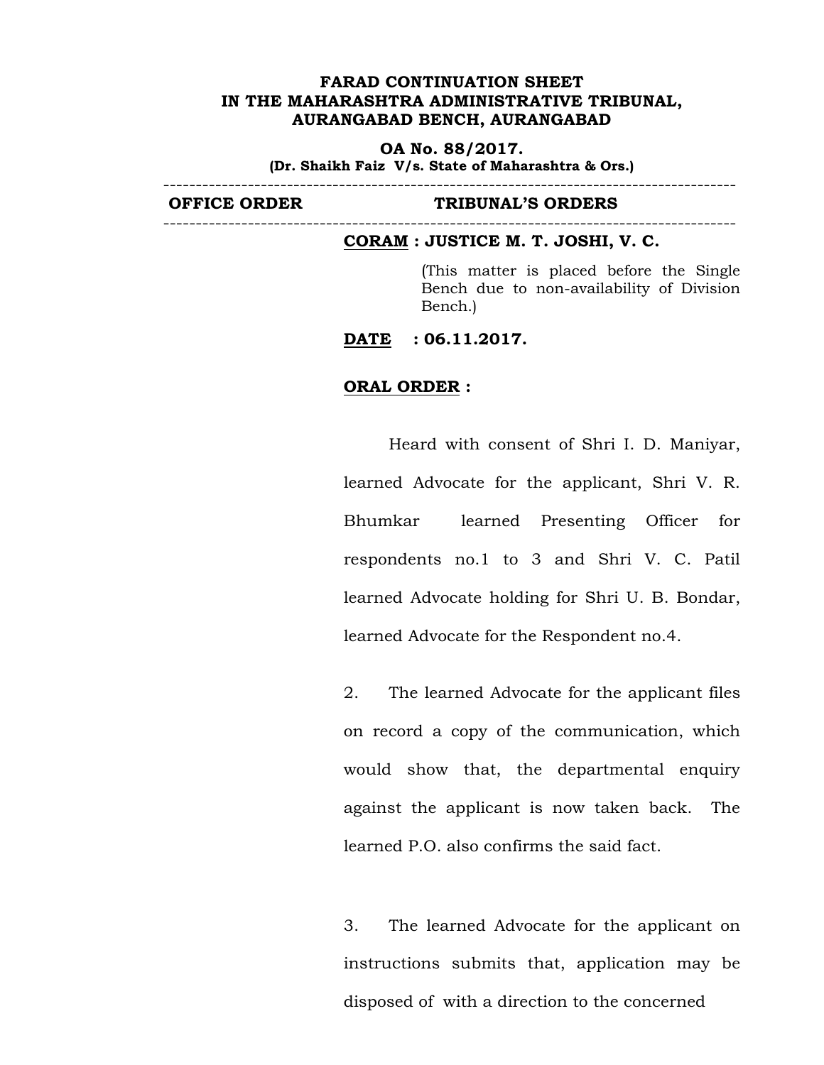**FARAD CONTINUATION SHEET**
**IN THE MAHARASHTRA ADMINISTRATIVE TRIBUNAL,**
**AURANGABAD BENCH, AURANGABAD**

**OA No. 88/2017.**
**(Dr. Shaikh Faiz V/s. State of Maharashtra & Ors.)**

---

| OFFICE ORDER | TRIBUNAL'S ORDERS |
|---|---|

---

**CORAM : JUSTICE M. T. JOSHI, V. C.**

(This matter is placed before the Single Bench due to non-availability of Division Bench.)

**DATE : 06.11.2017.**

**ORAL ORDER :**

Heard with consent of Shri I. D. Maniyar, learned Advocate for the applicant, Shri V. R. Bhumkar learned Presenting Officer for respondents no.1 to 3 and Shri V. C. Patil learned Advocate holding for Shri U. B. Bondar, learned Advocate for the Respondent no.4.

2. The learned Advocate for the applicant files on record a copy of the communication, which would show that, the departmental enquiry against the applicant is now taken back. The learned P.O. also confirms the said fact.

3. The learned Advocate for the applicant on instructions submits that, application may be disposed of with a direction to the concerned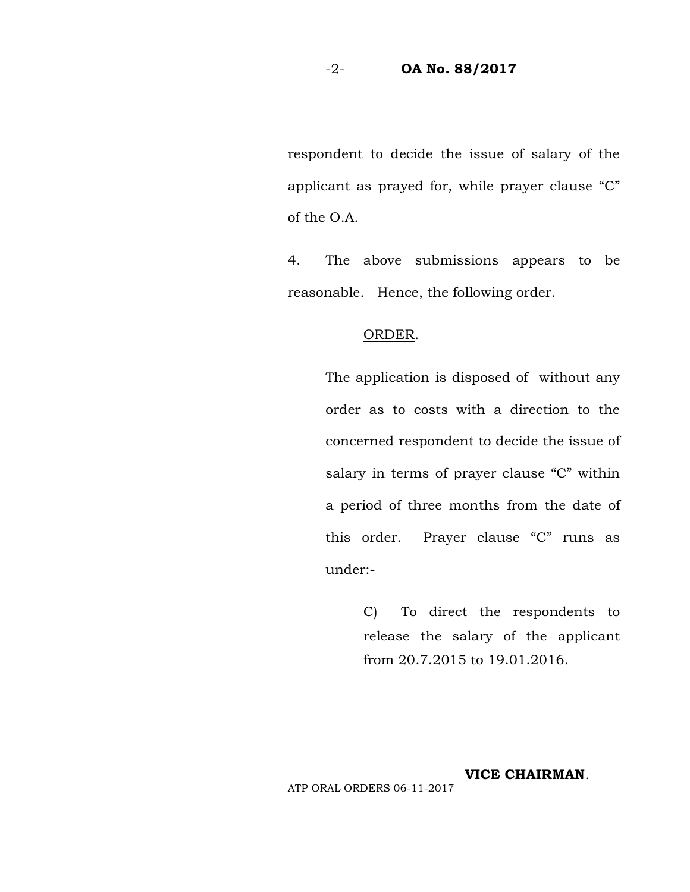respondent to decide the issue of salary of the applicant as prayed for, while prayer clause "C" of the O.A.

4. The above submissions appears to be reasonable. Hence, the following order.

<u>ORDER</u>.

The application is disposed of without any order as to costs with a direction to the concerned respondent to decide the issue of salary in terms of prayer clause "C" within a period of three months from the date of this order. Prayer clause "C" runs as under:-

> C) To direct the respondents to release the salary of the applicant from 20.7.2015 to 19.01.2016.

**VICE CHAIRMAN**.

ATP ORAL ORDERS 06-11-2017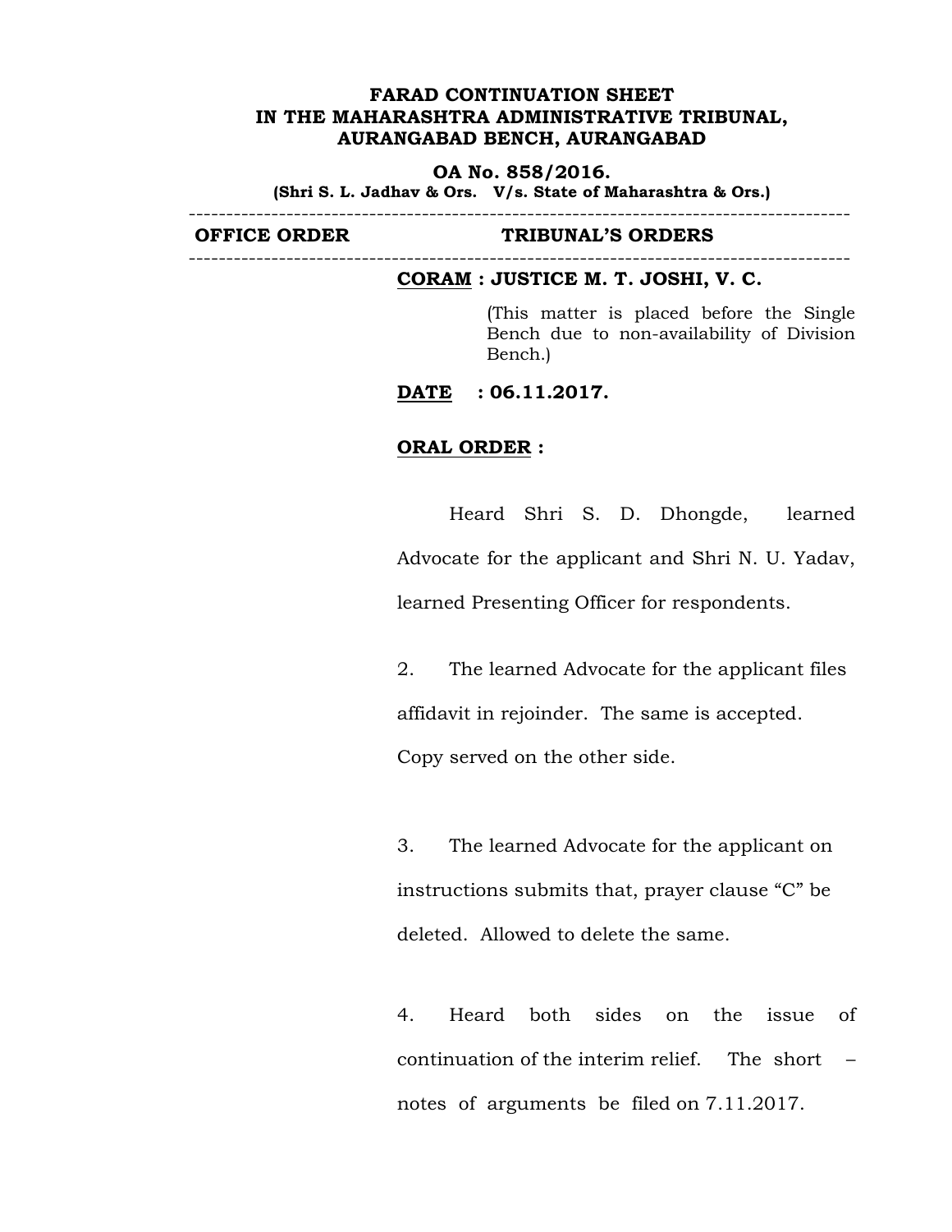**FARAD CONTINUATION SHEET**
**IN THE MAHARASHTRA ADMINISTRATIVE TRIBUNAL,**
**AURANGABAD BENCH, AURANGABAD**

**OA No. 858/2016.**
**(Shri S. L. Jadhav & Ors. V/s. State of Maharashtra & Ors.)**

| OFFICE ORDER | TRIBUNAL'S ORDERS |
|---|---|
| | **<u>CORAM</u> : JUSTICE M. T. JOSHI, V. C.** |

(This matter is placed before the Single Bench due to non-availability of Division Bench.)

**<u>DATE</u> : 06.11.2017.**

**<u>ORAL ORDER</u> :**

Heard Shri S. D. Dhongde, learned Advocate for the applicant and Shri N. U. Yadav, learned Presenting Officer for respondents.

2. The learned Advocate for the applicant files affidavit in rejoinder. The same is accepted. Copy served on the other side.

3. The learned Advocate for the applicant on instructions submits that, prayer clause "C" be deleted. Allowed to delete the same.

4. Heard both sides on the issue of continuation of the interim relief. The short – notes of arguments be filed on 7.11.2017.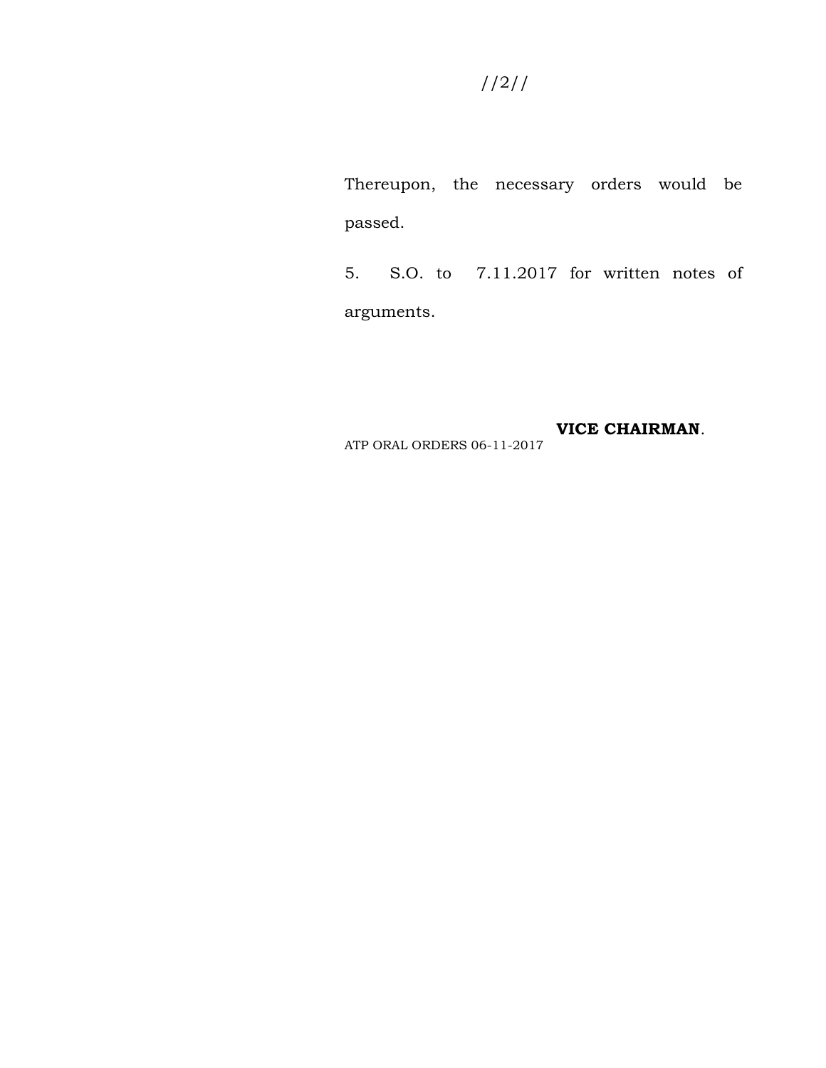Thereupon, the necessary orders would be passed.

5. S.O. to 7.11.2017 for written notes of arguments.

**VICE CHAIRMAN**.

ATP ORAL ORDERS 06-11-2017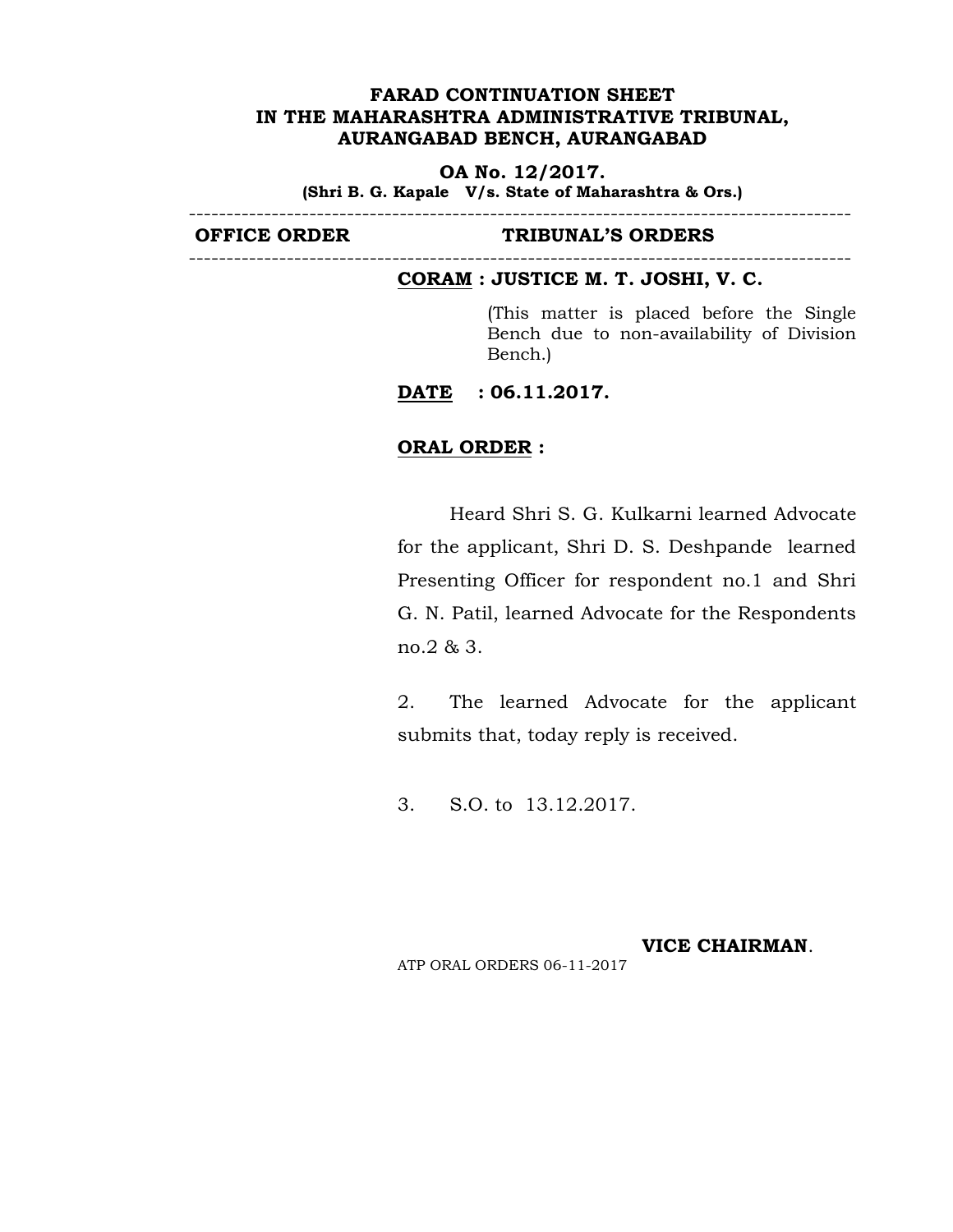**FARAD CONTINUATION SHEET**
**IN THE MAHARASHTRA ADMINISTRATIVE TRIBUNAL,**
**AURANGABAD BENCH, AURANGABAD**

**OA No. 12/2017.**
**(Shri B. G. Kapale V/s. State of Maharashtra & Ors.)**

| OFFICE ORDER | TRIBUNAL'S ORDERS |
| --- | --- |

**CORAM : JUSTICE M. T. JOSHI, V. C.**

(This matter is placed before the Single Bench due to non-availability of Division Bench.)

**DATE : 06.11.2017.**

**ORAL ORDER :**

Heard Shri S. G. Kulkarni learned Advocate for the applicant, Shri D. S. Deshpande learned Presenting Officer for respondent no.1 and Shri G. N. Patil, learned Advocate for the Respondents no.2 & 3.

2. The learned Advocate for the applicant submits that, today reply is received.

3. S.O. to 13.12.2017.

**VICE CHAIRMAN**.

ATP ORAL ORDERS 06-11-2017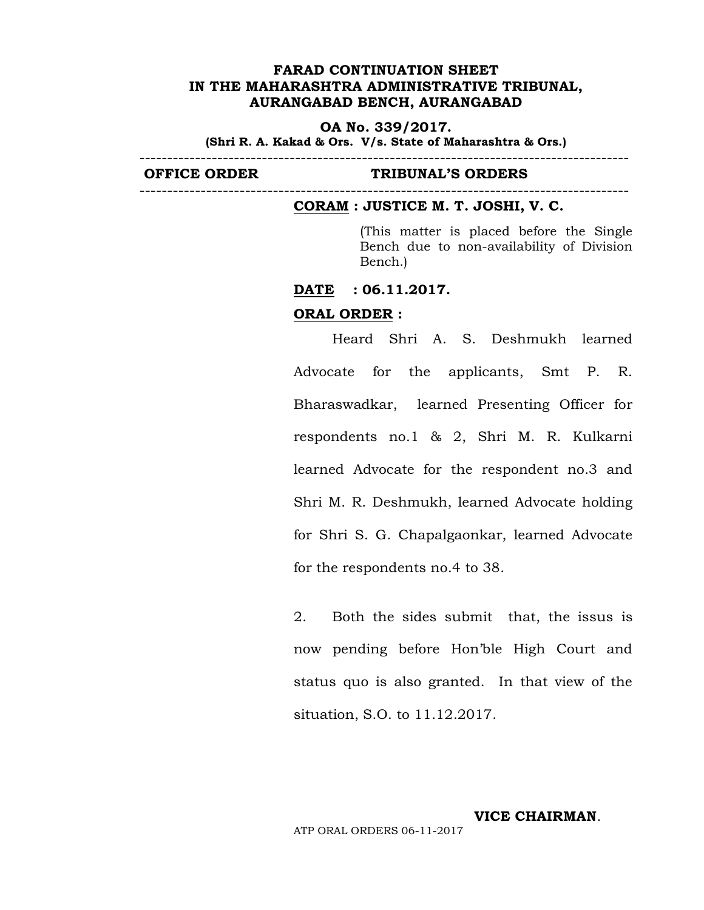**FARAD CONTINUATION SHEET**
**IN THE MAHARASHTRA ADMINISTRATIVE TRIBUNAL,**
**AURANGABAD BENCH, AURANGABAD**

**OA No. 339/2017.**
**(Shri R. A. Kakad & Ors. V/s. State of Maharashtra & Ors.)**

---

| OFFICE ORDER | TRIBUNAL'S ORDERS |
|---|---|

---

**CORAM : JUSTICE M. T. JOSHI, V. C.**

(This matter is placed before the Single Bench due to non-availability of Division Bench.)

**DATE : 06.11.2017.**

**ORAL ORDER :**

Heard Shri A. S. Deshmukh learned Advocate for the applicants, Smt P. R. Bharaswadkar, learned Presenting Officer for respondents no.1 & 2, Shri M. R. Kulkarni learned Advocate for the respondent no.3 and Shri M. R. Deshmukh, learned Advocate holding for Shri S. G. Chapalgaonkar, learned Advocate for the respondents no.4 to 38.

2. Both the sides submit that, the issus is now pending before Hon'ble High Court and status quo is also granted. In that view of the situation, S.O. to 11.12.2017.

**VICE CHAIRMAN.**

ATP ORAL ORDERS 06-11-2017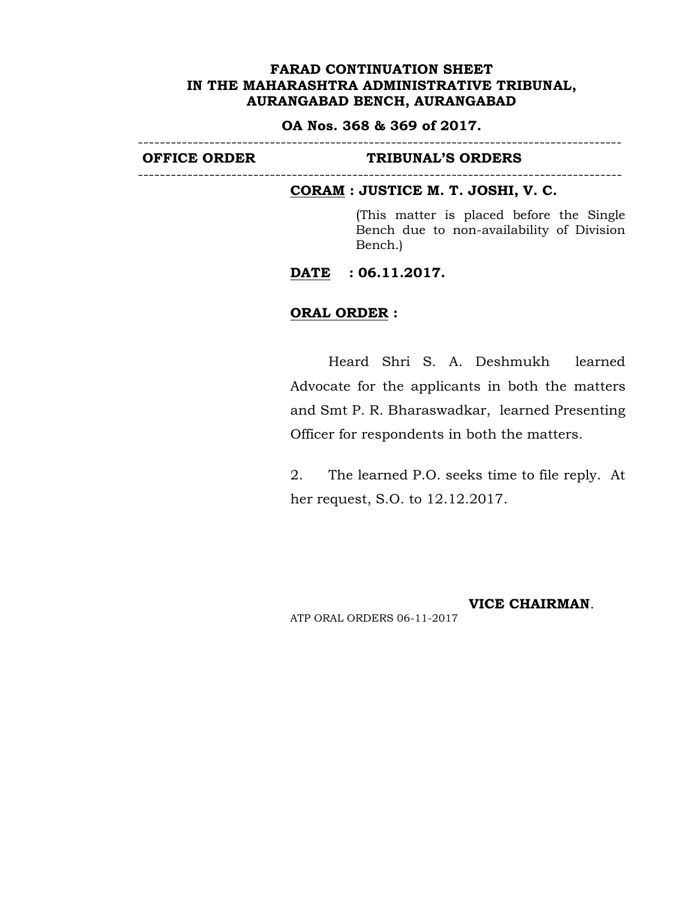**FARAD CONTINUATION SHEET**
**IN THE MAHARASHTRA ADMINISTRATIVE TRIBUNAL,**
**AURANGABAD BENCH, AURANGABAD**

**OA Nos. 368 & 369 of 2017.**

| **OFFICE ORDER** | **TRIBUNAL'S ORDERS** |
|---|---|
| | **CORAM : JUSTICE M. T. JOSHI, V. C.** |

(This matter is placed before the Single Bench due to non-availability of Division Bench.)

**DATE : 06.11.2017.**

**ORAL ORDER :**

Heard Shri S. A. Deshmukh learned Advocate for the applicants in both the matters and Smt P. R. Bharaswadkar, learned Presenting Officer for respondents in both the matters.

2. The learned P.O. seeks time to file reply. At her request, S.O. to 12.12.2017.

**VICE CHAIRMAN**.

ATP ORAL ORDERS 06-11-2017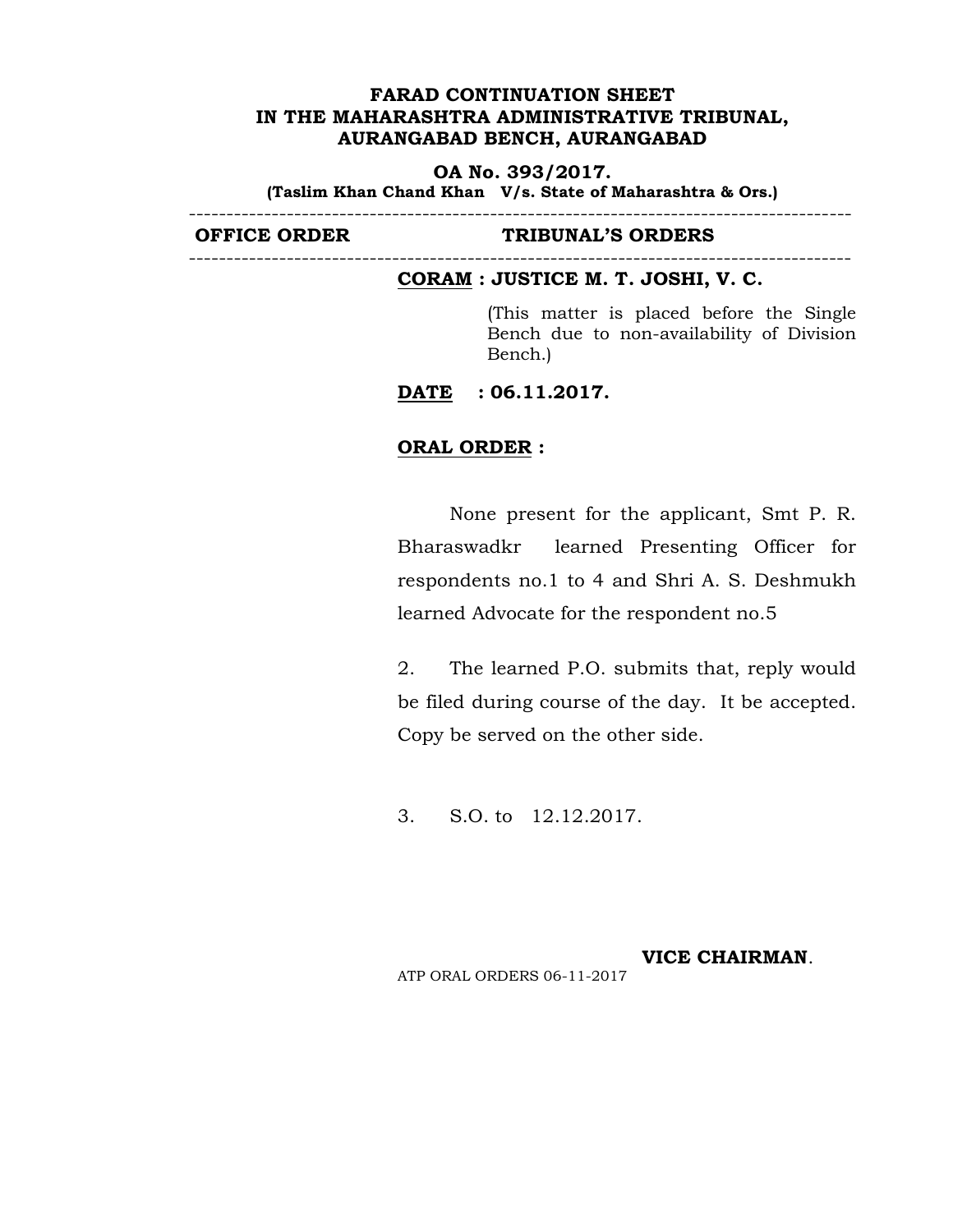**FARAD CONTINUATION SHEET**
**IN THE MAHARASHTRA ADMINISTRATIVE TRIBUNAL,**
**AURANGABAD BENCH, AURANGABAD**

**OA No. 393/2017.**
**(Taslim Khan Chand Khan V/s. State of Maharashtra & Ors.)**

---

| OFFICE ORDER | TRIBUNAL'S ORDERS |
|---|---|

---

**CORAM : JUSTICE M. T. JOSHI, V. C.**

(This matter is placed before the Single Bench due to non-availability of Division Bench.)

**DATE : 06.11.2017.**

**ORAL ORDER :**

None present for the applicant, Smt P. R. Bharaswadkr learned Presenting Officer for respondents no.1 to 4 and Shri A. S. Deshmukh learned Advocate for the respondent no.5

2. The learned P.O. submits that, reply would be filed during course of the day. It be accepted. Copy be served on the other side.

3. S.O. to 12.12.2017.

**VICE CHAIRMAN**.

ATP ORAL ORDERS 06-11-2017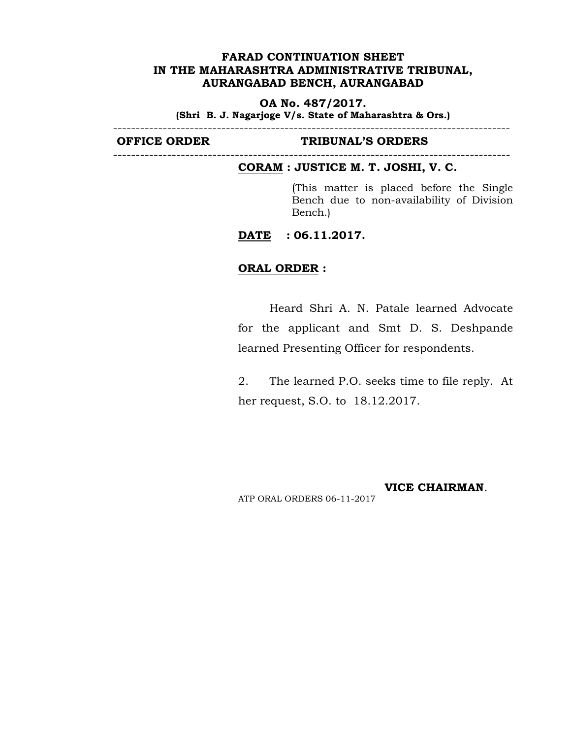**FARAD CONTINUATION SHEET**
**IN THE MAHARASHTRA ADMINISTRATIVE TRIBUNAL,**
**AURANGABAD BENCH, AURANGABAD**

**OA No. 487/2017.**
**(Shri B. J. Nagarjoge V/s. State of Maharashtra & Ors.)**

---

| OFFICE ORDER | TRIBUNAL'S ORDERS |
|---|---|

---

**CORAM : JUSTICE M. T. JOSHI, V. C.**

(This matter is placed before the Single Bench due to non-availability of Division Bench.)

**DATE : 06.11.2017.**

**ORAL ORDER :**

Heard Shri A. N. Patale learned Advocate for the applicant and Smt D. S. Deshpande learned Presenting Officer for respondents.

2. The learned P.O. seeks time to file reply. At her request, S.O. to 18.12.2017.

**VICE CHAIRMAN**.

ATP ORAL ORDERS 06-11-2017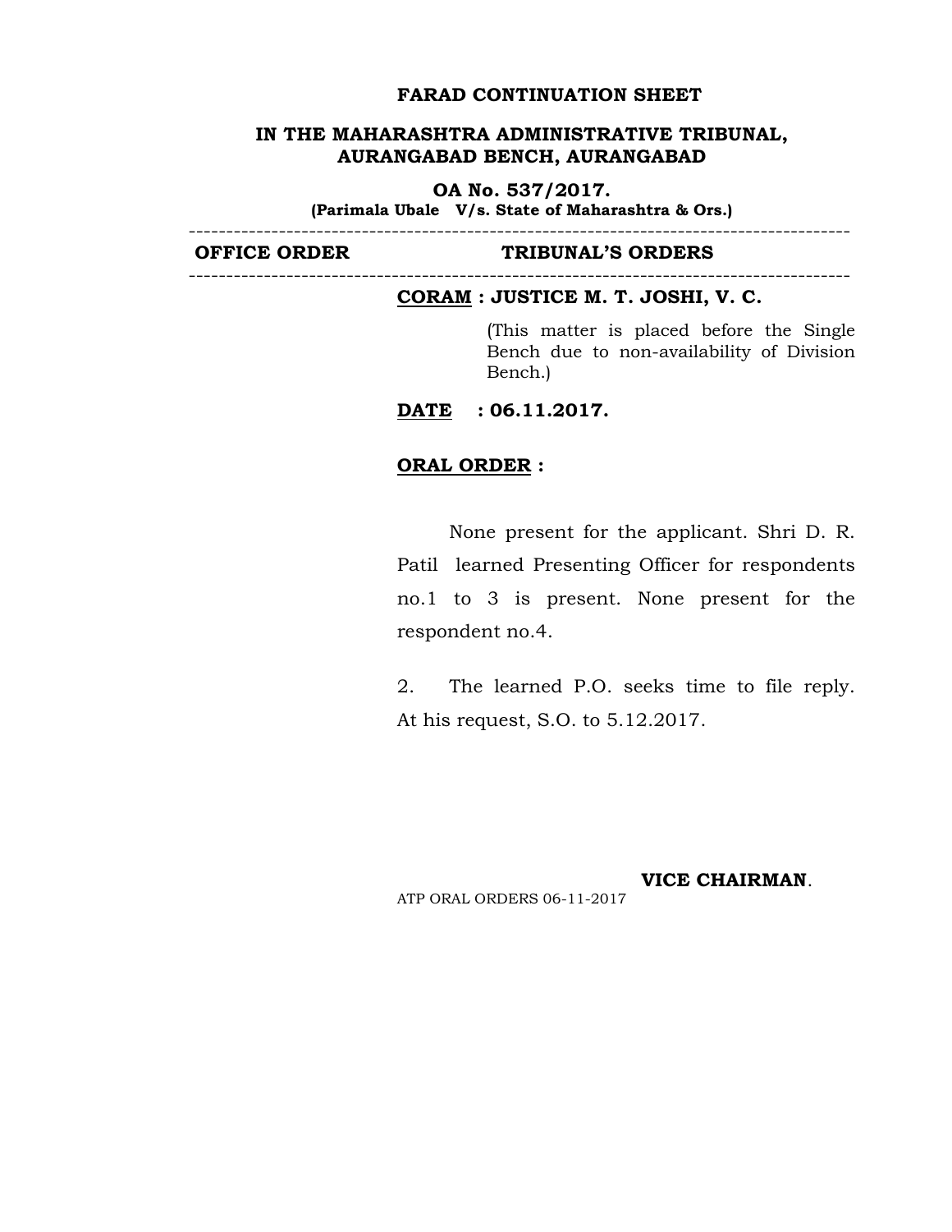**FARAD CONTINUATION SHEET**

**IN THE MAHARASHTRA ADMINISTRATIVE TRIBUNAL, AURANGABAD BENCH, AURANGABAD**

**OA No. 537/2017.**
**(Parimala Ubale V/s. State of Maharashtra & Ors.)**

---

| OFFICE ORDER | TRIBUNAL'S ORDERS |
| --- | --- |

---

**CORAM : JUSTICE M. T. JOSHI, V. C.**

(This matter is placed before the Single Bench due to non-availability of Division Bench.)

**DATE : 06.11.2017.**

**ORAL ORDER :**

None present for the applicant. Shri D. R. Patil learned Presenting Officer for respondents no.1 to 3 is present. None present for the respondent no.4.

2. The learned P.O. seeks time to file reply. At his request, S.O. to 5.12.2017.

**VICE CHAIRMAN**.

ATP ORAL ORDERS 06-11-2017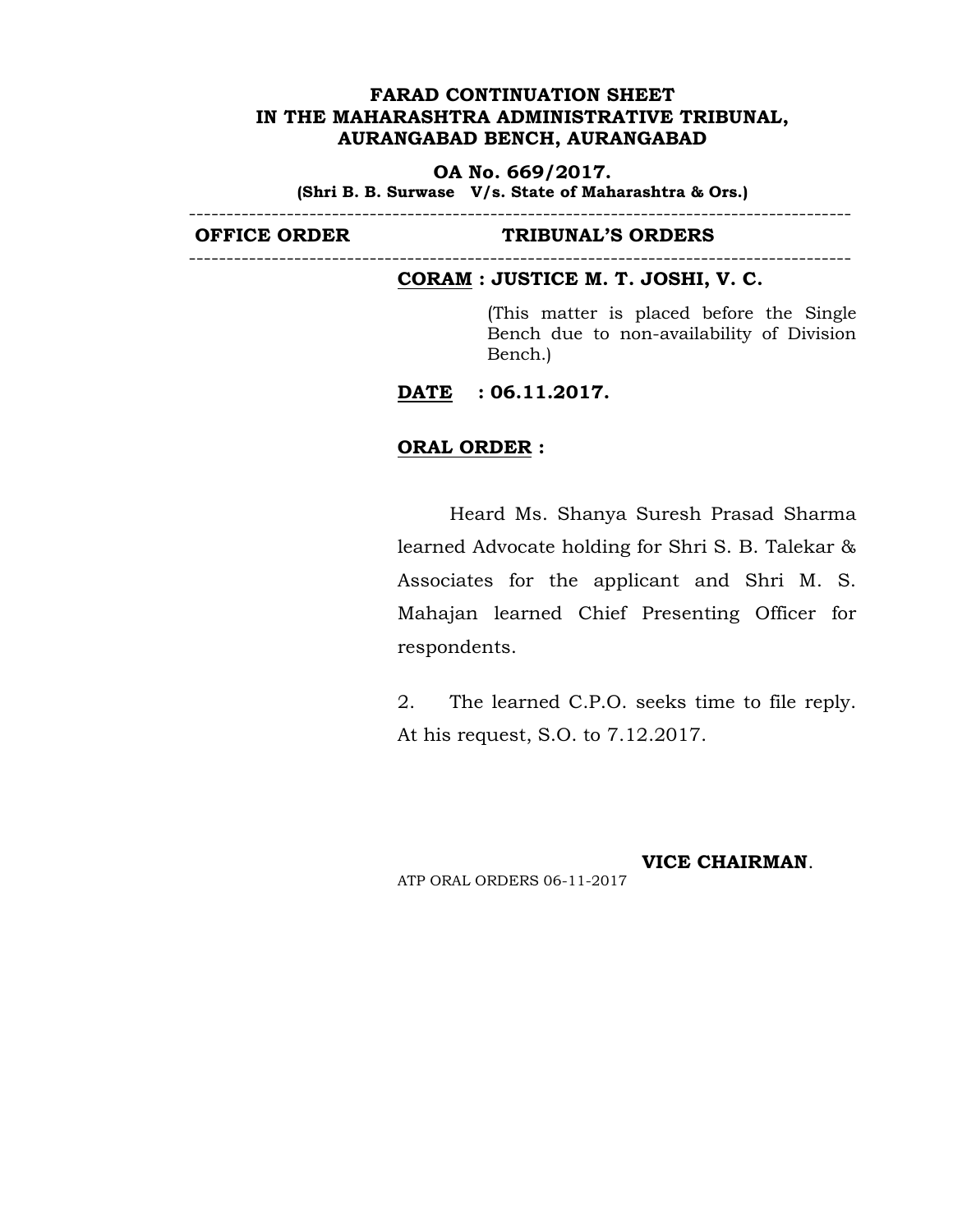**FARAD CONTINUATION SHEET**
**IN THE MAHARASHTRA ADMINISTRATIVE TRIBUNAL,**
**AURANGABAD BENCH, AURANGABAD**

**OA No. 669/2017.**
**(Shri B. B. Surwase V/s. State of Maharashtra & Ors.)**

---

| OFFICE ORDER | TRIBUNAL'S ORDERS |
|---|---|

---

**CORAM : JUSTICE M. T. JOSHI, V. C.**

(This matter is placed before the Single Bench due to non-availability of Division Bench.)

**DATE : 06.11.2017.**

**ORAL ORDER :**

Heard Ms. Shanya Suresh Prasad Sharma learned Advocate holding for Shri S. B. Talekar & Associates for the applicant and Shri M. S. Mahajan learned Chief Presenting Officer for respondents.

2. The learned C.P.O. seeks time to file reply. At his request, S.O. to 7.12.2017.

**VICE CHAIRMAN**.

ATP ORAL ORDERS 06-11-2017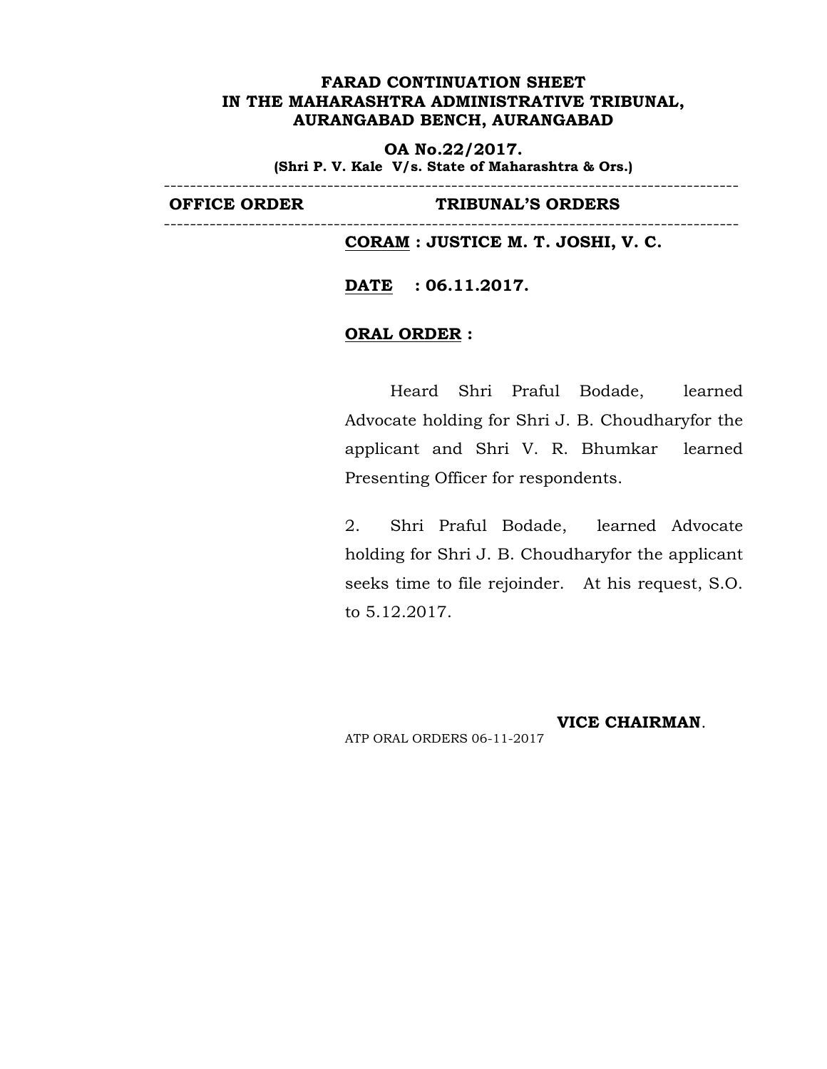**FARAD CONTINUATION SHEET**
**IN THE MAHARASHTRA ADMINISTRATIVE TRIBUNAL,**
**AURANGABAD BENCH, AURANGABAD**

**OA No.22/2017.**
**(Shri P. V. Kale V/s. State of Maharashtra & Ors.)**

---

| OFFICE ORDER | TRIBUNAL'S ORDERS |
|---|---|

---

**CORAM : JUSTICE M. T. JOSHI, V. C.**

**DATE : 06.11.2017.**

**ORAL ORDER :**

Heard Shri Praful Bodade, learned Advocate holding for Shri J. B. Choudharyfor the applicant and Shri V. R. Bhumkar learned Presenting Officer for respondents.

2. Shri Praful Bodade, learned Advocate holding for Shri J. B. Choudharyfor the applicant seeks time to file rejoinder. At his request, S.O. to 5.12.2017.

**VICE CHAIRMAN**.

ATP ORAL ORDERS 06-11-2017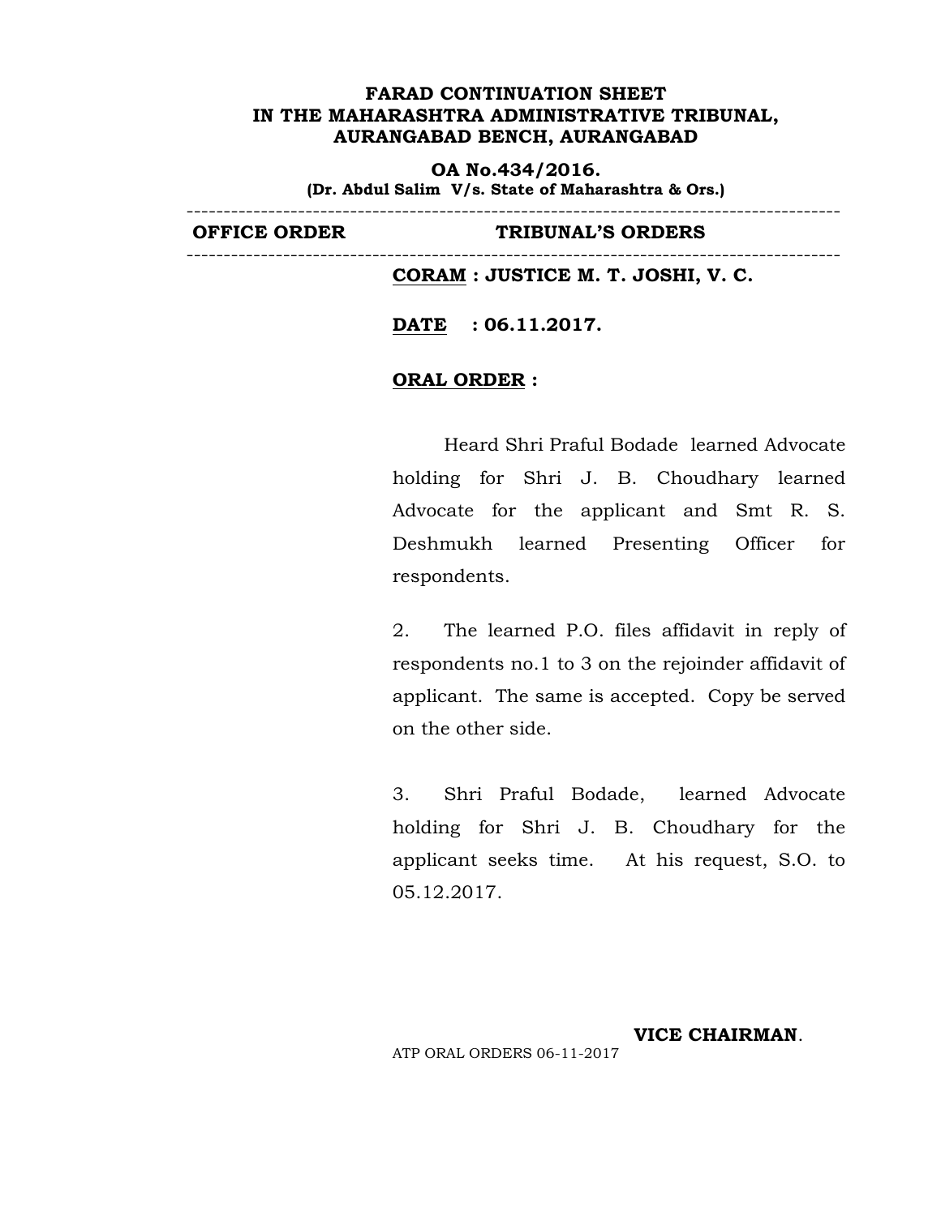**FARAD CONTINUATION SHEET**
**IN THE MAHARASHTRA ADMINISTRATIVE TRIBUNAL, AURANGABAD BENCH, AURANGABAD**

**OA No.434/2016.**
**(Dr. Abdul Salim V/s. State of Maharashtra & Ors.)**

---

| OFFICE ORDER | TRIBUNAL'S ORDERS |
|---|---|

---

**CORAM : JUSTICE M. T. JOSHI, V. C.**

**DATE : 06.11.2017.**

**ORAL ORDER :**

Heard Shri Praful Bodade learned Advocate holding for Shri J. B. Choudhary learned Advocate for the applicant and Smt R. S. Deshmukh learned Presenting Officer for respondents.

2. The learned P.O. files affidavit in reply of respondents no.1 to 3 on the rejoinder affidavit of applicant. The same is accepted. Copy be served on the other side.

3. Shri Praful Bodade, learned Advocate holding for Shri J. B. Choudhary for the applicant seeks time. At his request, S.O. to 05.12.2017.

**VICE CHAIRMAN**.

ATP ORAL ORDERS 06-11-2017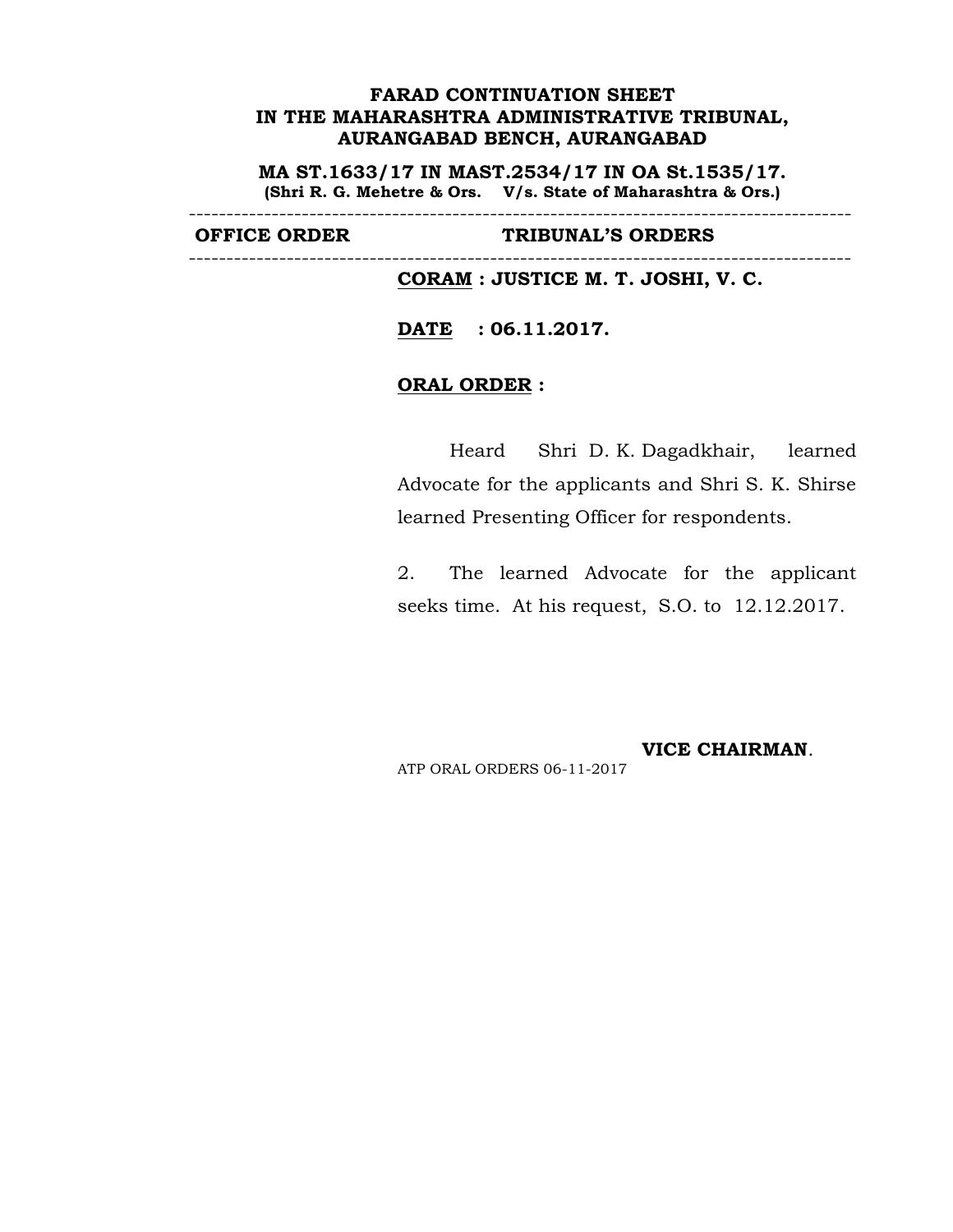**FARAD CONTINUATION SHEET**
**IN THE MAHARASHTRA ADMINISTRATIVE TRIBUNAL,**
**AURANGABAD BENCH, AURANGABAD**

**MA ST.1633/17 IN MAST.2534/17 IN OA St.1535/17.**
**(Shri R. G. Mehetre & Ors. V/s. State of Maharashtra & Ors.)**

---

| OFFICE ORDER | TRIBUNAL'S ORDERS |
|---|---|

---

**CORAM : JUSTICE M. T. JOSHI, V. C.**

**DATE : 06.11.2017.**

**ORAL ORDER :**

Heard Shri D. K. Dagadkhair, learned Advocate for the applicants and Shri S. K. Shirse learned Presenting Officer for respondents.

2. The learned Advocate for the applicant seeks time. At his request, S.O. to 12.12.2017.

**VICE CHAIRMAN**.

ATP ORAL ORDERS 06-11-2017